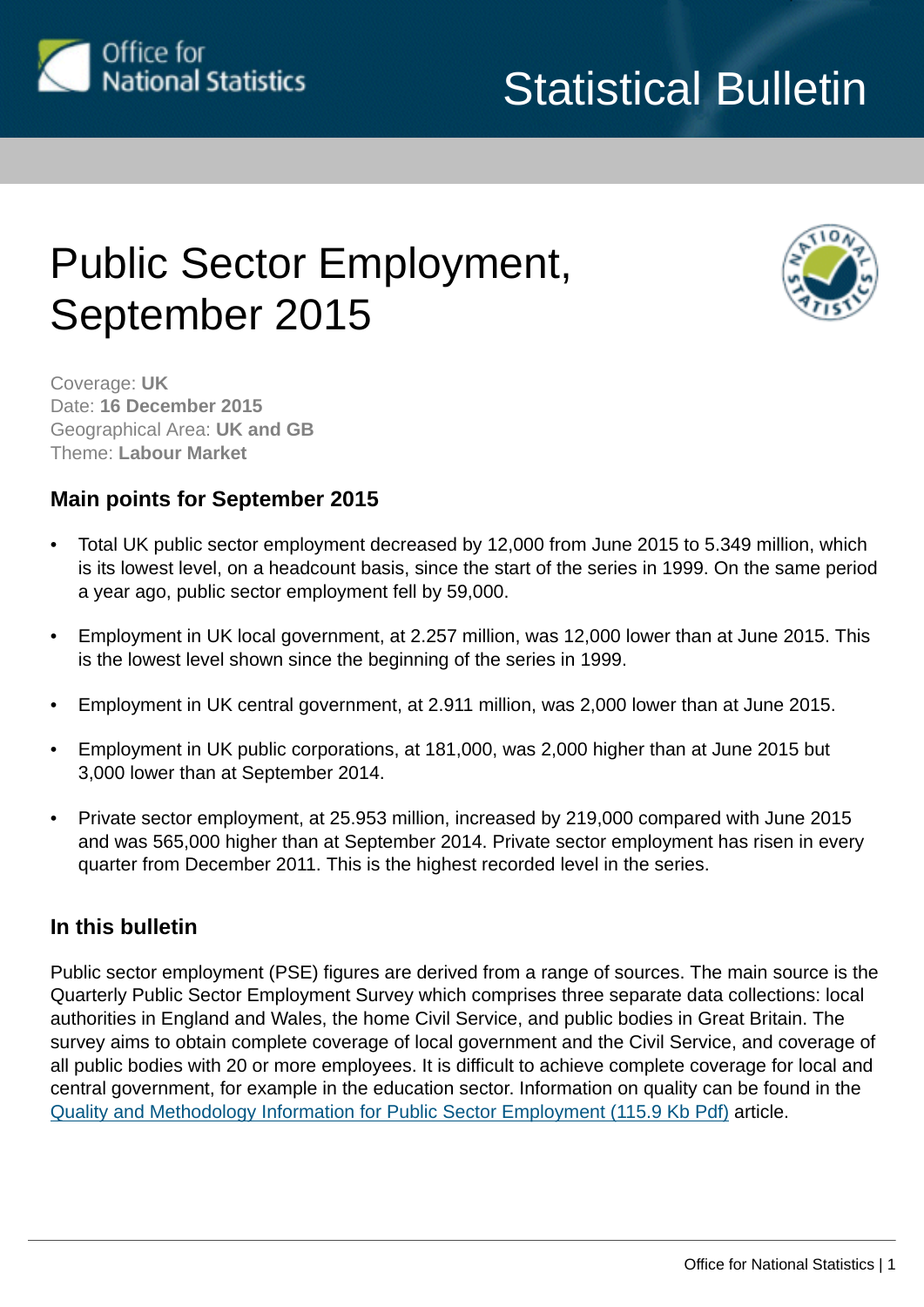Statistical Bulletin

# Public Sector Employment, September 2015

Coverage: **UK**
Date: **16 December 2015**
Geographical Area: **UK and GB**
Theme: **Labour Market**

## Main points for September 2015

- Total UK public sector employment decreased by 12,000 from June 2015 to 5.349 million, which is its lowest level, on a headcount basis, since the start of the series in 1999. On the same period a year ago, public sector employment fell by 59,000.
- Employment in UK local government, at 2.257 million, was 12,000 lower than at June 2015. This is the lowest level shown since the beginning of the series in 1999.
- Employment in UK central government, at 2.911 million, was 2,000 lower than at June 2015.
- Employment in UK public corporations, at 181,000, was 2,000 higher than at June 2015 but 3,000 lower than at September 2014.
- Private sector employment, at 25.953 million, increased by 219,000 compared with June 2015 and was 565,000 higher than at September 2014. Private sector employment has risen in every quarter from December 2011. This is the highest recorded level in the series.

## In this bulletin

Public sector employment (PSE) figures are derived from a range of sources. The main source is the Quarterly Public Sector Employment Survey which comprises three separate data collections: local authorities in England and Wales, the home Civil Service, and public bodies in Great Britain. The survey aims to obtain complete coverage of local government and the Civil Service, and coverage of all public bodies with 20 or more employees. It is difficult to achieve complete coverage for local and central government, for example in the education sector. Information on quality can be found in the Quality and Methodology Information for Public Sector Employment (115.9 Kb Pdf) article.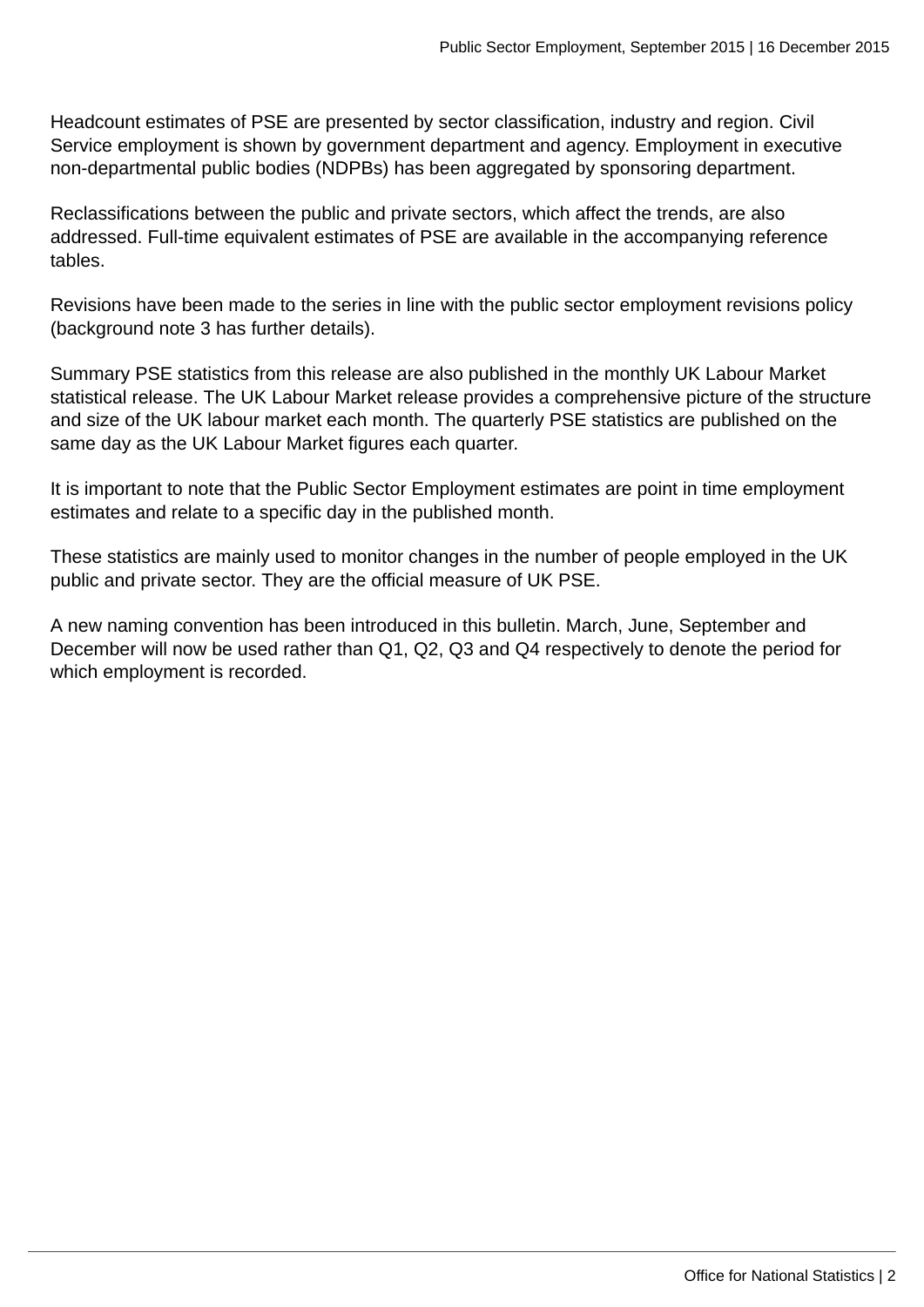Headcount estimates of PSE are presented by sector classification, industry and region. Civil Service employment is shown by government department and agency. Employment in executive non-departmental public bodies (NDPBs) has been aggregated by sponsoring department.

Reclassifications between the public and private sectors, which affect the trends, are also addressed. Full-time equivalent estimates of PSE are available in the accompanying reference tables.

Revisions have been made to the series in line with the public sector employment revisions policy (background note 3 has further details).

Summary PSE statistics from this release are also published in the monthly UK Labour Market statistical release. The UK Labour Market release provides a comprehensive picture of the structure and size of the UK labour market each month. The quarterly PSE statistics are published on the same day as the UK Labour Market figures each quarter.

It is important to note that the Public Sector Employment estimates are point in time employment estimates and relate to a specific day in the published month.

These statistics are mainly used to monitor changes in the number of people employed in the UK public and private sector. They are the official measure of UK PSE.

A new naming convention has been introduced in this bulletin. March, June, September and December will now be used rather than Q1, Q2, Q3 and Q4 respectively to denote the period for which employment is recorded.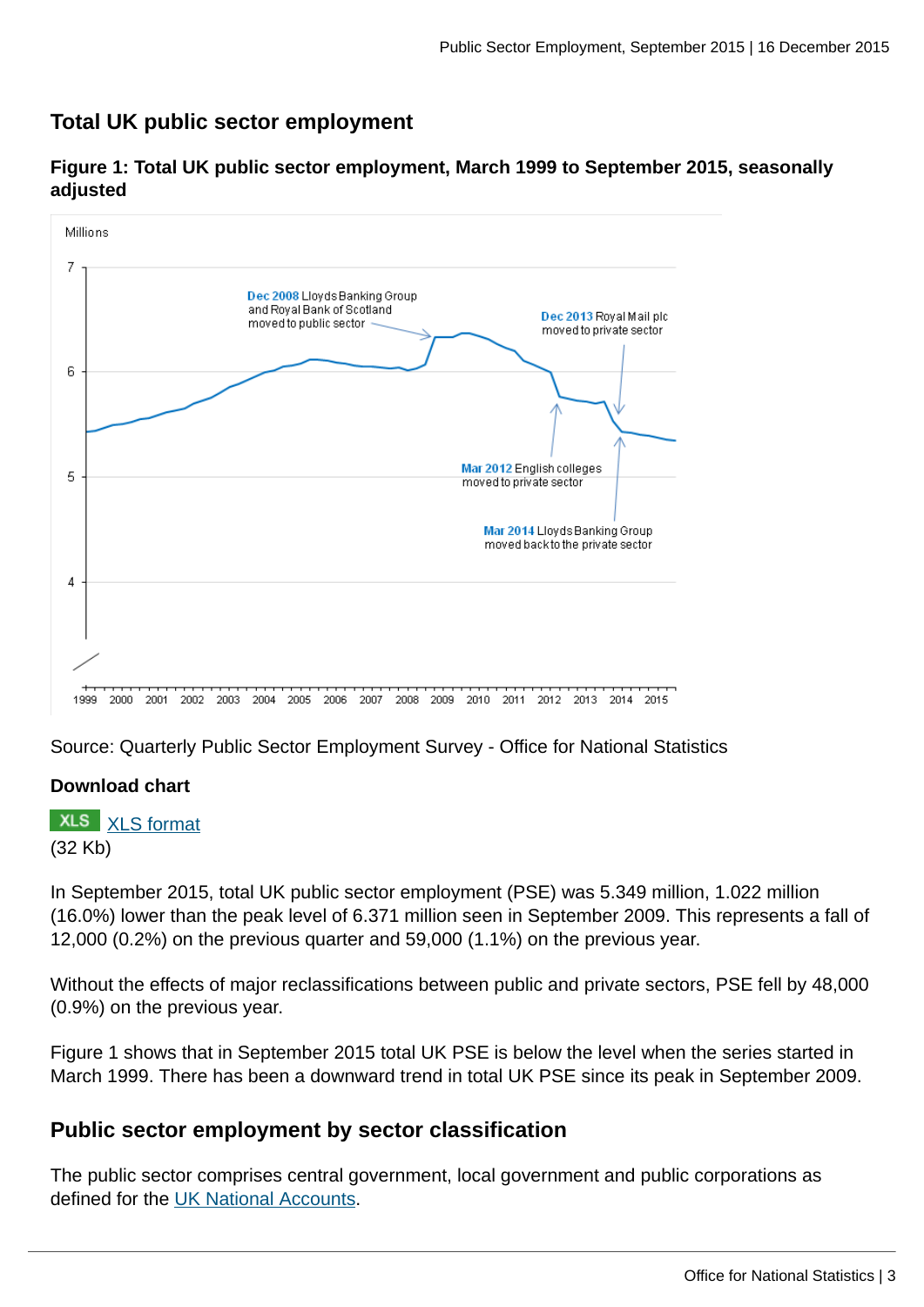## Total UK public sector employment

**Figure 1: Total UK public sector employment, March 1999 to September 2015, seasonally adjusted**

Source: Quarterly Public Sector Employment Survey - Office for National Statistics

**Download chart**

XLS [XLS format](#)
(32 Kb)

In September 2015, total UK public sector employment (PSE) was 5.349 million, 1.022 million (16.0%) lower than the peak level of 6.371 million seen in September 2009. This represents a fall of 12,000 (0.2%) on the previous quarter and 59,000 (1.1%) on the previous year.

Without the effects of major reclassifications between public and private sectors, PSE fell by 48,000 (0.9%) on the previous year.

Figure 1 shows that in September 2015 total UK PSE is below the level when the series started in March 1999. There has been a downward trend in total UK PSE since its peak in September 2009.

## Public sector employment by sector classification

The public sector comprises central government, local government and public corporations as defined for the [UK National Accounts](#).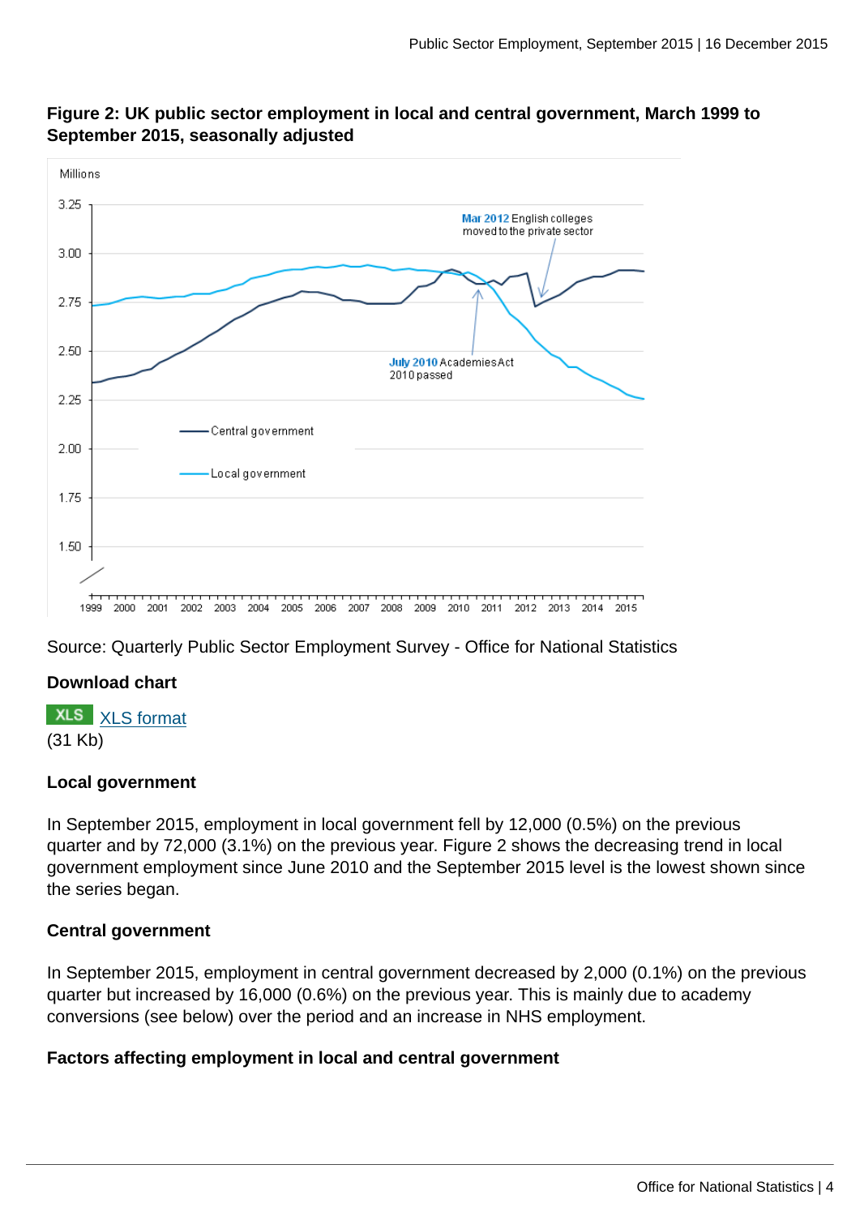**Figure 2: UK public sector employment in local and central government, March 1999 to September 2015, seasonally adjusted**

Source: Quarterly Public Sector Employment Survey - Office for National Statistics

**Download chart**

XLS [XLS format](#)
(31 Kb)

### Local government

In September 2015, employment in local government fell by 12,000 (0.5%) on the previous quarter and by 72,000 (3.1%) on the previous year. Figure 2 shows the decreasing trend in local government employment since June 2010 and the September 2015 level is the lowest shown since the series began.

### Central government

In September 2015, employment in central government decreased by 2,000 (0.1%) on the previous quarter but increased by 16,000 (0.6%) on the previous year. This is mainly due to academy conversions (see below) over the period and an increase in NHS employment.

### Factors affecting employment in local and central government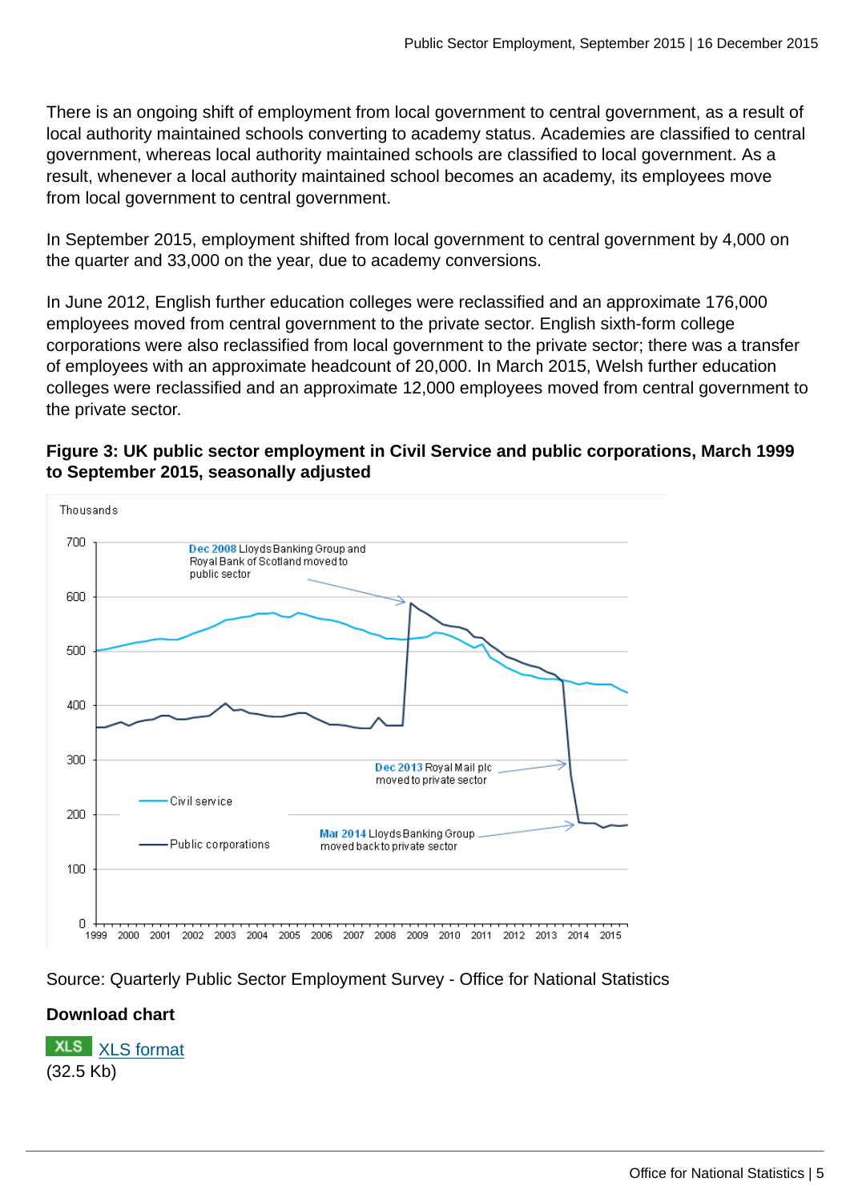There is an ongoing shift of employment from local government to central government, as a result of local authority maintained schools converting to academy status. Academies are classified to central government, whereas local authority maintained schools are classified to local government. As a result, whenever a local authority maintained school becomes an academy, its employees move from local government to central government.

In September 2015, employment shifted from local government to central government by 4,000 on the quarter and 33,000 on the year, due to academy conversions.

In June 2012, English further education colleges were reclassified and an approximate 176,000 employees moved from central government to the private sector. English sixth-form college corporations were also reclassified from local government to the private sector; there was a transfer of employees with an approximate headcount of 20,000. In March 2015, Welsh further education colleges were reclassified and an approximate 12,000 employees moved from central government to the private sector.

**Figure 3: UK public sector employment in Civil Service and public corporations, March 1999 to September 2015, seasonally adjusted**

Source: Quarterly Public Sector Employment Survey - Office for National Statistics

**Download chart**

XLS [XLS format](XLS format)
(32.5 Kb)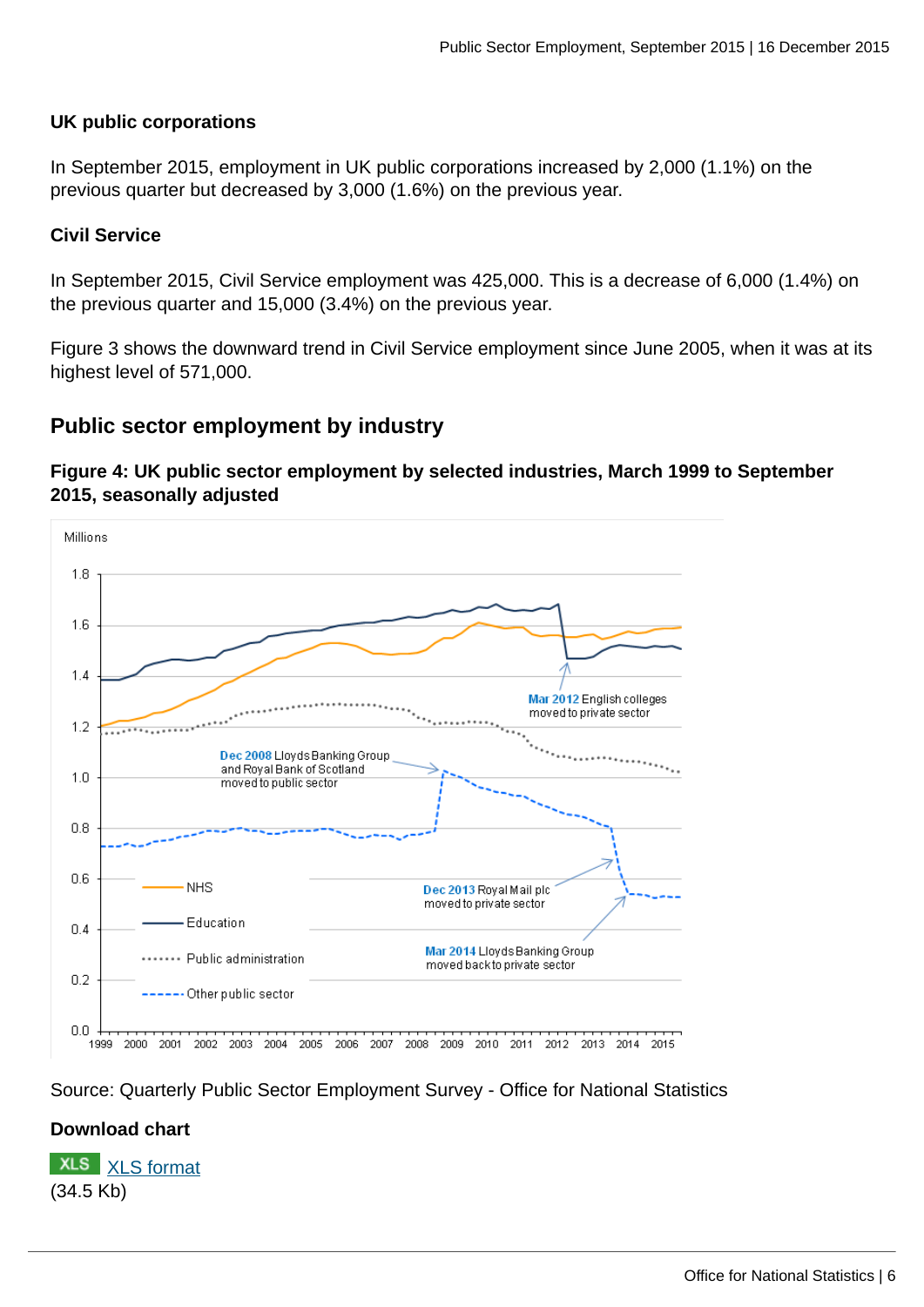#### UK public corporations

In September 2015, employment in UK public corporations increased by 2,000 (1.1%) on the previous quarter but decreased by 3,000 (1.6%) on the previous year.

#### Civil Service

In September 2015, Civil Service employment was 425,000. This is a decrease of 6,000 (1.4%) on the previous quarter and 15,000 (3.4%) on the previous year.

Figure 3 shows the downward trend in Civil Service employment since June 2005, when it was at its highest level of 571,000.

### Public sector employment by industry

#### Figure 4: UK public sector employment by selected industries, March 1999 to September 2015, seasonally adjusted

Source: Quarterly Public Sector Employment Survey - Office for National Statistics

#### Download chart

XLS XLS format
(34.5 Kb)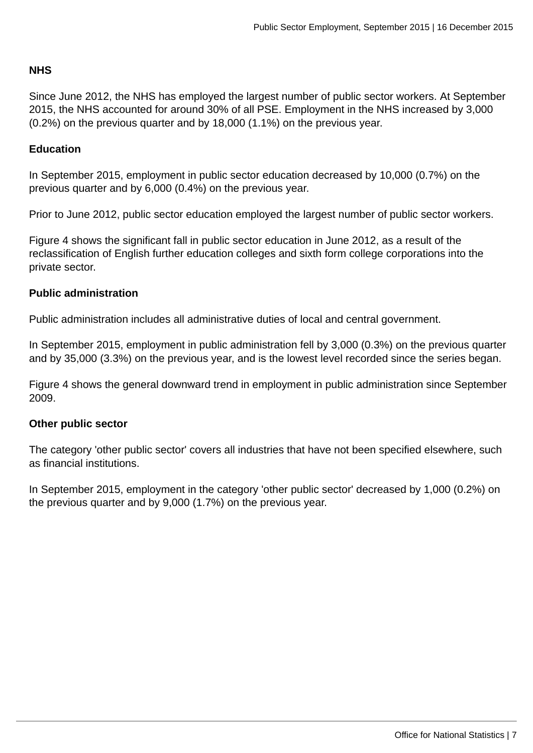### NHS

Since June 2012, the NHS has employed the largest number of public sector workers. At September 2015, the NHS accounted for around 30% of all PSE. Employment in the NHS increased by 3,000 (0.2%) on the previous quarter and by 18,000 (1.1%) on the previous year.

### Education

In September 2015, employment in public sector education decreased by 10,000 (0.7%) on the previous quarter and by 6,000 (0.4%) on the previous year.

Prior to June 2012, public sector education employed the largest number of public sector workers.

Figure 4 shows the significant fall in public sector education in June 2012, as a result of the reclassification of English further education colleges and sixth form college corporations into the private sector.

### Public administration

Public administration includes all administrative duties of local and central government.

In September 2015, employment in public administration fell by 3,000 (0.3%) on the previous quarter and by 35,000 (3.3%) on the previous year, and is the lowest level recorded since the series began.

Figure 4 shows the general downward trend in employment in public administration since September 2009.

### Other public sector

The category 'other public sector' covers all industries that have not been specified elsewhere, such as financial institutions.

In September 2015, employment in the category 'other public sector' decreased by 1,000 (0.2%) on the previous quarter and by 9,000 (1.7%) on the previous year.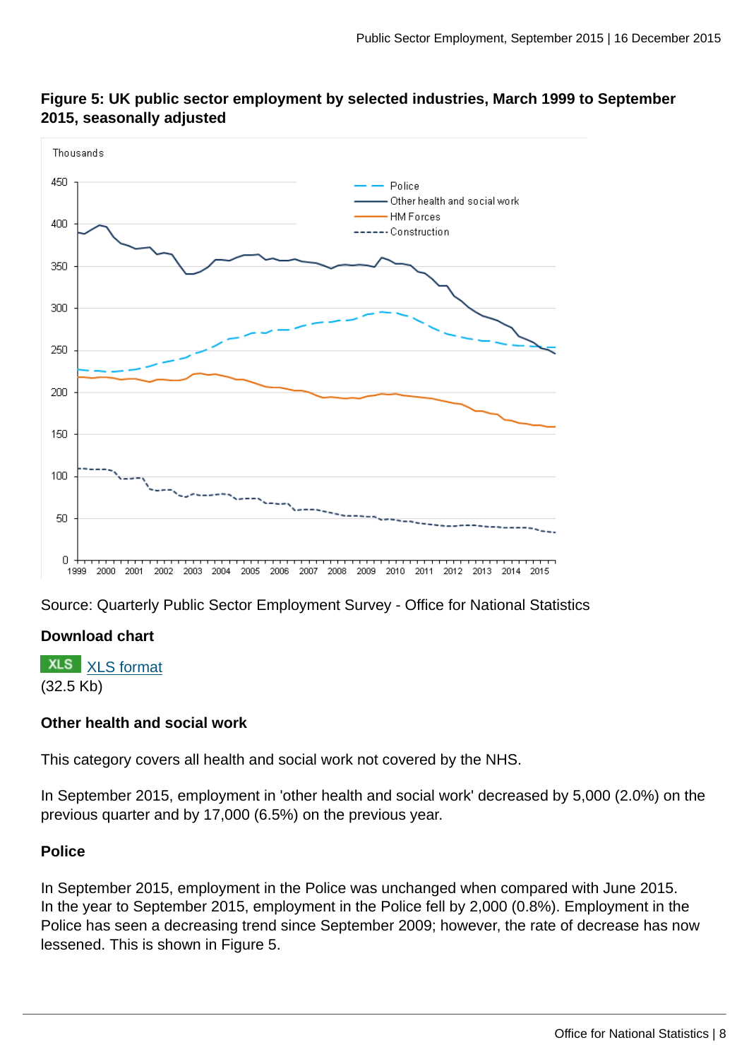**Figure 5: UK public sector employment by selected industries, March 1999 to September 2015, seasonally adjusted**

Source: Quarterly Public Sector Employment Survey - Office for National Statistics

**Download chart**

XLS [XLS format](#)
(32.5 Kb)

### Other health and social work

This category covers all health and social work not covered by the NHS.

In September 2015, employment in 'other health and social work' decreased by 5,000 (2.0%) on the previous quarter and by 17,000 (6.5%) on the previous year.

### Police

In September 2015, employment in the Police was unchanged when compared with June 2015. In the year to September 2015, employment in the Police fell by 2,000 (0.8%). Employment in the Police has seen a decreasing trend since September 2009; however, the rate of decrease has now lessened. This is shown in Figure 5.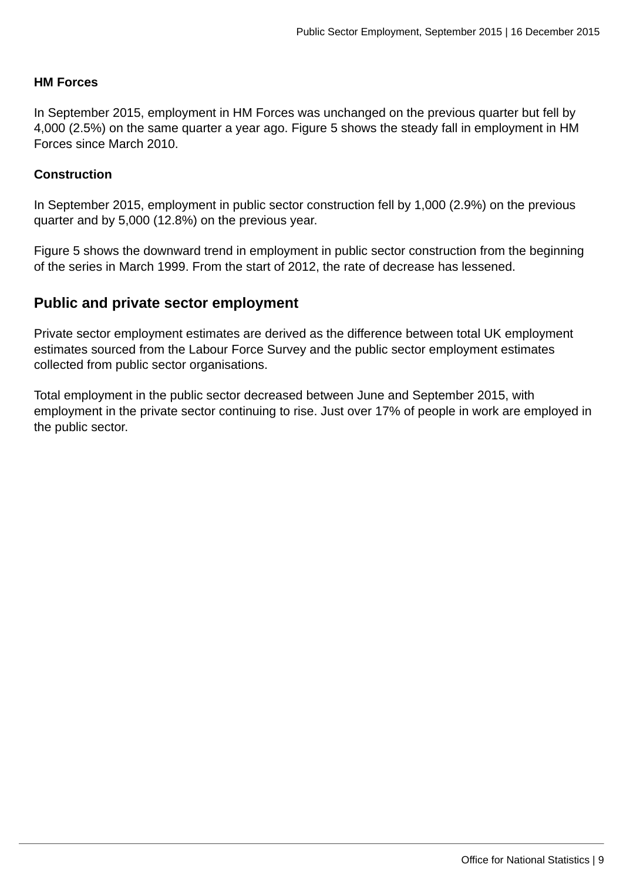**HM Forces**

In September 2015, employment in HM Forces was unchanged on the previous quarter but fell by 4,000 (2.5%) on the same quarter a year ago. Figure 5 shows the steady fall in employment in HM Forces since March 2010.

**Construction**

In September 2015, employment in public sector construction fell by 1,000 (2.9%) on the previous quarter and by 5,000 (12.8%) on the previous year.

Figure 5 shows the downward trend in employment in public sector construction from the beginning of the series in March 1999. From the start of 2012, the rate of decrease has lessened.

## Public and private sector employment

Private sector employment estimates are derived as the difference between total UK employment estimates sourced from the Labour Force Survey and the public sector employment estimates collected from public sector organisations.

Total employment in the public sector decreased between June and September 2015, with employment in the private sector continuing to rise. Just over 17% of people in work are employed in the public sector.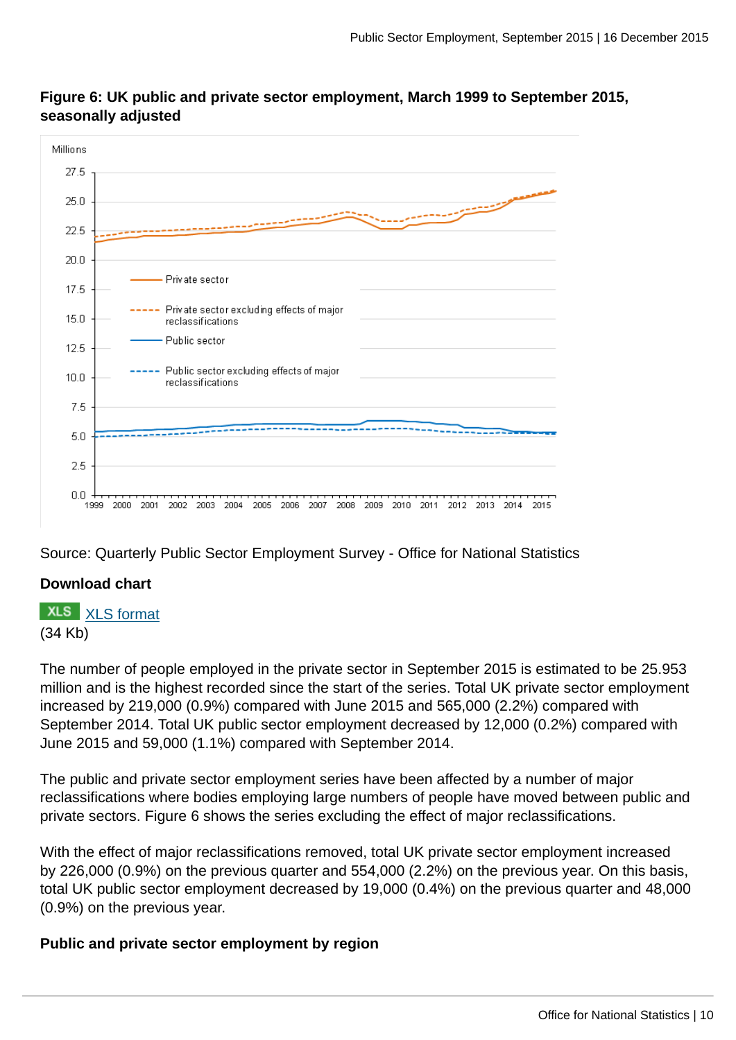**Figure 6: UK public and private sector employment, March 1999 to September 2015, seasonally adjusted**

Source: Quarterly Public Sector Employment Survey - Office for National Statistics

**Download chart**

XLS format
(34 Kb)

The number of people employed in the private sector in September 2015 is estimated to be 25.953 million and is the highest recorded since the start of the series. Total UK private sector employment increased by 219,000 (0.9%) compared with June 2015 and 565,000 (2.2%) compared with September 2014. Total UK public sector employment decreased by 12,000 (0.2%) compared with June 2015 and 59,000 (1.1%) compared with September 2014.

The public and private sector employment series have been affected by a number of major reclassifications where bodies employing large numbers of people have moved between public and private sectors. Figure 6 shows the series excluding the effect of major reclassifications.

With the effect of major reclassifications removed, total UK private sector employment increased by 226,000 (0.9%) on the previous quarter and 554,000 (2.2%) on the previous year. On this basis, total UK public sector employment decreased by 19,000 (0.4%) on the previous quarter and 48,000 (0.9%) on the previous year.

**Public and private sector employment by region**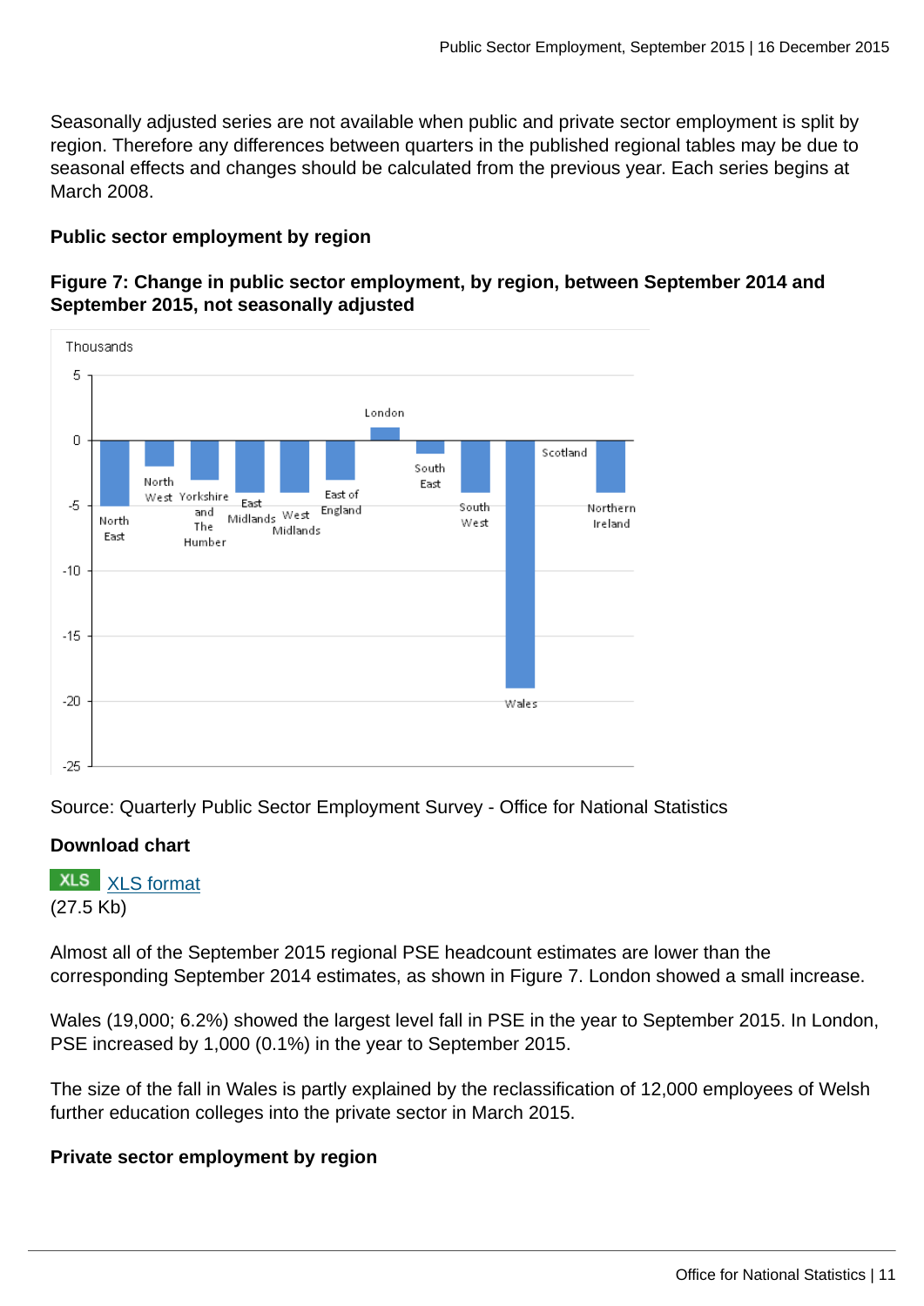Seasonally adjusted series are not available when public and private sector employment is split by region. Therefore any differences between quarters in the published regional tables may be due to seasonal effects and changes should be calculated from the previous year. Each series begins at March 2008.

**Public sector employment by region**

**Figure 7: Change in public sector employment, by region, between September 2014 and September 2015, not seasonally adjusted**

Source: Quarterly Public Sector Employment Survey - Office for National Statistics

**Download chart**

XLS XLS format
(27.5 Kb)

Almost all of the September 2015 regional PSE headcount estimates are lower than the corresponding September 2014 estimates, as shown in Figure 7. London showed a small increase.

Wales (19,000; 6.2%) showed the largest level fall in PSE in the year to September 2015. In London, PSE increased by 1,000 (0.1%) in the year to September 2015.

The size of the fall in Wales is partly explained by the reclassification of 12,000 employees of Welsh further education colleges into the private sector in March 2015.

**Private sector employment by region**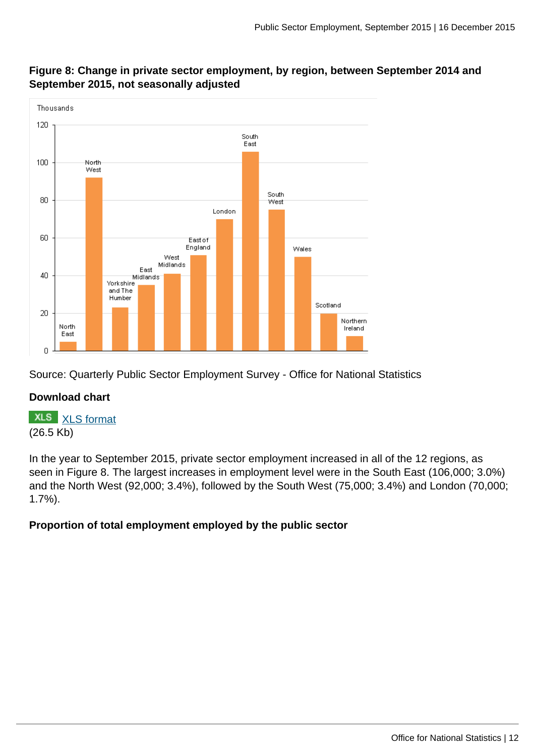**Figure 8: Change in private sector employment, by region, between September 2014 and September 2015, not seasonally adjusted**

Source: Quarterly Public Sector Employment Survey - Office for National Statistics

**Download chart**

XLS [XLS format](XLS format)
(26.5 Kb)

In the year to September 2015, private sector employment increased in all of the 12 regions, as seen in Figure 8. The largest increases in employment level were in the South East (106,000; 3.0%) and the North West (92,000; 3.4%), followed by the South West (75,000; 3.4%) and London (70,000; 1.7%).

**Proportion of total employment employed by the public sector**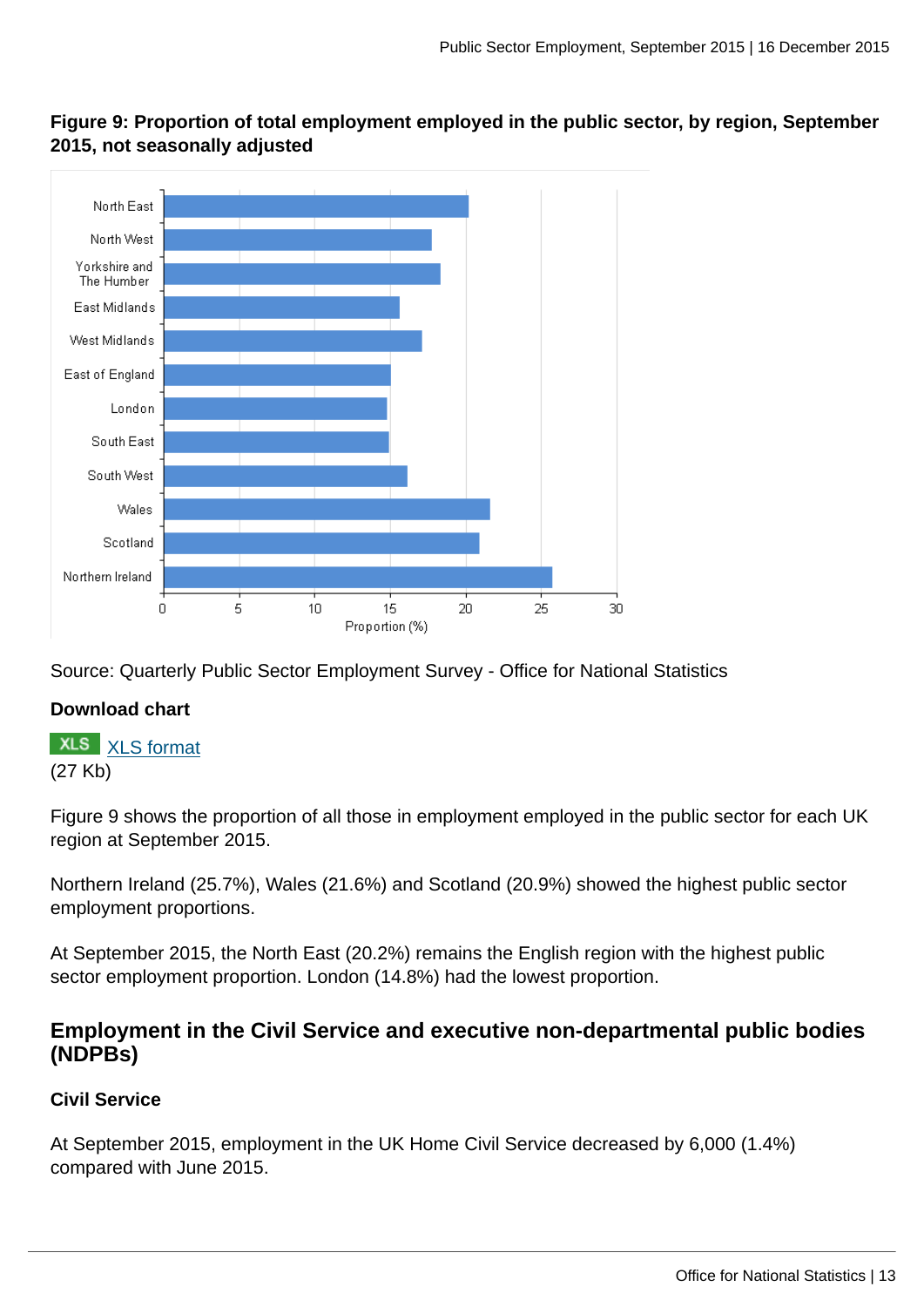**Figure 9: Proportion of total employment employed in the public sector, by region, September 2015, not seasonally adjusted**

Source: Quarterly Public Sector Employment Survey - Office for National Statistics

**Download chart**

XLS [XLS format](#)
(27 Kb)

Figure 9 shows the proportion of all those in employment employed in the public sector for each UK region at September 2015.

Northern Ireland (25.7%), Wales (21.6%) and Scotland (20.9%) showed the highest public sector employment proportions.

At September 2015, the North East (20.2%) remains the English region with the highest public sector employment proportion. London (14.8%) had the lowest proportion.

## Employment in the Civil Service and executive non-departmental public bodies (NDPBs)

### Civil Service

At September 2015, employment in the UK Home Civil Service decreased by 6,000 (1.4%) compared with June 2015.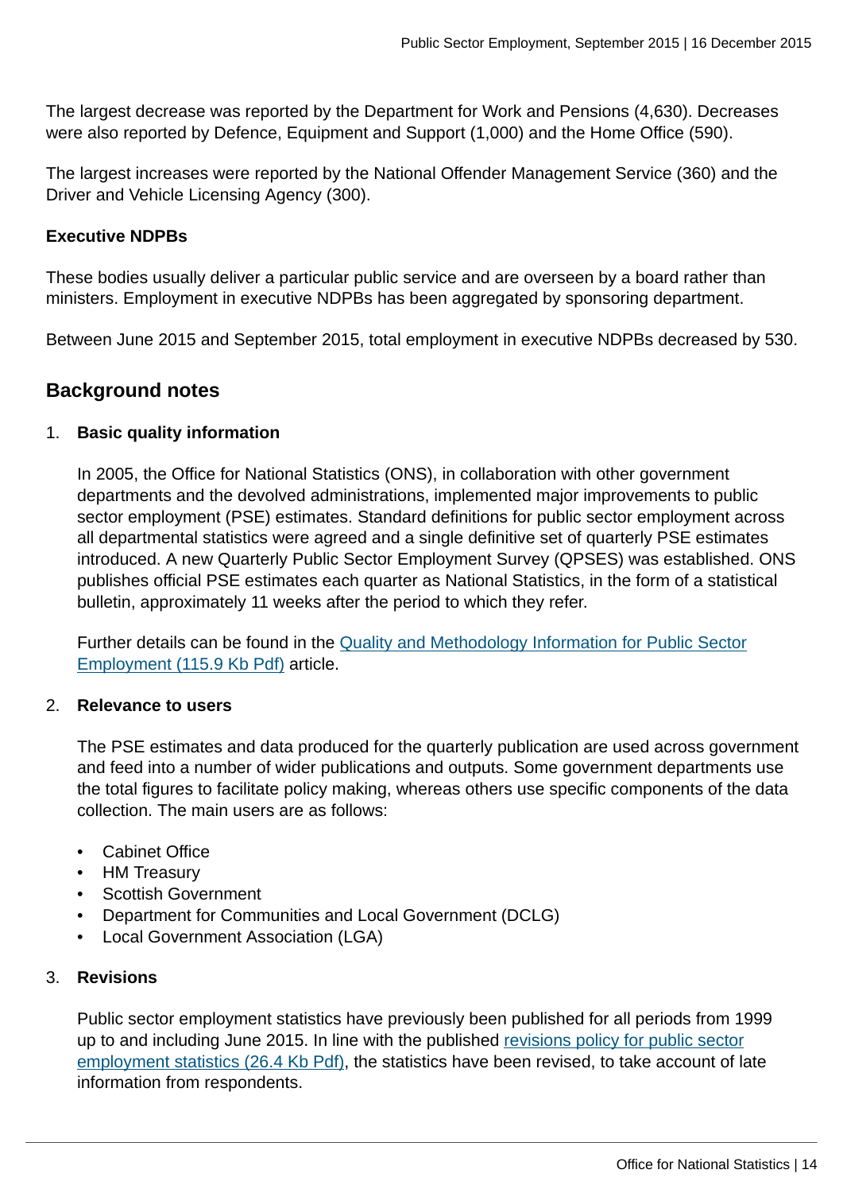The largest decrease was reported by the Department for Work and Pensions (4,630). Decreases were also reported by Defence, Equipment and Support (1,000) and the Home Office (590).

The largest increases were reported by the National Offender Management Service (360) and the Driver and Vehicle Licensing Agency (300).

**Executive NDPBs**

These bodies usually deliver a particular public service and are overseen by a board rather than ministers. Employment in executive NDPBs has been aggregated by sponsoring department.

Between June 2015 and September 2015, total employment in executive NDPBs decreased by 530.

## Background notes

1. **Basic quality information**

   In 2005, the Office for National Statistics (ONS), in collaboration with other government departments and the devolved administrations, implemented major improvements to public sector employment (PSE) estimates. Standard definitions for public sector employment across all departmental statistics were agreed and a single definitive set of quarterly PSE estimates introduced. A new Quarterly Public Sector Employment Survey (QPSES) was established. ONS publishes official PSE estimates each quarter as National Statistics, in the form of a statistical bulletin, approximately 11 weeks after the period to which they refer.

   Further details can be found in the Quality and Methodology Information for Public Sector Employment (115.9 Kb Pdf) article.

2. **Relevance to users**

   The PSE estimates and data produced for the quarterly publication are used across government and feed into a number of wider publications and outputs. Some government departments use the total figures to facilitate policy making, whereas others use specific components of the data collection. The main users are as follows:

   - Cabinet Office
   - HM Treasury
   - Scottish Government
   - Department for Communities and Local Government (DCLG)
   - Local Government Association (LGA)

3. **Revisions**

   Public sector employment statistics have previously been published for all periods from 1999 up to and including June 2015. In line with the published revisions policy for public sector employment statistics (26.4 Kb Pdf), the statistics have been revised, to take account of late information from respondents.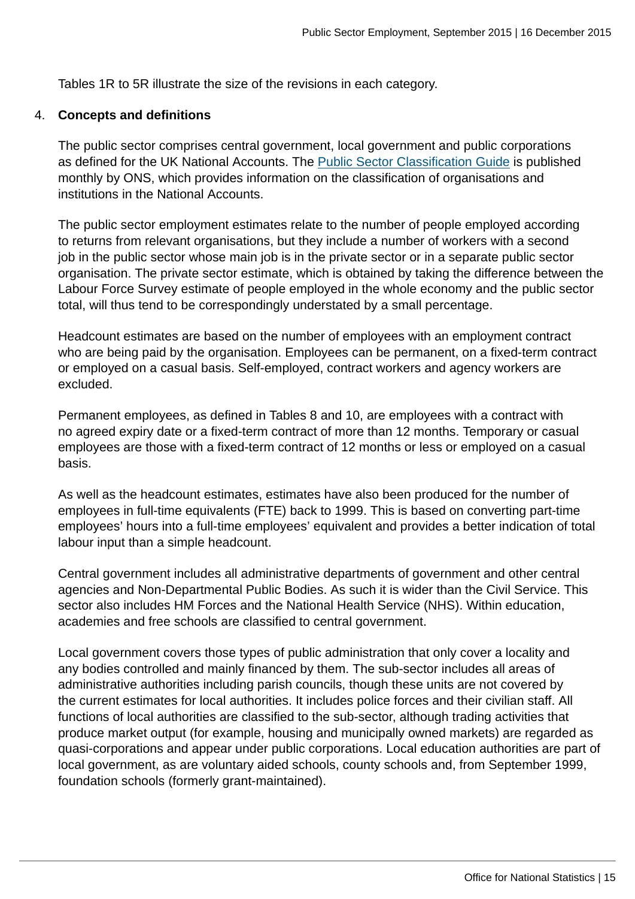Tables 1R to 5R illustrate the size of the revisions in each category.

4. **Concepts and definitions**

The public sector comprises central government, local government and public corporations as defined for the UK National Accounts. The [Public Sector Classification Guide](#) is published monthly by ONS, which provides information on the classification of organisations and institutions in the National Accounts.

The public sector employment estimates relate to the number of people employed according to returns from relevant organisations, but they include a number of workers with a second job in the public sector whose main job is in the private sector or in a separate public sector organisation. The private sector estimate, which is obtained by taking the difference between the Labour Force Survey estimate of people employed in the whole economy and the public sector total, will thus tend to be correspondingly understated by a small percentage.

Headcount estimates are based on the number of employees with an employment contract who are being paid by the organisation. Employees can be permanent, on a fixed-term contract or employed on a casual basis. Self-employed, contract workers and agency workers are excluded.

Permanent employees, as defined in Tables 8 and 10, are employees with a contract with no agreed expiry date or a fixed-term contract of more than 12 months. Temporary or casual employees are those with a fixed-term contract of 12 months or less or employed on a casual basis.

As well as the headcount estimates, estimates have also been produced for the number of employees in full-time equivalents (FTE) back to 1999. This is based on converting part-time employees' hours into a full-time employees' equivalent and provides a better indication of total labour input than a simple headcount.

Central government includes all administrative departments of government and other central agencies and Non-Departmental Public Bodies. As such it is wider than the Civil Service. This sector also includes HM Forces and the National Health Service (NHS). Within education, academies and free schools are classified to central government.

Local government covers those types of public administration that only cover a locality and any bodies controlled and mainly financed by them. The sub-sector includes all areas of administrative authorities including parish councils, though these units are not covered by the current estimates for local authorities. It includes police forces and their civilian staff. All functions of local authorities are classified to the sub-sector, although trading activities that produce market output (for example, housing and municipally owned markets) are regarded as quasi-corporations and appear under public corporations. Local education authorities are part of local government, as are voluntary aided schools, county schools and, from September 1999, foundation schools (formerly grant-maintained).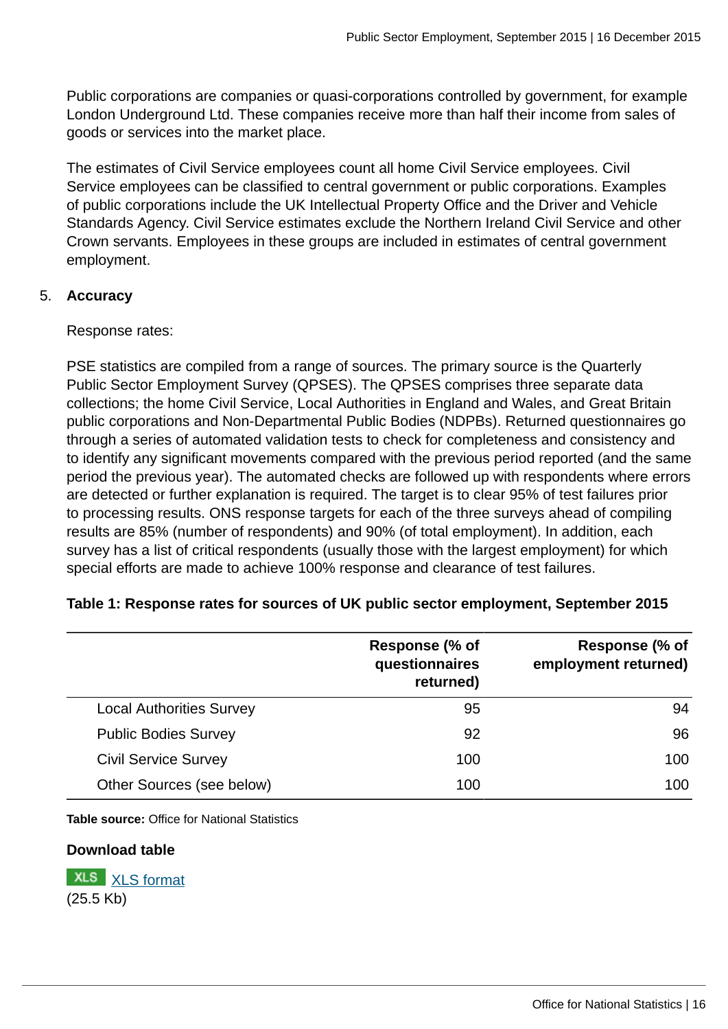Public corporations are companies or quasi-corporations controlled by government, for example London Underground Ltd. These companies receive more than half their income from sales of goods or services into the market place.

The estimates of Civil Service employees count all home Civil Service employees. Civil Service employees can be classified to central government or public corporations. Examples of public corporations include the UK Intellectual Property Office and the Driver and Vehicle Standards Agency. Civil Service estimates exclude the Northern Ireland Civil Service and other Crown servants. Employees in these groups are included in estimates of central government employment.

5. **Accuracy**

Response rates:

PSE statistics are compiled from a range of sources. The primary source is the Quarterly Public Sector Employment Survey (QPSES). The QPSES comprises three separate data collections; the home Civil Service, Local Authorities in England and Wales, and Great Britain public corporations and Non-Departmental Public Bodies (NDPBs). Returned questionnaires go through a series of automated validation tests to check for completeness and consistency and to identify any significant movements compared with the previous period reported (and the same period the previous year). The automated checks are followed up with respondents where errors are detected or further explanation is required. The target is to clear 95% of test failures prior to processing results. ONS response targets for each of the three surveys ahead of compiling results are 85% (number of respondents) and 90% (of total employment). In addition, each survey has a list of critical respondents (usually those with the largest employment) for which special efforts are made to achieve 100% response and clearance of test failures.

**Table 1: Response rates for sources of UK public sector employment, September 2015**

| | Response (% of questionnaires returned) | Response (% of employment returned) |
|---|---:|---:|
| Local Authorities Survey | 95 | 94 |
| Public Bodies Survey | 92 | 96 |
| Civil Service Survey | 100 | 100 |
| Other Sources (see below) | 100 | 100 |

**Table source:** Office for National Statistics

**Download table**

XLS [XLS format](#)
(25.5 Kb)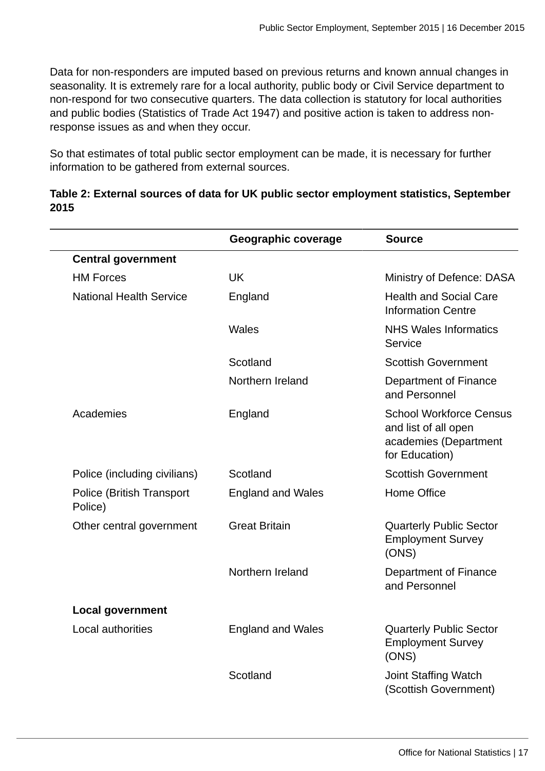Data for non-responders are imputed based on previous returns and known annual changes in seasonality. It is extremely rare for a local authority, public body or Civil Service department to non-respond for two consecutive quarters. The data collection is statutory for local authorities and public bodies (Statistics of Trade Act 1947) and positive action is taken to address non-response issues as and when they occur.

So that estimates of total public sector employment can be made, it is necessary for further information to be gathered from external sources.

**Table 2: External sources of data for UK public sector employment statistics, September 2015**

| | Geographic coverage | Source |
|---|---|---|
| **Central government** | | |
| HM Forces | UK | Ministry of Defence: DASA |
| National Health Service | England | Health and Social Care Information Centre |
| | Wales | NHS Wales Informatics Service |
| | Scotland | Scottish Government |
| | Northern Ireland | Department of Finance and Personnel |
| Academies | England | School Workforce Census and list of all open academies (Department for Education) |
| Police (including civilians) | Scotland | Scottish Government |
| Police (British Transport Police) | England and Wales | Home Office |
| Other central government | Great Britain | Quarterly Public Sector Employment Survey (ONS) |
| | Northern Ireland | Department of Finance and Personnel |
| **Local government** | | |
| Local authorities | England and Wales | Quarterly Public Sector Employment Survey (ONS) |
| | Scotland | Joint Staffing Watch (Scottish Government) |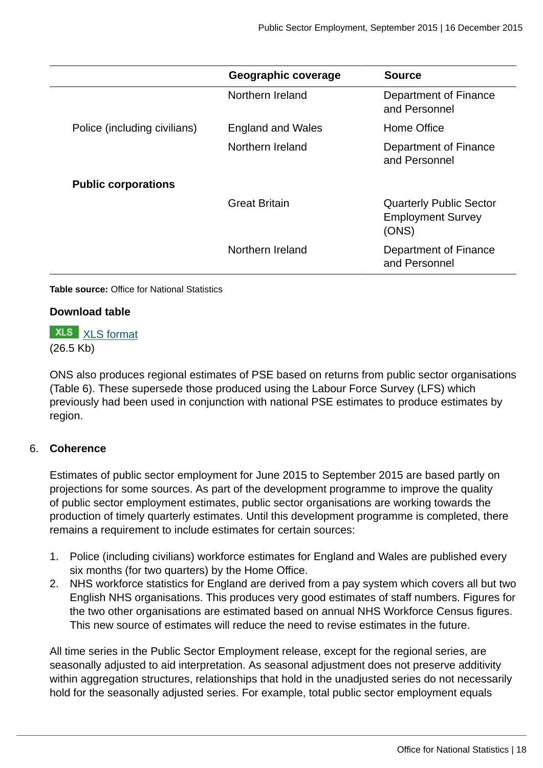| | Geographic coverage | Source |
|---|---|---|
| | Northern Ireland | Department of Finance and Personnel |
| Police (including civilians) | England and Wales | Home Office |
| | Northern Ireland | Department of Finance and Personnel |
| **Public corporations** | | |
| | Great Britain | Quarterly Public Sector Employment Survey (ONS) |
| | Northern Ireland | Department of Finance and Personnel |

**Table source:** Office for National Statistics

**Download table**

XLS [XLS format](#)
(26.5 Kb)

ONS also produces regional estimates of PSE based on returns from public sector organisations (Table 6). These supersede those produced using the Labour Force Survey (LFS) which previously had been used in conjunction with national PSE estimates to produce estimates by region.

## 6. Coherence

Estimates of public sector employment for June 2015 to September 2015 are based partly on projections for some sources. As part of the development programme to improve the quality of public sector employment estimates, public sector organisations are working towards the production of timely quarterly estimates. Until this development programme is completed, there remains a requirement to include estimates for certain sources:

1. Police (including civilians) workforce estimates for England and Wales are published every six months (for two quarters) by the Home Office.
2. NHS workforce statistics for England are derived from a pay system which covers all but two English NHS organisations. This produces very good estimates of staff numbers. Figures for the two other organisations are estimated based on annual NHS Workforce Census figures. This new source of estimates will reduce the need to revise estimates in the future.

All time series in the Public Sector Employment release, except for the regional series, are seasonally adjusted to aid interpretation. As seasonal adjustment does not preserve additivity within aggregation structures, relationships that hold in the unadjusted series do not necessarily hold for the seasonally adjusted series. For example, total public sector employment equals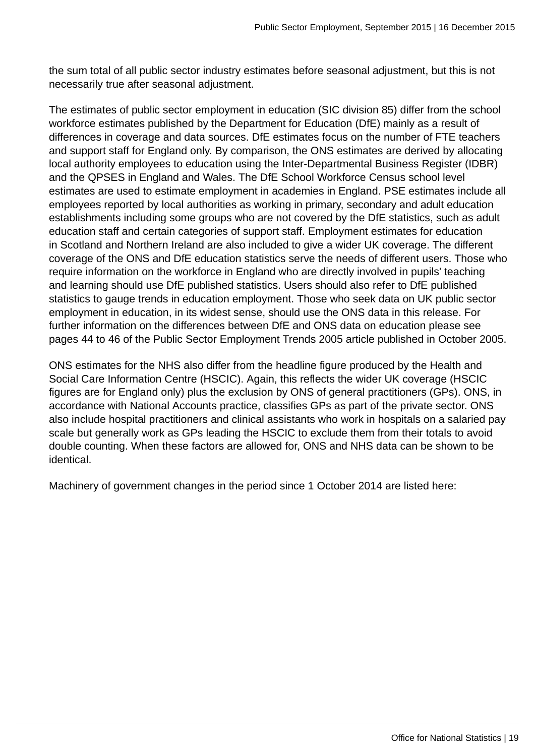the sum total of all public sector industry estimates before seasonal adjustment, but this is not necessarily true after seasonal adjustment.

The estimates of public sector employment in education (SIC division 85) differ from the school workforce estimates published by the Department for Education (DfE) mainly as a result of differences in coverage and data sources. DfE estimates focus on the number of FTE teachers and support staff for England only. By comparison, the ONS estimates are derived by allocating local authority employees to education using the Inter-Departmental Business Register (IDBR) and the QPSES in England and Wales. The DfE School Workforce Census school level estimates are used to estimate employment in academies in England. PSE estimates include all employees reported by local authorities as working in primary, secondary and adult education establishments including some groups who are not covered by the DfE statistics, such as adult education staff and certain categories of support staff. Employment estimates for education in Scotland and Northern Ireland are also included to give a wider UK coverage. The different coverage of the ONS and DfE education statistics serve the needs of different users. Those who require information on the workforce in England who are directly involved in pupils' teaching and learning should use DfE published statistics. Users should also refer to DfE published statistics to gauge trends in education employment. Those who seek data on UK public sector employment in education, in its widest sense, should use the ONS data in this release. For further information on the differences between DfE and ONS data on education please see pages 44 to 46 of the Public Sector Employment Trends 2005 article published in October 2005.

ONS estimates for the NHS also differ from the headline figure produced by the Health and Social Care Information Centre (HSCIC). Again, this reflects the wider UK coverage (HSCIC figures are for England only) plus the exclusion by ONS of general practitioners (GPs). ONS, in accordance with National Accounts practice, classifies GPs as part of the private sector. ONS also include hospital practitioners and clinical assistants who work in hospitals on a salaried pay scale but generally work as GPs leading the HSCIC to exclude them from their totals to avoid double counting. When these factors are allowed for, ONS and NHS data can be shown to be identical.

Machinery of government changes in the period since 1 October 2014 are listed here: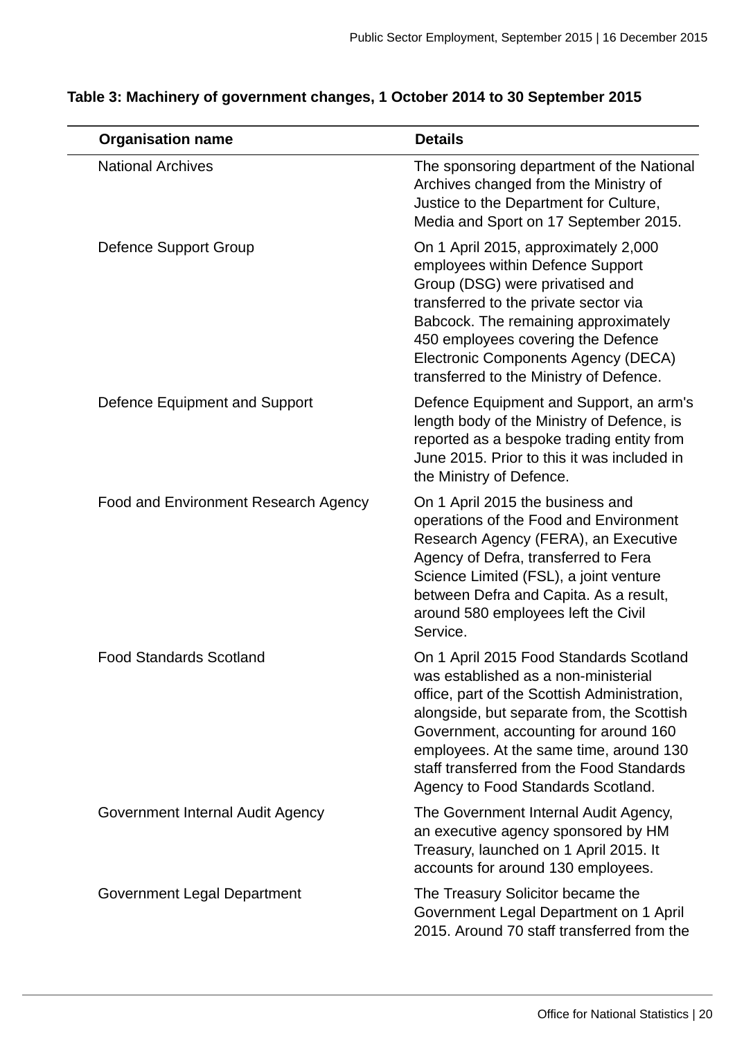**Table 3: Machinery of government changes, 1 October 2014 to 30 September 2015**

| Organisation name | Details |
| --- | --- |
| National Archives | The sponsoring department of the National Archives changed from the Ministry of Justice to the Department for Culture, Media and Sport on 17 September 2015. |
| Defence Support Group | On 1 April 2015, approximately 2,000 employees within Defence Support Group (DSG) were privatised and transferred to the private sector via Babcock. The remaining approximately 450 employees covering the Defence Electronic Components Agency (DECA) transferred to the Ministry of Defence. |
| Defence Equipment and Support | Defence Equipment and Support, an arm's length body of the Ministry of Defence, is reported as a bespoke trading entity from June 2015. Prior to this it was included in the Ministry of Defence. |
| Food and Environment Research Agency | On 1 April 2015 the business and operations of the Food and Environment Research Agency (FERA), an Executive Agency of Defra, transferred to Fera Science Limited (FSL), a joint venture between Defra and Capita. As a result, around 580 employees left the Civil Service. |
| Food Standards Scotland | On 1 April 2015 Food Standards Scotland was established as a non-ministerial office, part of the Scottish Administration, alongside, but separate from, the Scottish Government, accounting for around 160 employees. At the same time, around 130 staff transferred from the Food Standards Agency to Food Standards Scotland. |
| Government Internal Audit Agency | The Government Internal Audit Agency, an executive agency sponsored by HM Treasury, launched on 1 April 2015. It accounts for around 130 employees. |
| Government Legal Department | The Treasury Solicitor became the Government Legal Department on 1 April 2015. Around 70 staff transferred from the |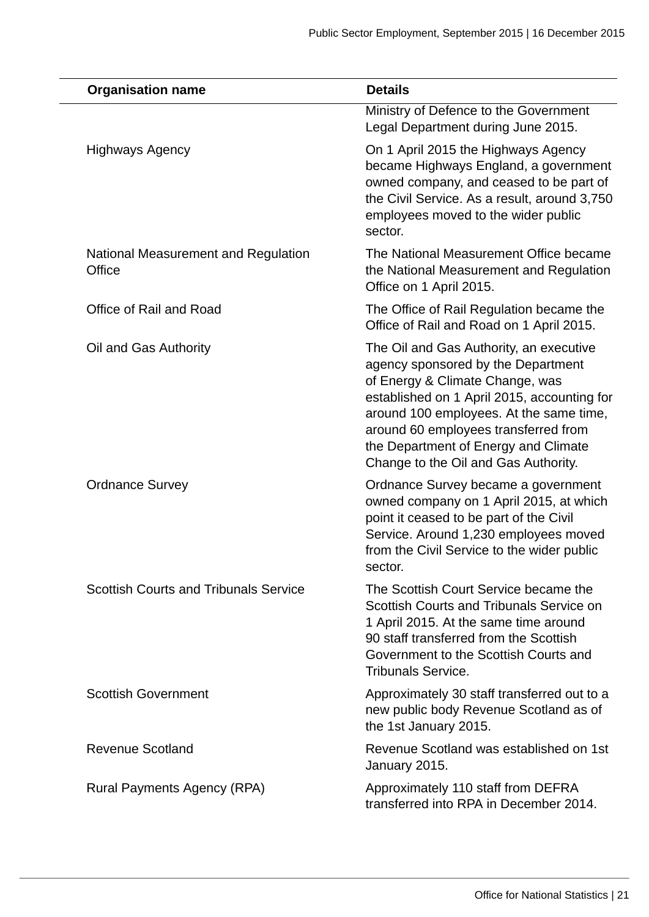| Organisation name | Details |
| --- | --- |
| | Ministry of Defence to the Government Legal Department during June 2015. |
| Highways Agency | On 1 April 2015 the Highways Agency became Highways England, a government owned company, and ceased to be part of the Civil Service. As a result, around 3,750 employees moved to the wider public sector. |
| National Measurement and Regulation Office | The National Measurement Office became the National Measurement and Regulation Office on 1 April 2015. |
| Office of Rail and Road | The Office of Rail Regulation became the Office of Rail and Road on 1 April 2015. |
| Oil and Gas Authority | The Oil and Gas Authority, an executive agency sponsored by the Department of Energy & Climate Change, was established on 1 April 2015, accounting for around 100 employees. At the same time, around 60 employees transferred from the Department of Energy and Climate Change to the Oil and Gas Authority. |
| Ordnance Survey | Ordnance Survey became a government owned company on 1 April 2015, at which point it ceased to be part of the Civil Service. Around 1,230 employees moved from the Civil Service to the wider public sector. |
| Scottish Courts and Tribunals Service | The Scottish Court Service became the Scottish Courts and Tribunals Service on 1 April 2015. At the same time around 90 staff transferred from the Scottish Government to the Scottish Courts and Tribunals Service. |
| Scottish Government | Approximately 30 staff transferred out to a new public body Revenue Scotland as of the 1st January 2015. |
| Revenue Scotland | Revenue Scotland was established on 1st January 2015. |
| Rural Payments Agency (RPA) | Approximately 110 staff from DEFRA transferred into RPA in December 2014. |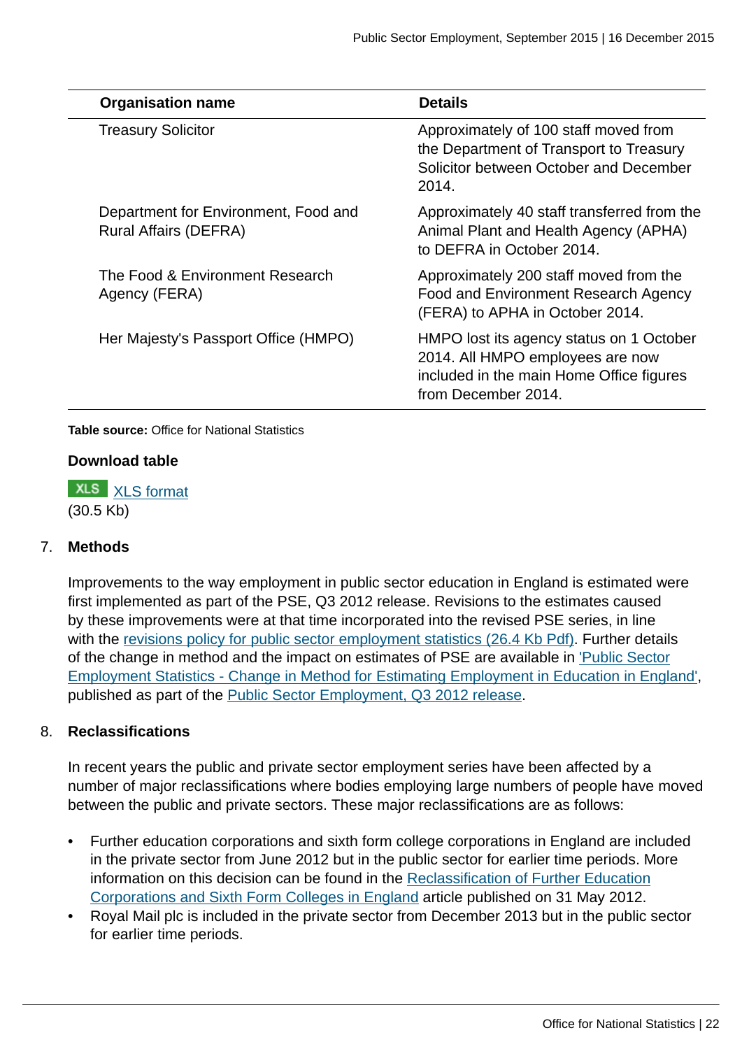| Organisation name | Details |
|---|---|
| Treasury Solicitor | Approximately of 100 staff moved from the Department of Transport to Treasury Solicitor between October and December 2014. |
| Department for Environment, Food and Rural Affairs (DEFRA) | Approximately 40 staff transferred from the Animal Plant and Health Agency (APHA) to DEFRA in October 2014. |
| The Food & Environment Research Agency (FERA) | Approximately 200 staff moved from the Food and Environment Research Agency (FERA) to APHA in October 2014. |
| Her Majesty's Passport Office (HMPO) | HMPO lost its agency status on 1 October 2014. All HMPO employees are now included in the main Home Office figures from December 2014. |

**Table source:** Office for National Statistics

**Download table**

XLS XLS format
(30.5 Kb)

## 7. Methods

Improvements to the way employment in public sector education in England is estimated were first implemented as part of the PSE, Q3 2012 release. Revisions to the estimates caused by these improvements were at that time incorporated into the revised PSE series, in line with the revisions policy for public sector employment statistics (26.4 Kb Pdf). Further details of the change in method and the impact on estimates of PSE are available in 'Public Sector Employment Statistics - Change in Method for Estimating Employment in Education in England', published as part of the Public Sector Employment, Q3 2012 release.

## 8. Reclassifications

In recent years the public and private sector employment series have been affected by a number of major reclassifications where bodies employing large numbers of people have moved between the public and private sectors. These major reclassifications are as follows:

- Further education corporations and sixth form college corporations in England are included in the private sector from June 2012 but in the public sector for earlier time periods. More information on this decision can be found in the Reclassification of Further Education Corporations and Sixth Form Colleges in England article published on 31 May 2012.
- Royal Mail plc is included in the private sector from December 2013 but in the public sector for earlier time periods.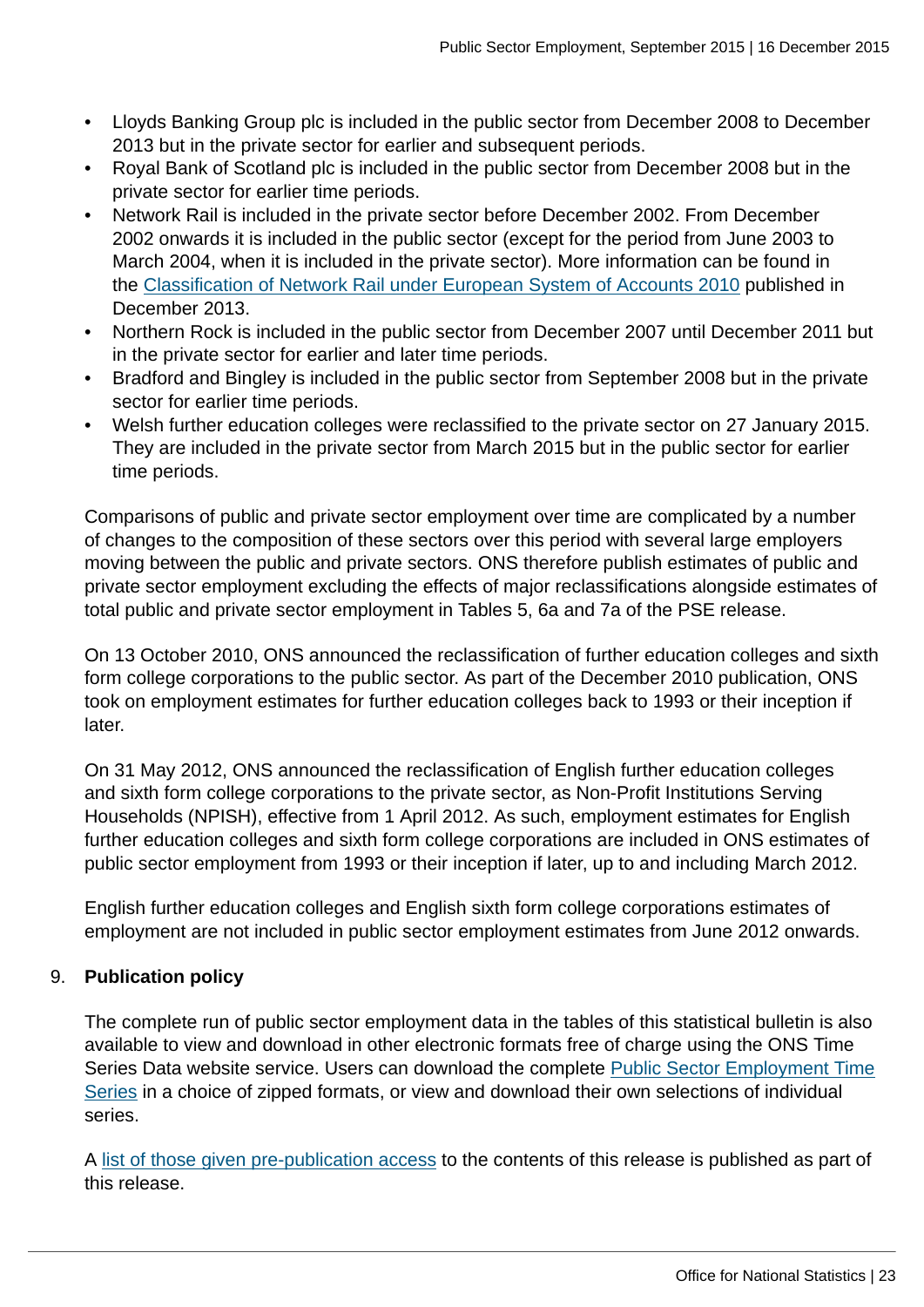- Lloyds Banking Group plc is included in the public sector from December 2008 to December 2013 but in the private sector for earlier and subsequent periods.
- Royal Bank of Scotland plc is included in the public sector from December 2008 but in the private sector for earlier time periods.
- Network Rail is included in the private sector before December 2002. From December 2002 onwards it is included in the public sector (except for the period from June 2003 to March 2004, when it is included in the private sector). More information can be found in the [Classification of Network Rail under European System of Accounts 2010](#) published in December 2013.
- Northern Rock is included in the public sector from December 2007 until December 2011 but in the private sector for earlier and later time periods.
- Bradford and Bingley is included in the public sector from September 2008 but in the private sector for earlier time periods.
- Welsh further education colleges were reclassified to the private sector on 27 January 2015. They are included in the private sector from March 2015 but in the public sector for earlier time periods.

Comparisons of public and private sector employment over time are complicated by a number of changes to the composition of these sectors over this period with several large employers moving between the public and private sectors. ONS therefore publish estimates of public and private sector employment excluding the effects of major reclassifications alongside estimates of total public and private sector employment in Tables 5, 6a and 7a of the PSE release.

On 13 October 2010, ONS announced the reclassification of further education colleges and sixth form college corporations to the public sector. As part of the December 2010 publication, ONS took on employment estimates for further education colleges back to 1993 or their inception if later.

On 31 May 2012, ONS announced the reclassification of English further education colleges and sixth form college corporations to the private sector, as Non-Profit Institutions Serving Households (NPISH), effective from 1 April 2012. As such, employment estimates for English further education colleges and sixth form college corporations are included in ONS estimates of public sector employment from 1993 or their inception if later, up to and including March 2012.

English further education colleges and English sixth form college corporations estimates of employment are not included in public sector employment estimates from June 2012 onwards.

9. **Publication policy**

The complete run of public sector employment data in the tables of this statistical bulletin is also available to view and download in other electronic formats free of charge using the ONS Time Series Data website service. Users can download the complete [Public Sector Employment Time Series](#) in a choice of zipped formats, or view and download their own selections of individual series.

A [list of those given pre-publication access](#) to the contents of this release is published as part of this release.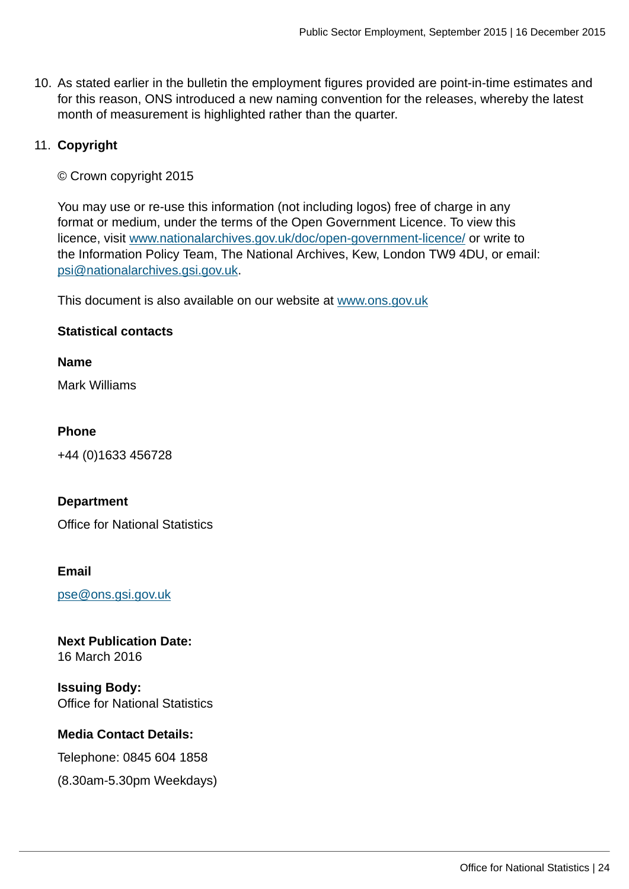10. As stated earlier in the bulletin the employment figures provided are point-in-time estimates and for this reason, ONS introduced a new naming convention for the releases, whereby the latest month of measurement is highlighted rather than the quarter.

11. **Copyright**

    © Crown copyright 2015

    You may use or re-use this information (not including logos) free of charge in any format or medium, under the terms of the Open Government Licence. To view this licence, visit www.nationalarchives.gov.uk/doc/open-government-licence/ or write to the Information Policy Team, The National Archives, Kew, London TW9 4DU, or email: psi@nationalarchives.gsi.gov.uk.

    This document is also available on our website at www.ons.gov.uk

    **Statistical contacts**

    **Name**

    Mark Williams

    **Phone**

    +44 (0)1633 456728

    **Department**

    Office for National Statistics

    **Email**

    pse@ons.gsi.gov.uk

    **Next Publication Date:**
    16 March 2016

    **Issuing Body:**
    Office for National Statistics

    **Media Contact Details:**

    Telephone: 0845 604 1858

    (8.30am-5.30pm Weekdays)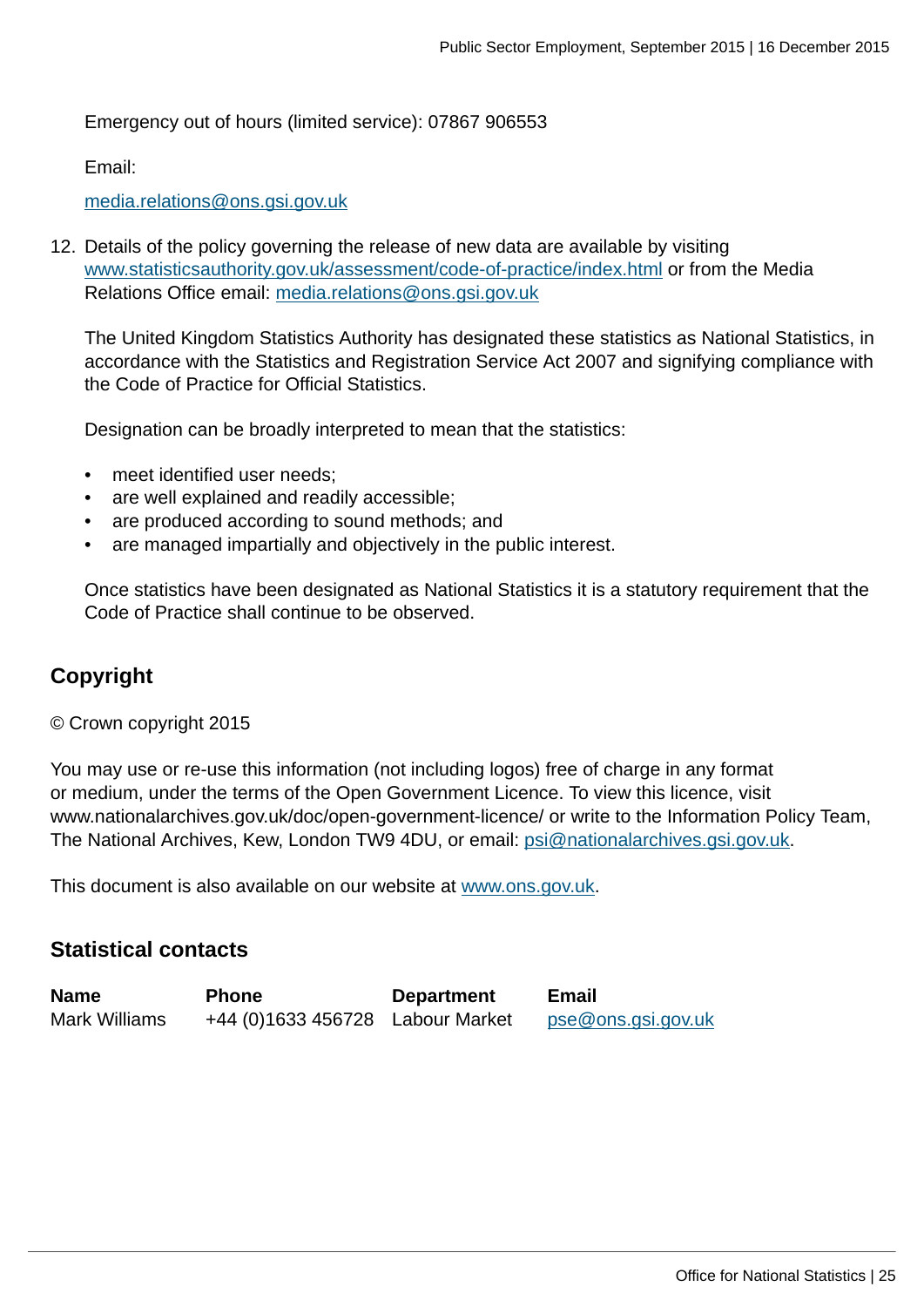Emergency out of hours (limited service): 07867 906553

Email:

media.relations@ons.gsi.gov.uk

12. Details of the policy governing the release of new data are available by visiting www.statisticsauthority.gov.uk/assessment/code-of-practice/index.html or from the Media Relations Office email: media.relations@ons.gsi.gov.uk

    The United Kingdom Statistics Authority has designated these statistics as National Statistics, in accordance with the Statistics and Registration Service Act 2007 and signifying compliance with the Code of Practice for Official Statistics.

    Designation can be broadly interpreted to mean that the statistics:

    - meet identified user needs;
    - are well explained and readily accessible;
    - are produced according to sound methods; and
    - are managed impartially and objectively in the public interest.

    Once statistics have been designated as National Statistics it is a statutory requirement that the Code of Practice shall continue to be observed.

## Copyright

© Crown copyright 2015

You may use or re-use this information (not including logos) free of charge in any format or medium, under the terms of the Open Government Licence. To view this licence, visit www.nationalarchives.gov.uk/doc/open-government-licence/ or write to the Information Policy Team, The National Archives, Kew, London TW9 4DU, or email: psi@nationalarchives.gsi.gov.uk.

This document is also available on our website at www.ons.gov.uk.

## Statistical contacts

| Name | Phone | Department | Email |
|---|---|---|---|
| Mark Williams | +44 (0)1633 456728 | Labour Market | pse@ons.gsi.gov.uk |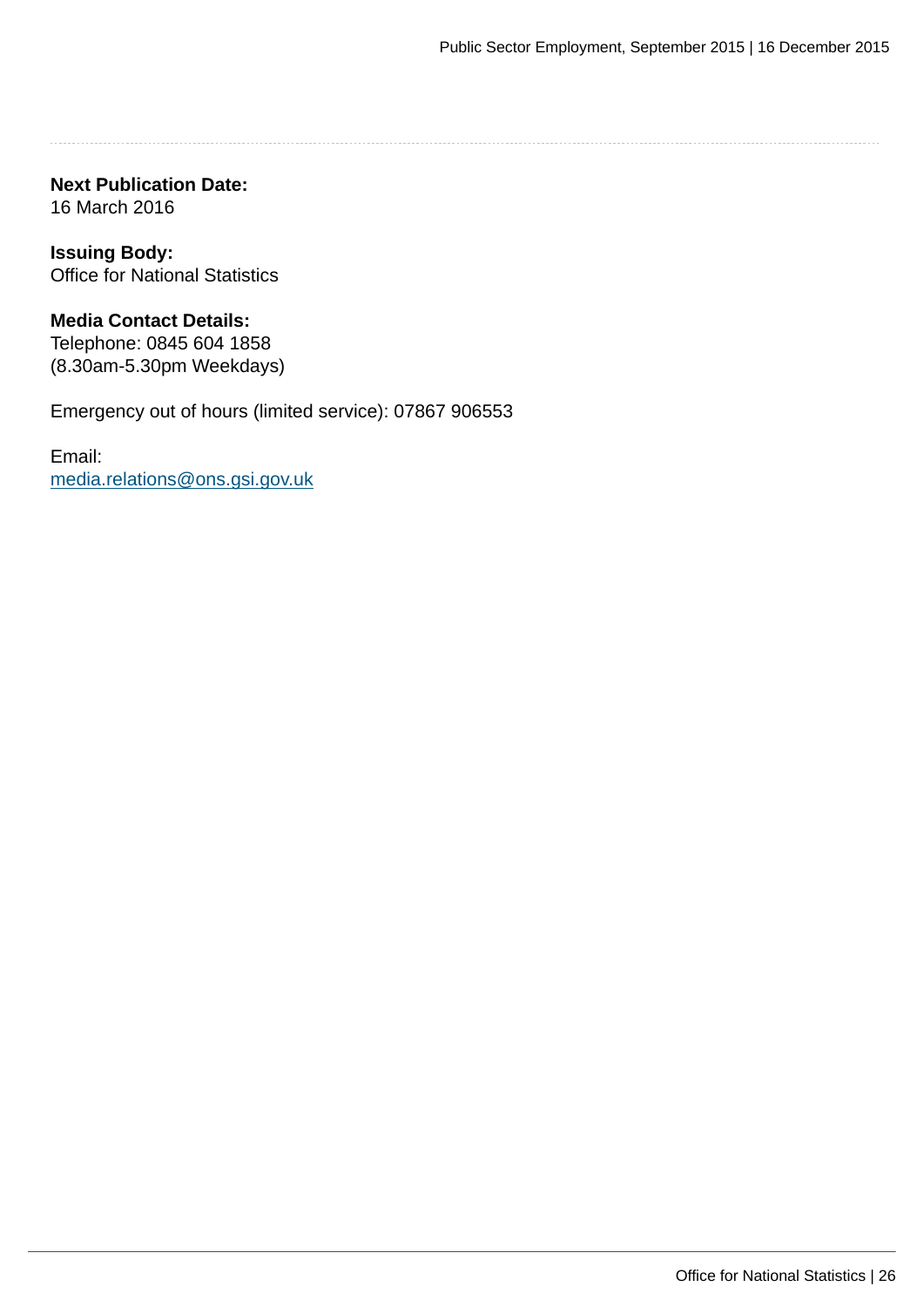**Next Publication Date:**
16 March 2016

**Issuing Body:**
Office for National Statistics

**Media Contact Details:**
Telephone: 0845 604 1858
(8.30am-5.30pm Weekdays)

Emergency out of hours (limited service): 07867 906553

Email:
media.relations@ons.gsi.gov.uk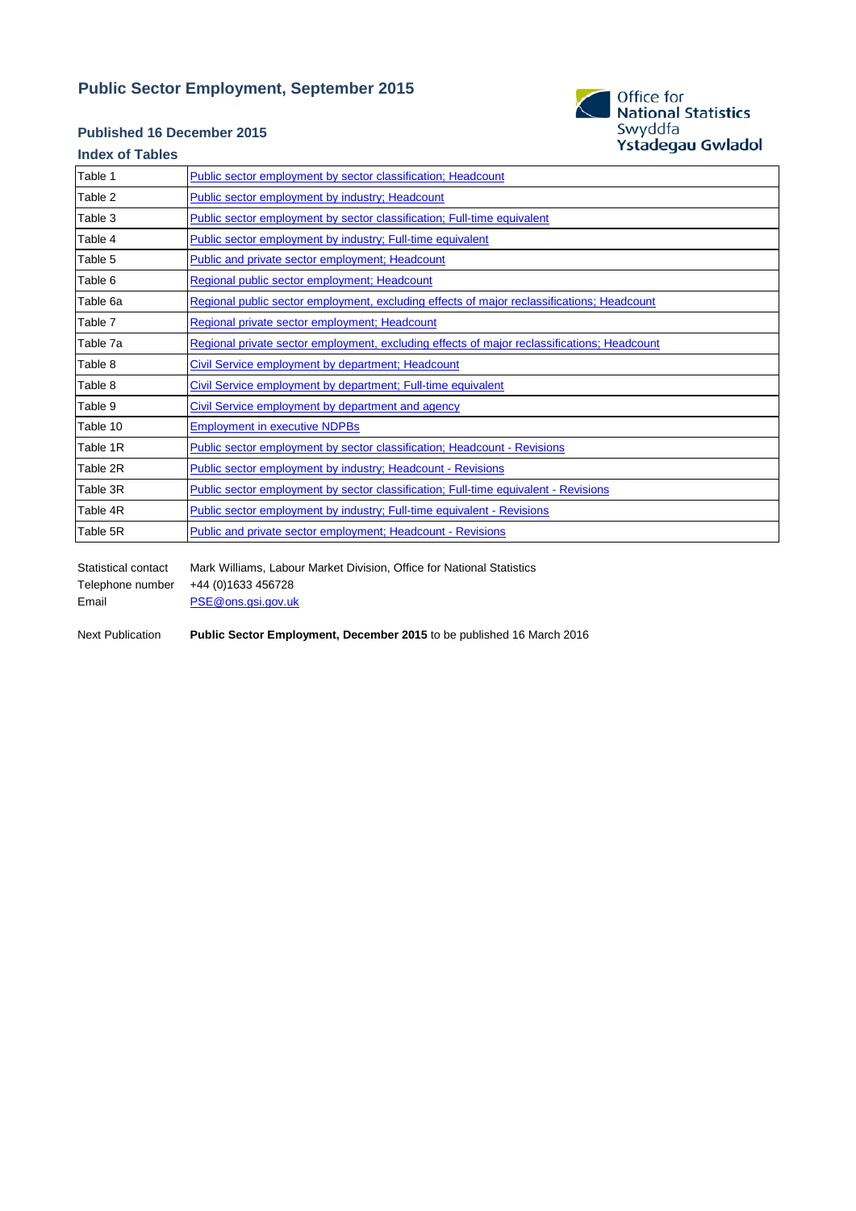# Public Sector Employment, September 2015

Office for National Statistics
Swyddfa Ystadegau Gwladol

**Published 16 December 2015**

**Index of Tables**

| | |
|---|---|
| Table 1 | Public sector employment by sector classification; Headcount |
| Table 2 | Public sector employment by industry; Headcount |
| Table 3 | Public sector employment by sector classification; Full-time equivalent |
| Table 4 | Public sector employment by industry; Full-time equivalent |
| Table 5 | Public and private sector employment; Headcount |
| Table 6 | Regional public sector employment; Headcount |
| Table 6a | Regional public sector employment, excluding effects of major reclassifications; Headcount |
| Table 7 | Regional private sector employment; Headcount |
| Table 7a | Regional private sector employment, excluding effects of major reclassifications; Headcount |
| Table 8 | Civil Service employment by department; Headcount |
| Table 8 | Civil Service employment by department; Full-time equivalent |
| Table 9 | Civil Service employment by department and agency |
| Table 10 | Employment in executive NDPBs |
| Table 1R | Public sector employment by sector classification; Headcount - Revisions |
| Table 2R | Public sector employment by industry; Headcount - Revisions |
| Table 3R | Public sector employment by sector classification; Full-time equivalent - Revisions |
| Table 4R | Public sector employment by industry; Full-time equivalent - Revisions |
| Table 5R | Public and private sector employment; Headcount - Revisions |

Statistical contact: Mark Williams, Labour Market Division, Office for National Statistics
Telephone number: +44 (0)1633 456728
Email: PSE@ons.gsi.gov.uk

Next Publication: **Public Sector Employment, December 2015** to be published 16 March 2016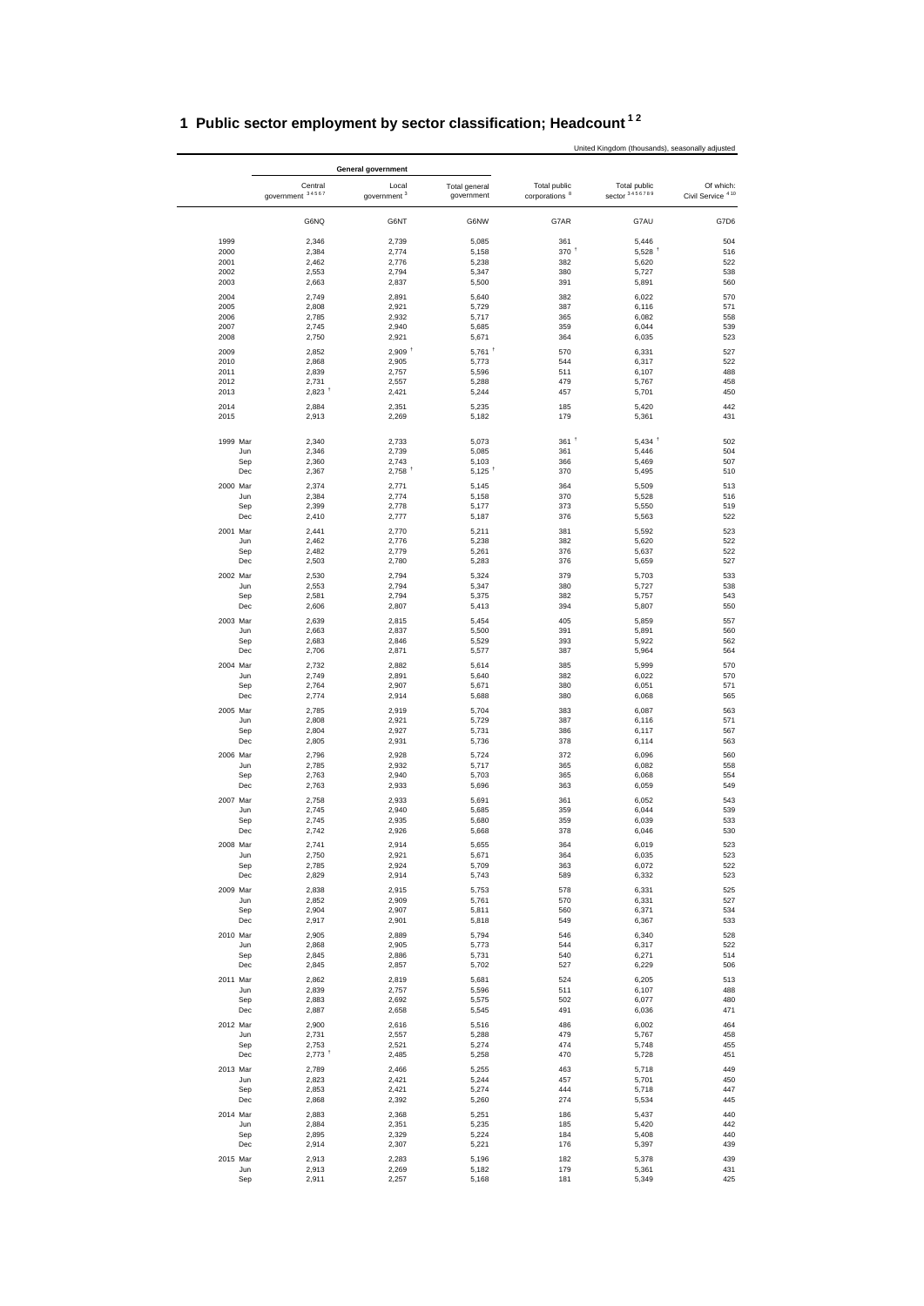# 1 Public sector employment by sector classification; Headcount [1 2]

United Kingdom (thousands), seasonally adjusted

| | General government | | | | | |
|---|---|---|---|---|---|---|
| | Central government [3 4 5 6 7] | Local government [3] | Total general government | Total public corporations [8] | Total public sector [3 4 5 6 7 8 9] | Of which: Civil Service [4 10] |
| | G6NQ | G6NT | G6NW | G7AR | G7AU | G7D6 |
| 1999 | 2,346 | 2,739 | 5,085 | 361 | 5,446 | 504 |
| 2000 | 2,384 | 2,774 | 5,158 | 370 † | 5,528 † | 516 |
| 2001 | 2,462 | 2,776 | 5,238 | 382 | 5,620 | 522 |
| 2002 | 2,553 | 2,794 | 5,347 | 380 | 5,727 | 538 |
| 2003 | 2,663 | 2,837 | 5,500 | 391 | 5,891 | 560 |
| 2004 | 2,749 | 2,891 | 5,640 | 382 | 6,022 | 570 |
| 2005 | 2,808 | 2,921 | 5,729 | 387 | 6,116 | 571 |
| 2006 | 2,785 | 2,932 | 5,717 | 365 | 6,082 | 558 |
| 2007 | 2,745 | 2,940 | 5,685 | 359 | 6,044 | 539 |
| 2008 | 2,750 | 2,921 | 5,671 | 364 | 6,035 | 523 |
| 2009 | 2,852 | 2,909 † | 5,761 † | 570 | 6,331 | 527 |
| 2010 | 2,868 | 2,905 | 5,773 | 544 | 6,317 | 522 |
| 2011 | 2,839 | 2,757 | 5,596 | 511 | 6,107 | 488 |
| 2012 | 2,731 | 2,557 | 5,288 | 479 | 5,767 | 458 |
| 2013 | 2,823 † | 2,421 | 5,244 | 457 | 5,701 | 450 |
| 2014 | 2,884 | 2,351 | 5,235 | 185 | 5,420 | 442 |
| 2015 | 2,913 | 2,269 | 5,182 | 179 | 5,361 | 431 |
| 1999 Mar | 2,340 | 2,733 | 5,073 | 361 † | 5,434 † | 502 |
| Jun | 2,346 | 2,739 | 5,085 | 361 | 5,446 | 504 |
| Sep | 2,360 | 2,743 | 5,103 | 366 | 5,469 | 507 |
| Dec | 2,367 | 2,758 † | 5,125 † | 370 | 5,495 | 510 |
| 2000 Mar | 2,374 | 2,771 | 5,145 | 364 | 5,509 | 513 |
| Jun | 2,384 | 2,774 | 5,158 | 370 | 5,528 | 516 |
| Sep | 2,399 | 2,778 | 5,177 | 373 | 5,550 | 519 |
| Dec | 2,410 | 2,777 | 5,187 | 376 | 5,563 | 522 |
| 2001 Mar | 2,441 | 2,770 | 5,211 | 381 | 5,592 | 523 |
| Jun | 2,462 | 2,776 | 5,238 | 382 | 5,620 | 522 |
| Sep | 2,482 | 2,779 | 5,261 | 376 | 5,637 | 522 |
| Dec | 2,503 | 2,780 | 5,283 | 376 | 5,659 | 527 |
| 2002 Mar | 2,530 | 2,794 | 5,324 | 379 | 5,703 | 533 |
| Jun | 2,553 | 2,794 | 5,347 | 380 | 5,727 | 538 |
| Sep | 2,581 | 2,794 | 5,375 | 382 | 5,757 | 543 |
| Dec | 2,606 | 2,807 | 5,413 | 394 | 5,807 | 550 |
| 2003 Mar | 2,639 | 2,815 | 5,454 | 405 | 5,859 | 557 |
| Jun | 2,663 | 2,837 | 5,500 | 391 | 5,891 | 560 |
| Sep | 2,683 | 2,846 | 5,529 | 393 | 5,922 | 562 |
| Dec | 2,706 | 2,871 | 5,577 | 387 | 5,964 | 564 |
| 2004 Mar | 2,732 | 2,882 | 5,614 | 385 | 5,999 | 570 |
| Jun | 2,749 | 2,891 | 5,640 | 382 | 6,022 | 570 |
| Sep | 2,764 | 2,907 | 5,671 | 380 | 6,051 | 571 |
| Dec | 2,774 | 2,914 | 5,688 | 380 | 6,068 | 565 |
| 2005 Mar | 2,785 | 2,919 | 5,704 | 383 | 6,087 | 563 |
| Jun | 2,808 | 2,921 | 5,729 | 387 | 6,116 | 571 |
| Sep | 2,804 | 2,927 | 5,731 | 386 | 6,117 | 567 |
| Dec | 2,805 | 2,931 | 5,736 | 378 | 6,114 | 563 |
| 2006 Mar | 2,796 | 2,928 | 5,724 | 372 | 6,096 | 560 |
| Jun | 2,785 | 2,932 | 5,717 | 365 | 6,082 | 558 |
| Sep | 2,763 | 2,940 | 5,703 | 365 | 6,068 | 554 |
| Dec | 2,763 | 2,933 | 5,696 | 363 | 6,059 | 549 |
| 2007 Mar | 2,758 | 2,933 | 5,691 | 361 | 6,052 | 543 |
| Jun | 2,745 | 2,940 | 5,685 | 359 | 6,044 | 539 |
| Sep | 2,745 | 2,935 | 5,680 | 359 | 6,039 | 533 |
| Dec | 2,742 | 2,926 | 5,668 | 378 | 6,046 | 530 |
| 2008 Mar | 2,741 | 2,914 | 5,655 | 364 | 6,019 | 523 |
| Jun | 2,750 | 2,921 | 5,671 | 364 | 6,035 | 523 |
| Sep | 2,785 | 2,924 | 5,709 | 363 | 6,072 | 522 |
| Dec | 2,829 | 2,914 | 5,743 | 589 | 6,332 | 523 |
| 2009 Mar | 2,838 | 2,915 | 5,753 | 578 | 6,331 | 525 |
| Jun | 2,852 | 2,909 | 5,761 | 570 | 6,331 | 527 |
| Sep | 2,904 | 2,907 | 5,811 | 560 | 6,371 | 534 |
| Dec | 2,917 | 2,901 | 5,818 | 549 | 6,367 | 533 |
| 2010 Mar | 2,905 | 2,889 | 5,794 | 546 | 6,340 | 528 |
| Jun | 2,868 | 2,905 | 5,773 | 544 | 6,317 | 522 |
| Sep | 2,845 | 2,886 | 5,731 | 540 | 6,271 | 514 |
| Dec | 2,845 | 2,857 | 5,702 | 527 | 6,229 | 506 |
| 2011 Mar | 2,862 | 2,819 | 5,681 | 524 | 6,205 | 513 |
| Jun | 2,839 | 2,757 | 5,596 | 511 | 6,107 | 488 |
| Sep | 2,883 | 2,692 | 5,575 | 502 | 6,077 | 480 |
| Dec | 2,887 | 2,658 | 5,545 | 491 | 6,036 | 471 |
| 2012 Mar | 2,900 | 2,616 | 5,516 | 486 | 6,002 | 464 |
| Jun | 2,731 | 2,557 | 5,288 | 479 | 5,767 | 458 |
| Sep | 2,753 | 2,521 | 5,274 | 474 | 5,748 | 455 |
| Dec | 2,773 † | 2,485 | 5,258 | 470 | 5,728 | 451 |
| 2013 Mar | 2,789 | 2,466 | 5,255 | 463 | 5,718 | 449 |
| Jun | 2,823 | 2,421 | 5,244 | 457 | 5,701 | 450 |
| Sep | 2,853 | 2,421 | 5,274 | 444 | 5,718 | 447 |
| Dec | 2,868 | 2,392 | 5,260 | 274 | 5,534 | 445 |
| 2014 Mar | 2,883 | 2,368 | 5,251 | 186 | 5,437 | 440 |
| Jun | 2,884 | 2,351 | 5,235 | 185 | 5,420 | 442 |
| Sep | 2,895 | 2,329 | 5,224 | 184 | 5,408 | 440 |
| Dec | 2,914 | 2,307 | 5,221 | 176 | 5,397 | 439 |
| 2015 Mar | 2,913 | 2,283 | 5,196 | 182 | 5,378 | 439 |
| Jun | 2,913 | 2,269 | 5,182 | 179 | 5,361 | 431 |
| Sep | 2,911 | 2,257 | 5,168 | 181 | 5,349 | 425 |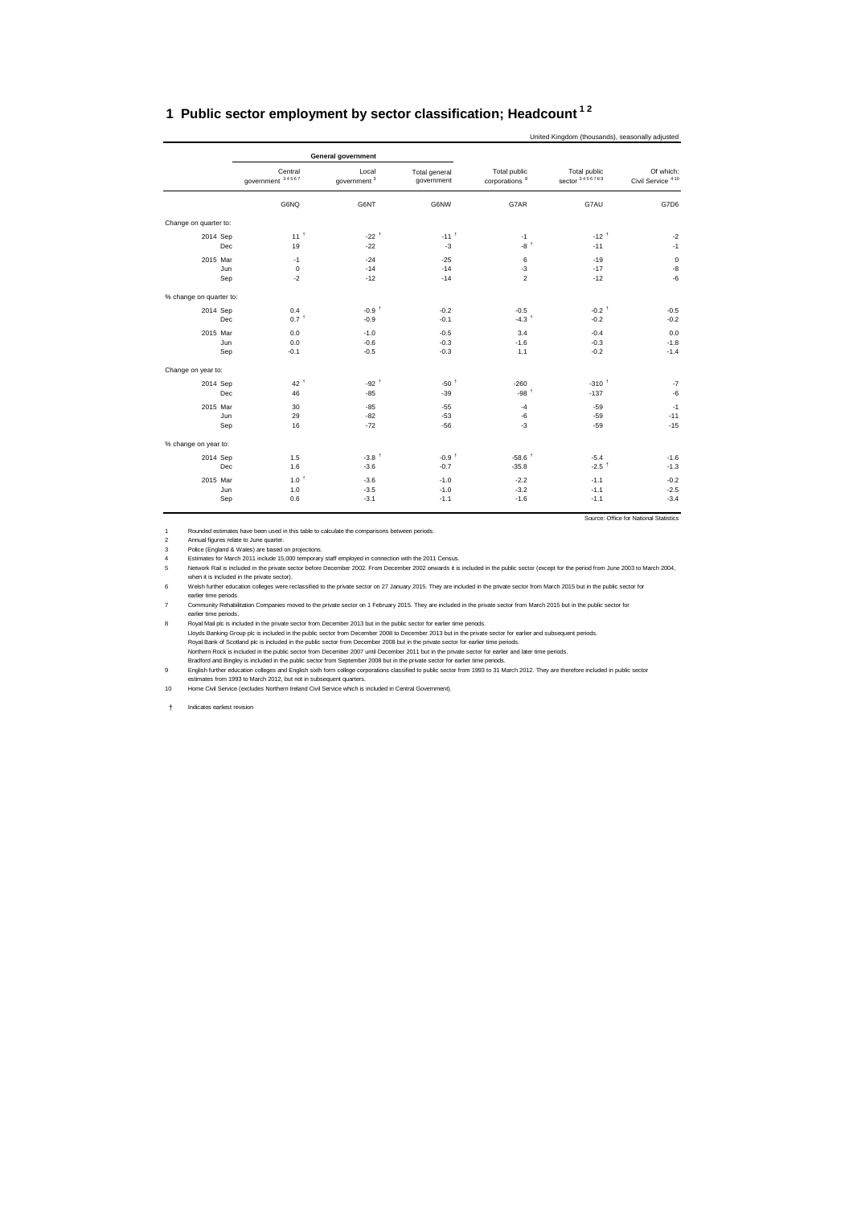# 1 Public sector employment by sector classification; Headcount [1 2]

United Kingdom (thousands), seasonally adjusted

| | General government | | | Total public corporations [8] | Total public sector [3 4 5 6 7 8 9] | Of which: Civil Service [4 10] |
|---|---|---|---|---|---|---|
| | Central government [3 4 5 6 7] | Local government [3] | Total general government | | | |
| | G6NQ | G6NT | G6NW | G7AR | G7AU | G7D6 |
| **Change on quarter to:** | | | | | | |
| 2014 Sep | 11 † | -22 † | -11 † | -1 | -12 † | -2 |
| Dec | 19 | -22 | -3 | -8 † | -11 | -1 |
| 2015 Mar | -1 | -24 | -25 | 6 | -19 | 0 |
| Jun | 0 | -14 | -14 | -3 | -17 | -8 |
| Sep | -2 | -12 | -14 | 2 | -12 | -6 |
| **% change on quarter to:** | | | | | | |
| 2014 Sep | 0.4 | -0.9 † | -0.2 | -0.5 | -0.2 † | -0.5 |
| Dec | 0.7 † | -0.9 | -0.1 | -4.3 † | -0.2 | -0.2 |
| 2015 Mar | 0.0 | -1.0 | -0.5 | 3.4 | -0.4 | 0.0 |
| Jun | 0.0 | -0.6 | -0.3 | -1.6 | -0.3 | -1.8 |
| Sep | -0.1 | -0.5 | -0.3 | 1.1 | -0.2 | -1.4 |
| **Change on year to:** | | | | | | |
| 2014 Sep | 42 † | -92 † | -50 † | -260 | -310 † | -7 |
| Dec | 46 | -85 | -39 | -98 † | -137 | -6 |
| 2015 Mar | 30 | -85 | -55 | -4 | -59 | -1 |
| Jun | 29 | -82 | -53 | -6 | -59 | -11 |
| Sep | 16 | -72 | -56 | -3 | -59 | -15 |
| **% change on year to:** | | | | | | |
| 2014 Sep | 1.5 | -3.8 † | -0.9 † | -58.6 † | -5.4 | -1.6 |
| Dec | 1.6 | -3.6 | -0.7 | -35.8 | -2.5 † | -1.3 |
| 2015 Mar | 1.0 † | -3.6 | -1.0 | -2.2 | -1.1 | -0.2 |
| Jun | 1.0 | -3.5 | -1.0 | -3.2 | -1.1 | -2.5 |
| Sep | 0.6 | -3.1 | -1.1 | -1.6 | -1.1 | -3.4 |

Source: Office for National Statistics

1 Rounded estimates have been used in this table to calculate the comparisons between periods.

2 Annual figures relate to June quarter.

3 Police (England & Wales) are based on projections.

4 Estimates for March 2011 include 15,000 temporary staff employed in connection with the 2011 Census.

5 Network Rail is included in the private sector before December 2002. From December 2002 onwards it is included in the public sector (except for the period from June 2003 to March 2004, when it is included in the private sector).

6 Welsh further education colleges were reclassified to the private sector on 27 January 2015. They are included in the private sector from March 2015 but in the public sector for earlier time periods.

7 Community Rehabilitation Companies moved to the private sector on 1 February 2015. They are included in the private sector from March 2015 but in the public sector for earlier time periods.

8 Royal Mail plc is included in the private sector from December 2013 but in the public sector for earlier time periods.
Lloyds Banking Group plc is included in the public sector from December 2008 to December 2013 but in the private sector for earlier and subsequent periods.
Royal Bank of Scotland plc is included in the public sector from December 2008 but in the private sector for earlier time periods.
Northern Rock is included in the public sector from December 2007 until December 2011 but in the private sector for earlier and later time periods.
Bradford and Bingley is included in the public sector from September 2008 but in the private sector for earlier time periods.

9 English further education colleges and English sixth form college corporations classified to public sector from 1993 to 31 March 2012. They are therefore included in public sector estimates from 1993 to March 2012, but not in subsequent quarters.

10 Home Civil Service (excludes Northern Ireland Civil Service which is included in Central Government).

† Indicates earliest revision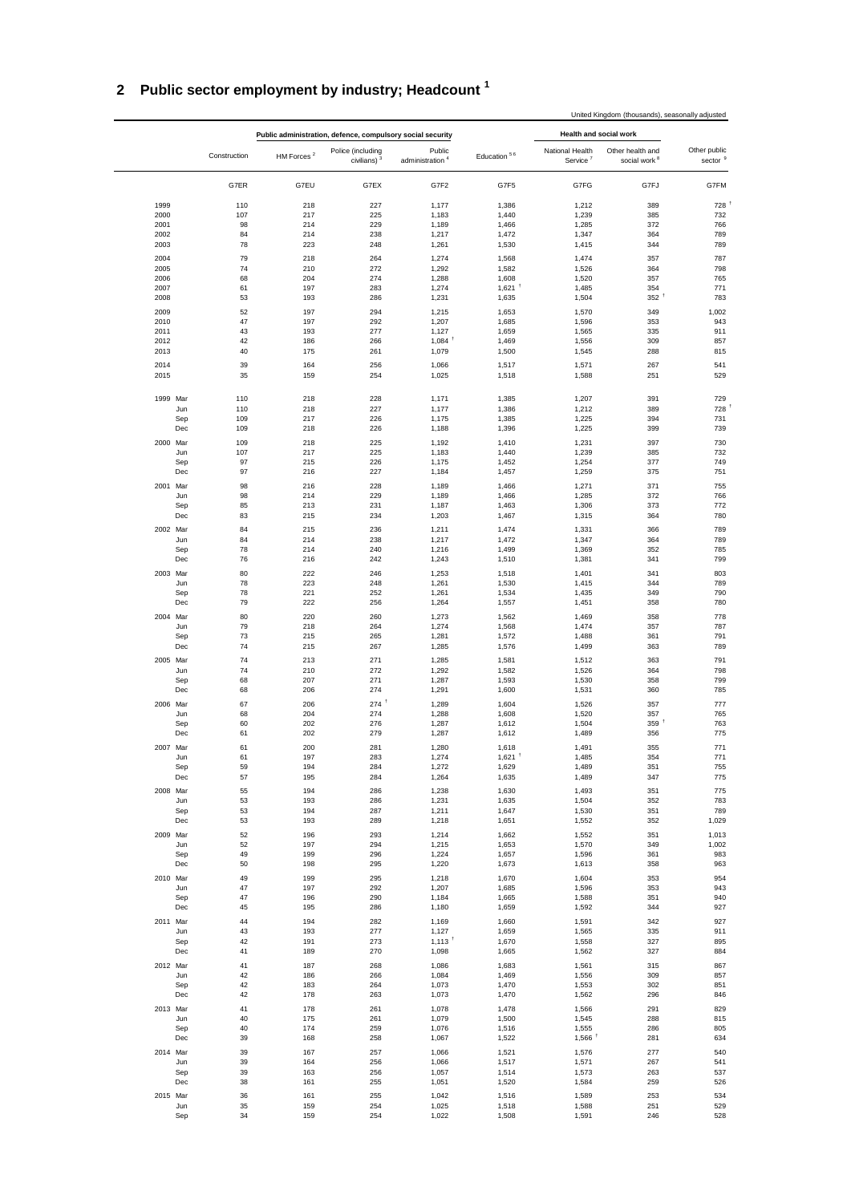## 2 Public sector employment by industry; Headcount [1]

United Kingdom (thousands), seasonally adjusted

| | | Public administration, defence, compulsory social security | | | | Health and social work | | |
|---|---|---|---|---|---|---|---|---|
| | Construction | HM Forces [2] | Police (including civilians) [3] | Public administration [4] | Education [5 6] | National Health Service [7] | Other health and social work [8] | Other public sector [9] |
| | G7ER | G7EU | G7EX | G7F2 | G7F5 | G7FG | G7FJ | G7FM |
| 1999 | 110 | 218 | 227 | 1,177 | 1,386 | 1,212 | 389 | 728 † |
| 2000 | 107 | 217 | 225 | 1,183 | 1,440 | 1,239 | 385 | 732 |
| 2001 | 98 | 214 | 229 | 1,189 | 1,466 | 1,285 | 372 | 766 |
| 2002 | 84 | 214 | 238 | 1,217 | 1,472 | 1,347 | 364 | 789 |
| 2003 | 78 | 223 | 248 | 1,261 | 1,530 | 1,415 | 344 | 789 |
| 2004 | 79 | 218 | 264 | 1,274 | 1,568 | 1,474 | 357 | 787 |
| 2005 | 74 | 210 | 272 | 1,292 | 1,582 | 1,526 | 364 | 798 |
| 2006 | 68 | 204 | 274 | 1,288 | 1,608 | 1,520 | 357 | 765 |
| 2007 | 61 | 197 | 283 | 1,274 | 1,621 † | 1,485 | 354 | 771 |
| 2008 | 53 | 193 | 286 | 1,231 | 1,635 | 1,504 | 352 † | 783 |
| 2009 | 52 | 197 | 294 | 1,215 | 1,653 | 1,570 | 349 | 1,002 |
| 2010 | 47 | 197 | 292 | 1,207 | 1,685 | 1,596 | 353 | 943 |
| 2011 | 43 | 193 | 277 | 1,127 | 1,659 | 1,565 | 335 | 911 |
| 2012 | 42 | 186 | 266 | 1,084 † | 1,469 | 1,556 | 309 | 857 |
| 2013 | 40 | 175 | 261 | 1,079 | 1,500 | 1,545 | 288 | 815 |
| 2014 | 39 | 164 | 256 | 1,066 | 1,517 | 1,571 | 267 | 541 |
| 2015 | 35 | 159 | 254 | 1,025 | 1,518 | 1,588 | 251 | 529 |
| 1999 Mar | 110 | 218 | 228 | 1,171 | 1,385 | 1,207 | 391 | 729 |
| Jun | 110 | 218 | 227 | 1,177 | 1,386 | 1,212 | 389 | 728 † |
| Sep | 109 | 217 | 226 | 1,175 | 1,385 | 1,225 | 394 | 731 |
| Dec | 109 | 218 | 226 | 1,188 | 1,396 | 1,225 | 399 | 739 |
| 2000 Mar | 109 | 218 | 225 | 1,192 | 1,410 | 1,231 | 397 | 730 |
| Jun | 107 | 217 | 225 | 1,183 | 1,440 | 1,239 | 385 | 732 |
| Sep | 97 | 215 | 226 | 1,175 | 1,452 | 1,254 | 377 | 749 |
| Dec | 97 | 216 | 227 | 1,184 | 1,457 | 1,259 | 375 | 751 |
| 2001 Mar | 98 | 216 | 228 | 1,189 | 1,466 | 1,271 | 371 | 755 |
| Jun | 98 | 214 | 229 | 1,189 | 1,466 | 1,285 | 372 | 766 |
| Sep | 85 | 213 | 231 | 1,187 | 1,463 | 1,306 | 373 | 772 |
| Dec | 83 | 215 | 234 | 1,203 | 1,467 | 1,315 | 364 | 780 |
| 2002 Mar | 84 | 215 | 236 | 1,211 | 1,474 | 1,331 | 366 | 789 |
| Jun | 84 | 214 | 238 | 1,217 | 1,472 | 1,347 | 364 | 789 |
| Sep | 78 | 214 | 240 | 1,216 | 1,499 | 1,369 | 352 | 785 |
| Dec | 76 | 216 | 242 | 1,243 | 1,510 | 1,381 | 341 | 799 |
| 2003 Mar | 80 | 222 | 246 | 1,253 | 1,518 | 1,401 | 341 | 803 |
| Jun | 78 | 223 | 248 | 1,261 | 1,530 | 1,415 | 344 | 789 |
| Sep | 78 | 221 | 252 | 1,261 | 1,534 | 1,435 | 349 | 790 |
| Dec | 79 | 222 | 256 | 1,264 | 1,557 | 1,451 | 358 | 780 |
| 2004 Mar | 80 | 220 | 260 | 1,273 | 1,562 | 1,469 | 358 | 778 |
| Jun | 79 | 218 | 264 | 1,274 | 1,568 | 1,474 | 357 | 787 |
| Sep | 73 | 215 | 265 | 1,281 | 1,572 | 1,488 | 361 | 791 |
| Dec | 74 | 215 | 267 | 1,285 | 1,576 | 1,499 | 363 | 789 |
| 2005 Mar | 74 | 213 | 271 | 1,285 | 1,581 | 1,512 | 363 | 791 |
| Jun | 74 | 210 | 272 | 1,292 | 1,582 | 1,526 | 364 | 798 |
| Sep | 68 | 207 | 271 | 1,287 | 1,593 | 1,530 | 358 | 799 |
| Dec | 68 | 206 | 274 | 1,291 | 1,600 | 1,531 | 360 | 785 |
| 2006 Mar | 67 | 206 | 274 † | 1,289 | 1,604 | 1,526 | 357 | 777 |
| Jun | 68 | 204 | 274 | 1,288 | 1,608 | 1,520 | 357 | 765 |
| Sep | 60 | 202 | 276 | 1,287 | 1,612 | 1,504 | 359 † | 763 |
| Dec | 61 | 202 | 279 | 1,287 | 1,612 | 1,489 | 356 | 775 |
| 2007 Mar | 61 | 200 | 281 | 1,280 | 1,618 | 1,491 | 355 | 771 |
| Jun | 61 | 197 | 283 | 1,274 | 1,621 † | 1,485 | 354 | 771 |
| Sep | 59 | 194 | 284 | 1,272 | 1,629 | 1,489 | 351 | 755 |
| Dec | 57 | 195 | 284 | 1,264 | 1,635 | 1,489 | 347 | 775 |
| 2008 Mar | 55 | 194 | 286 | 1,238 | 1,630 | 1,493 | 351 | 775 |
| Jun | 53 | 193 | 286 | 1,231 | 1,635 | 1,504 | 352 | 783 |
| Sep | 53 | 194 | 287 | 1,211 | 1,647 | 1,530 | 351 | 789 |
| Dec | 53 | 193 | 289 | 1,218 | 1,651 | 1,552 | 352 | 1,029 |
| 2009 Mar | 52 | 196 | 293 | 1,214 | 1,662 | 1,552 | 351 | 1,013 |
| Jun | 52 | 197 | 294 | 1,215 | 1,653 | 1,570 | 349 | 1,002 |
| Sep | 49 | 199 | 296 | 1,224 | 1,657 | 1,596 | 361 | 983 |
| Dec | 50 | 198 | 295 | 1,220 | 1,673 | 1,613 | 358 | 963 |
| 2010 Mar | 49 | 199 | 295 | 1,218 | 1,670 | 1,604 | 353 | 954 |
| Jun | 47 | 197 | 292 | 1,207 | 1,685 | 1,596 | 353 | 943 |
| Sep | 47 | 196 | 290 | 1,184 | 1,665 | 1,588 | 351 | 940 |
| Dec | 45 | 195 | 286 | 1,180 | 1,659 | 1,592 | 344 | 927 |
| 2011 Mar | 44 | 194 | 282 | 1,169 | 1,660 | 1,591 | 342 | 927 |
| Jun | 43 | 193 | 277 | 1,127 | 1,659 | 1,565 | 335 | 911 |
| Sep | 42 | 191 | 273 | 1,113 † | 1,670 | 1,558 | 327 | 895 |
| Dec | 41 | 189 | 270 | 1,098 | 1,665 | 1,562 | 327 | 884 |
| 2012 Mar | 41 | 187 | 268 | 1,086 | 1,683 | 1,561 | 315 | 867 |
| Jun | 42 | 186 | 266 | 1,084 | 1,469 | 1,556 | 309 | 857 |
| Sep | 42 | 183 | 264 | 1,073 | 1,470 | 1,553 | 302 | 851 |
| Dec | 42 | 178 | 263 | 1,073 | 1,470 | 1,562 | 296 | 846 |
| 2013 Mar | 41 | 178 | 261 | 1,078 | 1,478 | 1,566 | 291 | 829 |
| Jun | 40 | 175 | 261 | 1,079 | 1,500 | 1,545 | 288 | 815 |
| Sep | 40 | 174 | 259 | 1,076 | 1,516 | 1,555 | 286 | 805 |
| Dec | 39 | 168 | 258 | 1,067 | 1,522 | 1,566 † | 281 | 634 |
| 2014 Mar | 39 | 167 | 257 | 1,066 | 1,521 | 1,576 | 277 | 540 |
| Jun | 39 | 164 | 256 | 1,066 | 1,517 | 1,571 | 267 | 541 |
| Sep | 39 | 163 | 256 | 1,057 | 1,514 | 1,573 | 263 | 537 |
| Dec | 38 | 161 | 255 | 1,051 | 1,520 | 1,584 | 259 | 526 |
| 2015 Mar | 36 | 161 | 255 | 1,042 | 1,516 | 1,589 | 253 | 534 |
| Jun | 35 | 159 | 254 | 1,025 | 1,518 | 1,588 | 251 | 529 |
| Sep | 34 | 159 | 254 | 1,022 | 1,508 | 1,591 | 246 | 528 |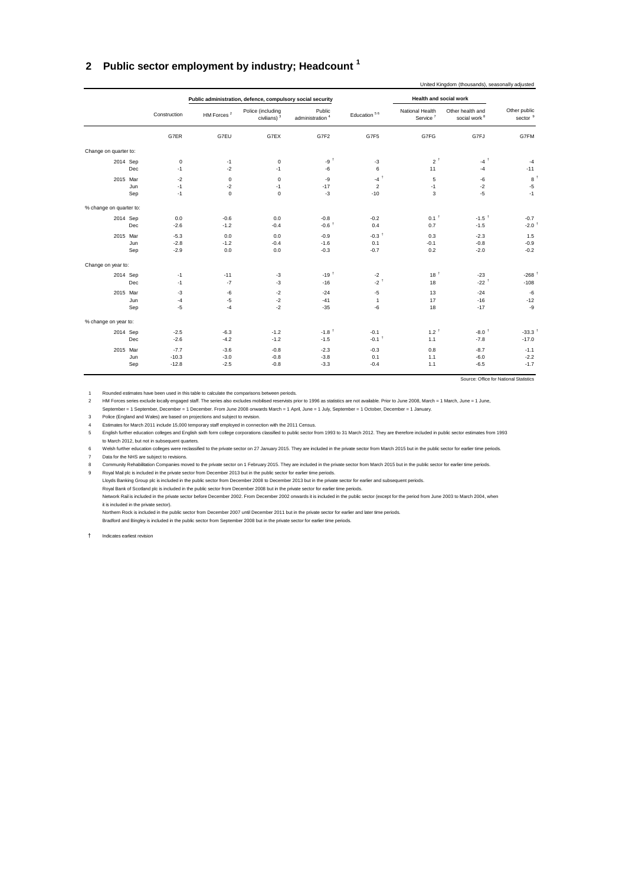## 2 Public sector employment by industry; Headcount [1]

United Kingdom (thousands), seasonally adjusted

| | | Construction | Public administration, defence, compulsory social security | | | Education [5 6] | Health and social work | | Other public sector [9] |
|---|---|---|---|---|---|---|---|---|---|
| | | | HM Forces [2] | Police (including civilians) [3] | Public administration [4] | | National Health Service [7] | Other health and social work [8] | |
| | | G7ER | G7EU | G7EX | G7F2 | G7F5 | G7FG | G7FJ | G7FM |
| **Change on quarter to:** | | | | | | | | | |
| 2014 | Sep | 0 | -1 | 0 | -9 † | -3 | 2 † | -4 † | -4 |
| | Dec | -1 | -2 | -1 | -6 | 6 | 11 | -4 | -11 |
| 2015 | Mar | -2 | 0 | 0 | -9 | -4 † | 5 | -6 | 8 † |
| | Jun | -1 | -2 | -1 | -17 | 2 | -1 | -2 | -5 |
| | Sep | -1 | 0 | 0 | -3 | -10 | 3 | -5 | -1 |
| **% change on quarter to:** | | | | | | | | | |
| 2014 | Sep | 0.0 | -0.6 | 0.0 | -0.8 | -0.2 | 0.1 † | -1.5 † | -0.7 |
| | Dec | -2.6 | -1.2 | -0.4 | -0.6 † | 0.4 | 0.7 | -1.5 | -2.0 † |
| 2015 | Mar | -5.3 | 0.0 | 0.0 | -0.9 | -0.3 † | 0.3 | -2.3 | 1.5 |
| | Jun | -2.8 | -1.2 | -0.4 | -1.6 | 0.1 | -0.1 | -0.8 | -0.9 |
| | Sep | -2.9 | 0.0 | 0.0 | -0.3 | -0.7 | 0.2 | -2.0 | -0.2 |
| **Change on year to:** | | | | | | | | | |
| 2014 | Sep | -1 | -11 | -3 | -19 † | -2 | 18 † | -23 | -268 † |
| | Dec | -1 | -7 | -3 | -16 | -2 † | 18 | -22 † | -108 |
| 2015 | Mar | -3 | -6 | -2 | -24 | -5 | 13 | -24 | -6 |
| | Jun | -4 | -5 | -2 | -41 | 1 | 17 | -16 | -12 |
| | Sep | -5 | -4 | -2 | -35 | -6 | 18 | -17 | -9 |
| **% change on year to:** | | | | | | | | | |
| 2014 | Sep | -2.5 | -6.3 | -1.2 | -1.8 † | -0.1 | 1.2 † | -8.0 † | -33.3 † |
| | Dec | -2.6 | -4.2 | -1.2 | -1.5 | -0.1 † | 1.1 | -7.8 | -17.0 |
| 2015 | Mar | -7.7 | -3.6 | -0.8 | -2.3 | -0.3 | 0.8 | -8.7 | -1.1 |
| | Jun | -10.3 | -3.0 | -0.8 | -3.8 | 0.1 | 1.1 | -6.0 | -2.2 |
| | Sep | -12.8 | -2.5 | -0.8 | -3.3 | -0.4 | 1.1 | -6.5 | -1.7 |

Source: Office for National Statistics

1 Rounded estimates have been used in this table to calculate the comparisons between periods.

2 HM Forces series exclude locally engaged staff. The series also excludes mobilised reservists prior to 1996 as statistics are not available. Prior to June 2008, March = 1 March, June = 1 June, September = 1 September, December = 1 December. From June 2008 onwards March = 1 April, June = 1 July, September = 1 October, December = 1 January.

3 Police (England and Wales) are based on projections and subject to revision.

4 Estimates for March 2011 include 15,000 temporary staff employed in connection with the 2011 Census.

5 English further education colleges and English sixth form college corporations classified to public sector from 1993 to 31 March 2012. They are therefore included in public sector estimates from 1993 to March 2012, but not in subsequent quarters.

6 Welsh further education colleges were reclassified to the private sector on 27 January 2015. They are included in the private sector from March 2015 but in the public sector for earlier time periods.

7 Data for the NHS are subject to revisions.

8 Community Rehabilitation Companies moved to the private sector on 1 February 2015. They are included in the private sector from March 2015 but in the public sector for earlier time periods.

9 Royal Mail plc is included in the private sector from December 2013 but in the public sector for earlier time periods.
Lloyds Banking Group plc is included in the public sector from December 2008 to December 2013 but in the private sector for earlier and subsequent periods.
Royal Bank of Scotland plc is included in the public sector from December 2008 but in the private sector for earlier time periods.
Network Rail is included in the private sector before December 2002. From December 2002 onwards it is included in the public sector (except for the period from June 2003 to March 2004, when it is included in the private sector).
Northern Rock is included in the public sector from December 2007 until December 2011 but in the private sector for earlier and later time periods.
Bradford and Bingley is included in the public sector from September 2008 but in the private sector for earlier time periods.

† Indicates earliest revision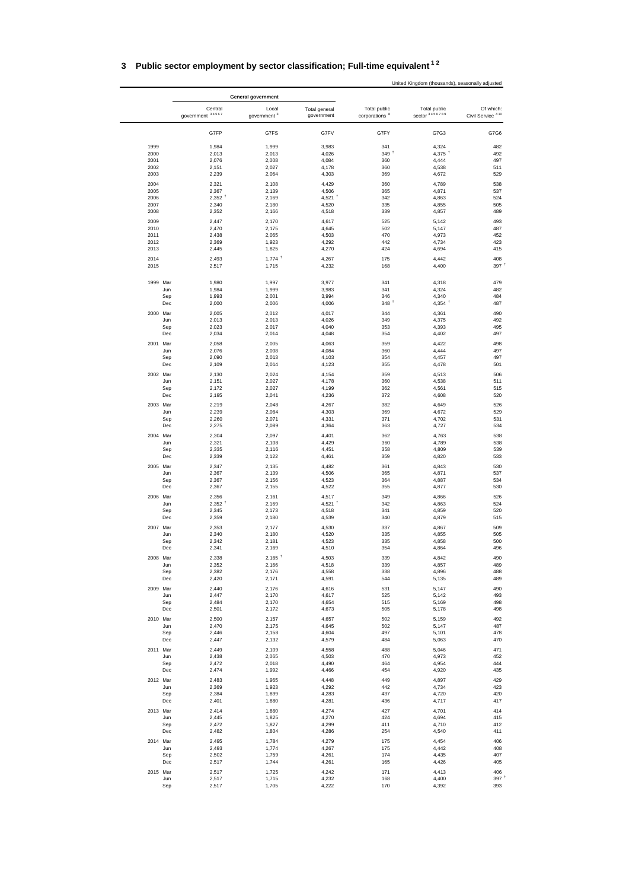# 3 Public sector employment by sector classification; Full-time equivalent [1 2]

United Kingdom (thousands), seasonally adjusted

| | | General government | | | | | |
|---|---|---|---|---|---|---|---|
| | | Central government [3 4 5 6 7] | Local government [3] | Total general government | Total public corporations [8] | Total public sector [3 4 5 6 7 8 9] | Of which: Civil Service [4 10] |
| | | G7FP | G7FS | G7FV | G7FY | G7G3 | G7G6 |
| 1999 | | 1,984 | 1,999 | 3,983 | 341 | 4,324 | 482 |
| 2000 | | 2,013 | 2,013 | 4,026 | 349 † | 4,375 † | 492 |
| 2001 | | 2,076 | 2,008 | 4,084 | 360 | 4,444 | 497 |
| 2002 | | 2,151 | 2,027 | 4,178 | 360 | 4,538 | 511 |
| 2003 | | 2,239 | 2,064 | 4,303 | 369 | 4,672 | 529 |
| 2004 | | 2,321 | 2,108 | 4,429 | 360 | 4,789 | 538 |
| 2005 | | 2,367 | 2,139 | 4,506 | 365 | 4,871 | 537 |
| 2006 | | 2,352 † | 2,169 | 4,521 † | 342 | 4,863 | 524 |
| 2007 | | 2,340 | 2,180 | 4,520 | 335 | 4,855 | 505 |
| 2008 | | 2,352 | 2,166 | 4,518 | 339 | 4,857 | 489 |
| 2009 | | 2,447 | 2,170 | 4,617 | 525 | 5,142 | 493 |
| 2010 | | 2,470 | 2,175 | 4,645 | 502 | 5,147 | 487 |
| 2011 | | 2,438 | 2,065 | 4,503 | 470 | 4,973 | 452 |
| 2012 | | 2,369 | 1,923 | 4,292 | 442 | 4,734 | 423 |
| 2013 | | 2,445 | 1,825 | 4,270 | 424 | 4,694 | 415 |
| 2014 | | 2,493 | 1,774 † | 4,267 | 175 | 4,442 | 408 |
| 2015 | | 2,517 | 1,715 | 4,232 | 168 | 4,400 | 397 † |
| 1999 | Mar | 1,980 | 1,997 | 3,977 | 341 | 4,318 | 479 |
| | Jun | 1,984 | 1,999 | 3,983 | 341 | 4,324 | 482 |
| | Sep | 1,993 | 2,001 | 3,994 | 346 | 4,340 | 484 |
| | Dec | 2,000 | 2,006 | 4,006 | 348 † | 4,354 † | 487 |
| 2000 | Mar | 2,005 | 2,012 | 4,017 | 344 | 4,361 | 490 |
| | Jun | 2,013 | 2,013 | 4,026 | 349 | 4,375 | 492 |
| | Sep | 2,023 | 2,017 | 4,040 | 353 | 4,393 | 495 |
| | Dec | 2,034 | 2,014 | 4,048 | 354 | 4,402 | 497 |
| 2001 | Mar | 2,058 | 2,005 | 4,063 | 359 | 4,422 | 498 |
| | Jun | 2,076 | 2,008 | 4,084 | 360 | 4,444 | 497 |
| | Sep | 2,090 | 2,013 | 4,103 | 354 | 4,457 | 497 |
| | Dec | 2,109 | 2,014 | 4,123 | 355 | 4,478 | 501 |
| 2002 | Mar | 2,130 | 2,024 | 4,154 | 359 | 4,513 | 506 |
| | Jun | 2,151 | 2,027 | 4,178 | 360 | 4,538 | 511 |
| | Sep | 2,172 | 2,027 | 4,199 | 362 | 4,561 | 515 |
| | Dec | 2,195 | 2,041 | 4,236 | 372 | 4,608 | 520 |
| 2003 | Mar | 2,219 | 2,048 | 4,267 | 382 | 4,649 | 526 |
| | Jun | 2,239 | 2,064 | 4,303 | 369 | 4,672 | 529 |
| | Sep | 2,260 | 2,071 | 4,331 | 371 | 4,702 | 531 |
| | Dec | 2,275 | 2,089 | 4,364 | 363 | 4,727 | 534 |
| 2004 | Mar | 2,304 | 2,097 | 4,401 | 362 | 4,763 | 538 |
| | Jun | 2,321 | 2,108 | 4,429 | 360 | 4,789 | 538 |
| | Sep | 2,335 | 2,116 | 4,451 | 358 | 4,809 | 539 |
| | Dec | 2,339 | 2,122 | 4,461 | 359 | 4,820 | 533 |
| 2005 | Mar | 2,347 | 2,135 | 4,482 | 361 | 4,843 | 530 |
| | Jun | 2,367 | 2,139 | 4,506 | 365 | 4,871 | 537 |
| | Sep | 2,367 | 2,156 | 4,523 | 364 | 4,887 | 534 |
| | Dec | 2,367 | 2,155 | 4,522 | 355 | 4,877 | 530 |
| 2006 | Mar | 2,356 | 2,161 | 4,517 | 349 | 4,866 | 526 |
| | Jun | 2,352 † | 2,169 | 4,521 † | 342 | 4,863 | 524 |
| | Sep | 2,345 | 2,173 | 4,518 | 341 | 4,859 | 520 |
| | Dec | 2,359 | 2,180 | 4,539 | 340 | 4,879 | 515 |
| 2007 | Mar | 2,353 | 2,177 | 4,530 | 337 | 4,867 | 509 |
| | Jun | 2,340 | 2,180 | 4,520 | 335 | 4,855 | 505 |
| | Sep | 2,342 | 2,181 | 4,523 | 335 | 4,858 | 500 |
| | Dec | 2,341 | 2,169 | 4,510 | 354 | 4,864 | 496 |
| 2008 | Mar | 2,338 | 2,165 † | 4,503 | 339 | 4,842 | 490 |
| | Jun | 2,352 | 2,166 | 4,518 | 339 | 4,857 | 489 |
| | Sep | 2,382 | 2,176 | 4,558 | 338 | 4,896 | 488 |
| | Dec | 2,420 | 2,171 | 4,591 | 544 | 5,135 | 489 |
| 2009 | Mar | 2,440 | 2,176 | 4,616 | 531 | 5,147 | 490 |
| | Jun | 2,447 | 2,170 | 4,617 | 525 | 5,142 | 493 |
| | Sep | 2,484 | 2,170 | 4,654 | 515 | 5,169 | 498 |
| | Dec | 2,501 | 2,172 | 4,673 | 505 | 5,178 | 498 |
| 2010 | Mar | 2,500 | 2,157 | 4,657 | 502 | 5,159 | 492 |
| | Jun | 2,470 | 2,175 | 4,645 | 502 | 5,147 | 487 |
| | Sep | 2,446 | 2,158 | 4,604 | 497 | 5,101 | 478 |
| | Dec | 2,447 | 2,132 | 4,579 | 484 | 5,063 | 470 |
| 2011 | Mar | 2,449 | 2,109 | 4,558 | 488 | 5,046 | 471 |
| | Jun | 2,438 | 2,065 | 4,503 | 470 | 4,973 | 452 |
| | Sep | 2,472 | 2,018 | 4,490 | 464 | 4,954 | 444 |
| | Dec | 2,474 | 1,992 | 4,466 | 454 | 4,920 | 435 |
| 2012 | Mar | 2,483 | 1,965 | 4,448 | 449 | 4,897 | 429 |
| | Jun | 2,369 | 1,923 | 4,292 | 442 | 4,734 | 423 |
| | Sep | 2,384 | 1,899 | 4,283 | 437 | 4,720 | 420 |
| | Dec | 2,401 | 1,880 | 4,281 | 436 | 4,717 | 417 |
| 2013 | Mar | 2,414 | 1,860 | 4,274 | 427 | 4,701 | 414 |
| | Jun | 2,445 | 1,825 | 4,270 | 424 | 4,694 | 415 |
| | Sep | 2,472 | 1,827 | 4,299 | 411 | 4,710 | 412 |
| | Dec | 2,482 | 1,804 | 4,286 | 254 | 4,540 | 411 |
| 2014 | Mar | 2,495 | 1,784 | 4,279 | 175 | 4,454 | 406 |
| | Jun | 2,493 | 1,774 | 4,267 | 175 | 4,442 | 408 |
| | Sep | 2,502 | 1,759 | 4,261 | 174 | 4,435 | 407 |
| | Dec | 2,517 | 1,744 | 4,261 | 165 | 4,426 | 405 |
| 2015 | Mar | 2,517 | 1,725 | 4,242 | 171 | 4,413 | 406 |
| | Jun | 2,517 | 1,715 | 4,232 | 168 | 4,400 | 397 † |
| | Sep | 2,517 | 1,705 | 4,222 | 170 | 4,392 | 393 |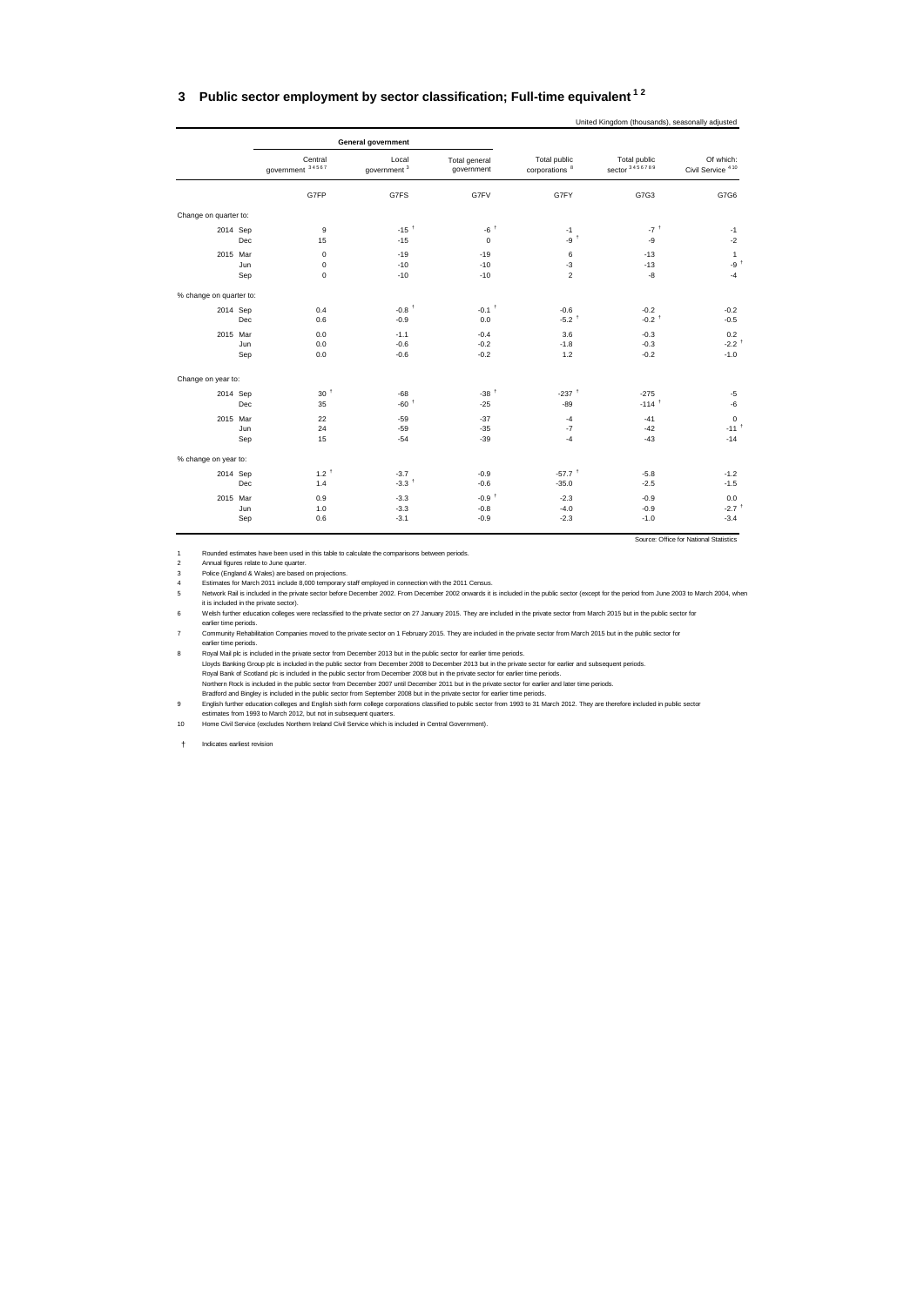## 3 Public sector employment by sector classification; Full-time equivalent [1 2]

United Kingdom (thousands), seasonally adjusted

| | | General government | | | | | |
|---|---|---|---|---|---|---|---|
| | | Central government [3 4 5 6 7] | Local government [3] | Total general government | Total public corporations [8] | Total public sector [3 4 5 6 7 8 9] | Of which: Civil Service [4 10] |
| | | G7FP | G7FS | G7FV | G7FY | G7G3 | G7G6 |
| **Change on quarter to:** | | | | | | | |
| 2014 | Sep | 9 | -15 † | -6 † | -1 | -7 † | -1 |
| | Dec | 15 | -15 | 0 | -9 † | -9 | -2 |
| 2015 | Mar | 0 | -19 | -19 | 6 | -13 | 1 |
| | Jun | 0 | -10 | -10 | -3 | -13 | -9 † |
| | Sep | 0 | -10 | -10 | 2 | -8 | -4 |
| **% change on quarter to:** | | | | | | | |
| 2014 | Sep | 0.4 | -0.8 † | -0.1 † | -0.6 | -0.2 | -0.2 |
| | Dec | 0.6 | -0.9 | 0.0 | -5.2 † | -0.2 † | -0.5 |
| 2015 | Mar | 0.0 | -1.1 | -0.4 | 3.6 | -0.3 | 0.2 |
| | Jun | 0.0 | -0.6 | -0.2 | -1.8 | -0.3 | -2.2 † |
| | Sep | 0.0 | -0.6 | -0.2 | 1.2 | -0.2 | -1.0 |
| **Change on year to:** | | | | | | | |
| 2014 | Sep | 30 † | -68 | -38 † | -237 † | -275 | -5 |
| | Dec | 35 | -60 † | -25 | -89 | -114 † | -6 |
| 2015 | Mar | 22 | -59 | -37 | -4 | -41 | 0 |
| | Jun | 24 | -59 | -35 | -7 | -42 | -11 † |
| | Sep | 15 | -54 | -39 | -4 | -43 | -14 |
| **% change on year to:** | | | | | | | |
| 2014 | Sep | 1.2 † | -3.7 | -0.9 | -57.7 † | -5.8 | -1.2 |
| | Dec | 1.4 | -3.3 † | -0.6 | -35.0 | -2.5 | -1.5 |
| 2015 | Mar | 0.9 | -3.3 | -0.9 † | -2.3 | -0.9 | 0.0 |
| | Jun | 1.0 | -3.3 | -0.8 | -4.0 | -0.9 | -2.7 † |
| | Sep | 0.6 | -3.1 | -0.9 | -2.3 | -1.0 | -3.4 |

Source: Office for National Statistics

1 Rounded estimates have been used in this table to calculate the comparisons between periods.

2 Annual figures relate to June quarter.

3 Police (England & Wales) are based on projections.

4 Estimates for March 2011 include 8,000 temporary staff employed in connection with the 2011 Census.

5 Network Rail is included in the private sector before December 2002. From December 2002 onwards it is included in the public sector (except for the period from June 2003 to March 2004, when it is included in the private sector).

6 Welsh further education colleges were reclassified to the private sector on 27 January 2015. They are included in the private sector from March 2015 but in the public sector for earlier time periods.

7 Community Rehabilitation Companies moved to the private sector on 1 February 2015. They are included in the private sector from March 2015 but in the public sector for earlier time periods.

8 Royal Mail plc is included in the private sector from December 2013 but in the public sector for earlier time periods.
Lloyds Banking Group plc is included in the public sector from December 2008 to December 2013 but in the private sector for earlier and subsequent periods.
Royal Bank of Scotland plc is included in the public sector from December 2008 but in the private sector for earlier time periods.
Northern Rock is included in the public sector from December 2007 until December 2011 but in the private sector for earlier and later time periods.
Bradford and Bingley is included in the public sector from September 2008 but in the private sector for earlier time periods.

9 English further education colleges and English sixth form college corporations classified to public sector from 1993 to 31 March 2012. They are therefore included in public sector estimates from 1993 to March 2012, but not in subsequent quarters.

10 Home Civil Service (excludes Northern Ireland Civil Service which is included in Central Government).

† Indicates earliest revision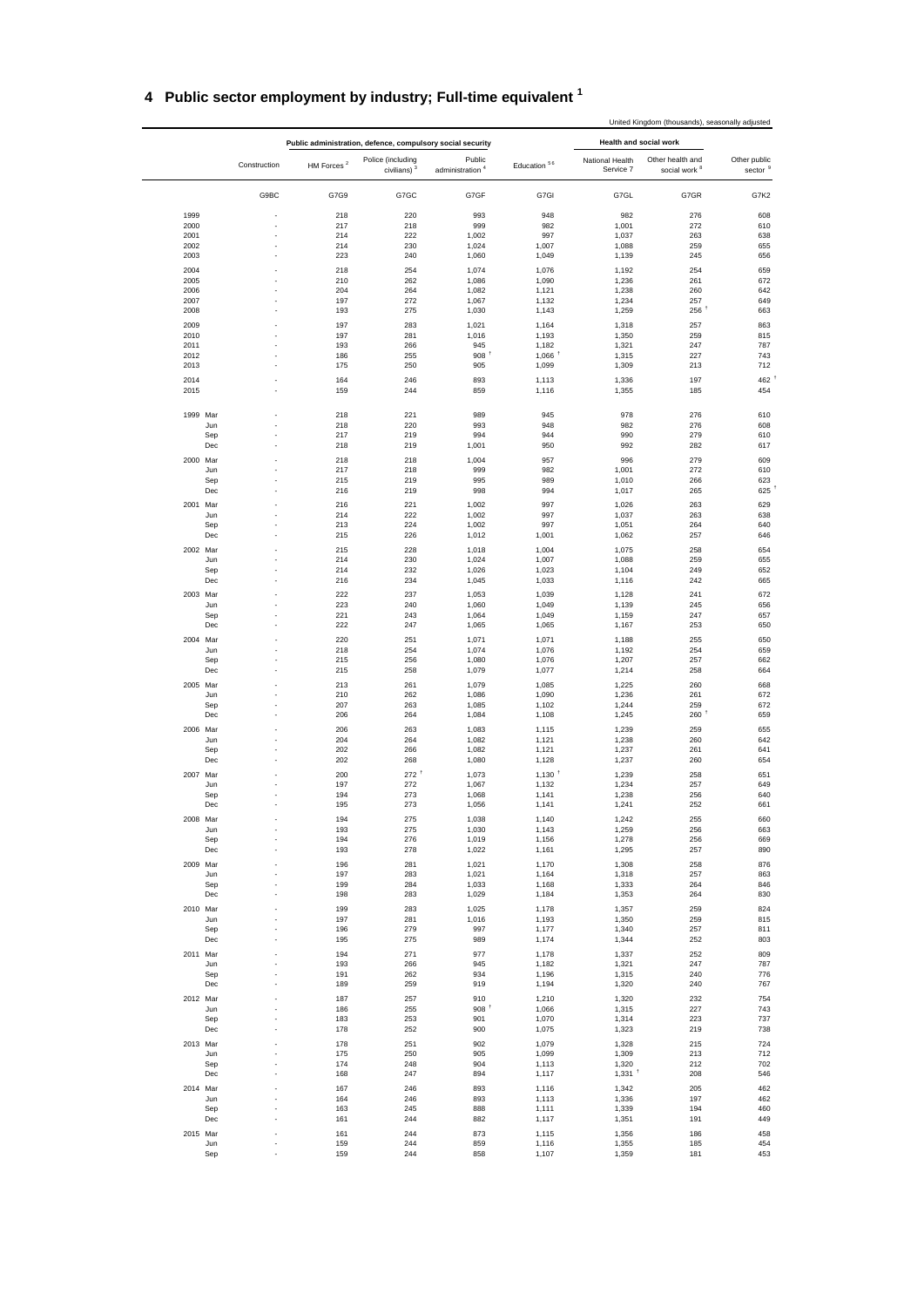# 4 Public sector employment by industry; Full-time equivalent [1]

United Kingdom (thousands), seasonally adjusted

| | Construction | Public administration, defence, compulsory social security | | | Education [5 6] | Health and social work | | Other public sector [9] |
|---|---|---|---|---|---|---|---|---|
| | | HM Forces [2] | Police (including civilians) [3] | Public administration [4] | | National Health Service 7 | Other health and social work [8] | |
| | G9BC | G7G9 | G7GC | G7GF | G7GI | G7GL | G7GR | G7K2 |
| 1999 | - | 218 | 220 | 993 | 948 | 982 | 276 | 608 |
| 2000 | - | 217 | 218 | 999 | 982 | 1,001 | 272 | 610 |
| 2001 | - | 214 | 222 | 1,002 | 997 | 1,037 | 263 | 638 |
| 2002 | - | 214 | 230 | 1,024 | 1,007 | 1,088 | 259 | 655 |
| 2003 | - | 223 | 240 | 1,060 | 1,049 | 1,139 | 245 | 656 |
| 2004 | - | 218 | 254 | 1,074 | 1,076 | 1,192 | 254 | 659 |
| 2005 | - | 210 | 262 | 1,086 | 1,090 | 1,236 | 261 | 672 |
| 2006 | - | 204 | 264 | 1,082 | 1,121 | 1,238 | 260 | 642 |
| 2007 | - | 197 | 272 | 1,067 | 1,132 | 1,234 | 257 | 649 |
| 2008 | - | 193 | 275 | 1,030 | 1,143 | 1,259 | 256 † | 663 |
| 2009 | - | 197 | 283 | 1,021 | 1,164 | 1,318 | 257 | 863 |
| 2010 | - | 197 | 281 | 1,016 | 1,193 | 1,350 | 259 | 815 |
| 2011 | - | 193 | 266 | 945 | 1,182 | 1,321 | 247 | 787 |
| 2012 | - | 186 | 255 | 908 † | 1,066 † | 1,315 | 227 | 743 |
| 2013 | - | 175 | 250 | 905 | 1,099 | 1,309 | 213 | 712 |
| 2014 | - | 164 | 246 | 893 | 1,113 | 1,336 | 197 | 462 † |
| 2015 | - | 159 | 244 | 859 | 1,116 | 1,355 | 185 | 454 |
| 1999 Mar | - | 218 | 221 | 989 | 945 | 978 | 276 | 610 |
| Jun | - | 218 | 220 | 993 | 948 | 982 | 276 | 608 |
| Sep | - | 217 | 219 | 994 | 944 | 990 | 279 | 610 |
| Dec | - | 218 | 219 | 1,001 | 950 | 992 | 282 | 617 |
| 2000 Mar | - | 218 | 218 | 1,004 | 957 | 996 | 279 | 609 |
| Jun | - | 217 | 218 | 999 | 982 | 1,001 | 272 | 610 |
| Sep | - | 215 | 219 | 995 | 989 | 1,010 | 266 | 623 |
| Dec | - | 216 | 219 | 998 | 994 | 1,017 | 265 | 625 † |
| 2001 Mar | - | 216 | 221 | 1,002 | 997 | 1,026 | 263 | 629 |
| Jun | - | 214 | 222 | 1,002 | 997 | 1,037 | 263 | 638 |
| Sep | - | 213 | 224 | 1,002 | 997 | 1,051 | 264 | 640 |
| Dec | - | 215 | 226 | 1,012 | 1,001 | 1,062 | 257 | 646 |
| 2002 Mar | - | 215 | 228 | 1,018 | 1,004 | 1,075 | 258 | 654 |
| Jun | - | 214 | 230 | 1,024 | 1,007 | 1,088 | 259 | 655 |
| Sep | - | 214 | 232 | 1,026 | 1,023 | 1,104 | 249 | 652 |
| Dec | - | 216 | 234 | 1,045 | 1,033 | 1,116 | 242 | 665 |
| 2003 Mar | - | 222 | 237 | 1,053 | 1,039 | 1,128 | 241 | 672 |
| Jun | - | 223 | 240 | 1,060 | 1,049 | 1,139 | 245 | 656 |
| Sep | - | 221 | 243 | 1,064 | 1,049 | 1,159 | 247 | 657 |
| Dec | - | 222 | 247 | 1,065 | 1,065 | 1,167 | 253 | 650 |
| 2004 Mar | - | 220 | 251 | 1,071 | 1,071 | 1,188 | 255 | 650 |
| Jun | - | 218 | 254 | 1,074 | 1,076 | 1,192 | 254 | 659 |
| Sep | - | 215 | 256 | 1,080 | 1,076 | 1,207 | 257 | 662 |
| Dec | - | 215 | 258 | 1,079 | 1,077 | 1,214 | 258 | 664 |
| 2005 Mar | - | 213 | 261 | 1,079 | 1,085 | 1,225 | 260 | 668 |
| Jun | - | 210 | 262 | 1,086 | 1,090 | 1,236 | 261 | 672 |
| Sep | - | 207 | 263 | 1,085 | 1,102 | 1,244 | 259 | 672 |
| Dec | - | 206 | 264 | 1,084 | 1,108 | 1,245 | 260 † | 659 |
| 2006 Mar | - | 206 | 263 | 1,083 | 1,115 | 1,239 | 259 | 655 |
| Jun | - | 204 | 264 | 1,082 | 1,121 | 1,238 | 260 | 642 |
| Sep | - | 202 | 266 | 1,082 | 1,121 | 1,237 | 261 | 641 |
| Dec | - | 202 | 268 | 1,080 | 1,128 | 1,237 | 260 | 654 |
| 2007 Mar | - | 200 | 272 † | 1,073 | 1,130 † | 1,239 | 258 | 651 |
| Jun | - | 197 | 272 | 1,067 | 1,132 | 1,234 | 257 | 649 |
| Sep | - | 194 | 273 | 1,068 | 1,141 | 1,238 | 256 | 640 |
| Dec | - | 195 | 273 | 1,056 | 1,141 | 1,241 | 252 | 661 |
| 2008 Mar | - | 194 | 275 | 1,038 | 1,140 | 1,242 | 255 | 660 |
| Jun | - | 193 | 275 | 1,030 | 1,143 | 1,259 | 256 | 663 |
| Sep | - | 194 | 276 | 1,019 | 1,156 | 1,278 | 256 | 669 |
| Dec | - | 193 | 278 | 1,022 | 1,161 | 1,295 | 257 | 890 |
| 2009 Mar | - | 196 | 281 | 1,021 | 1,170 | 1,308 | 258 | 876 |
| Jun | - | 197 | 283 | 1,021 | 1,164 | 1,318 | 257 | 863 |
| Sep | - | 199 | 284 | 1,033 | 1,168 | 1,333 | 264 | 846 |
| Dec | - | 198 | 283 | 1,029 | 1,184 | 1,353 | 264 | 830 |
| 2010 Mar | - | 199 | 283 | 1,025 | 1,178 | 1,357 | 259 | 824 |
| Jun | - | 197 | 281 | 1,016 | 1,193 | 1,350 | 259 | 815 |
| Sep | - | 196 | 279 | 997 | 1,177 | 1,340 | 257 | 811 |
| Dec | - | 195 | 275 | 989 | 1,174 | 1,344 | 252 | 803 |
| 2011 Mar | - | 194 | 271 | 977 | 1,178 | 1,337 | 252 | 809 |
| Jun | - | 193 | 266 | 945 | 1,182 | 1,321 | 247 | 787 |
| Sep | - | 191 | 262 | 934 | 1,196 | 1,315 | 240 | 776 |
| Dec | - | 189 | 259 | 919 | 1,194 | 1,320 | 240 | 767 |
| 2012 Mar | - | 187 | 257 | 910 | 1,210 | 1,320 | 232 | 754 |
| Jun | - | 186 | 255 | 908 † | 1,066 | 1,315 | 227 | 743 |
| Sep | - | 183 | 253 | 901 | 1,070 | 1,314 | 223 | 737 |
| Dec | - | 178 | 252 | 900 | 1,075 | 1,323 | 219 | 738 |
| 2013 Mar | - | 178 | 251 | 902 | 1,079 | 1,328 | 215 | 724 |
| Jun | - | 175 | 250 | 905 | 1,099 | 1,309 | 213 | 712 |
| Sep | - | 174 | 248 | 904 | 1,113 | 1,320 | 212 | 702 |
| Dec | - | 168 | 247 | 894 | 1,117 | 1,331 † | 208 | 546 |
| 2014 Mar | - | 167 | 246 | 893 | 1,116 | 1,342 | 205 | 462 |
| Jun | - | 164 | 246 | 893 | 1,113 | 1,336 | 197 | 462 |
| Sep | - | 163 | 245 | 888 | 1,111 | 1,339 | 194 | 460 |
| Dec | - | 161 | 244 | 882 | 1,117 | 1,351 | 191 | 449 |
| 2015 Mar | - | 161 | 244 | 873 | 1,115 | 1,356 | 186 | 458 |
| Jun | - | 159 | 244 | 859 | 1,116 | 1,355 | 185 | 454 |
| Sep | - | 159 | 244 | 858 | 1,107 | 1,359 | 181 | 453 |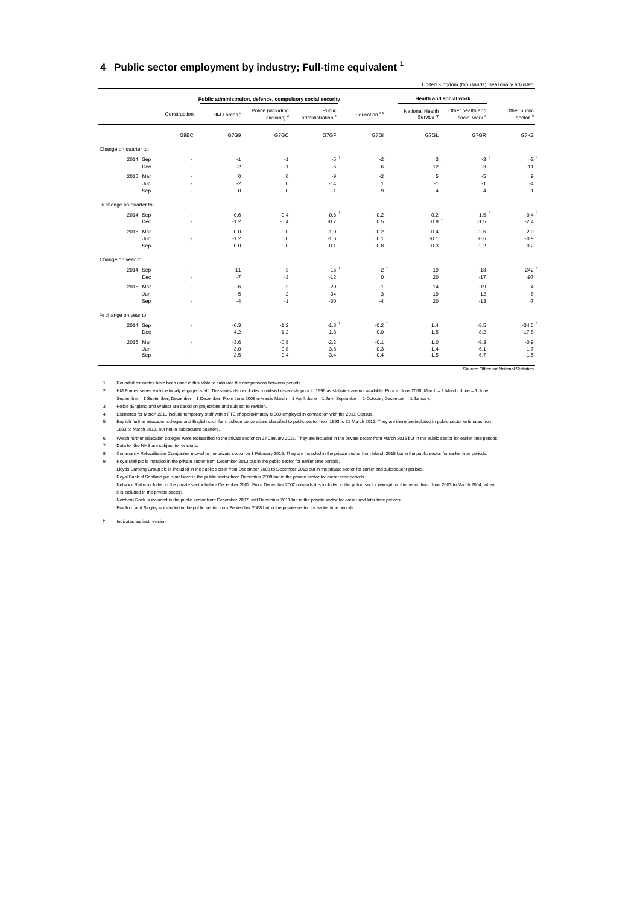## 4 Public sector employment by industry; Full-time equivalent [1]

United Kingdom (thousands), seasonally adjusted

| | Construction | Public administration, defence, compulsory social security | | | Education [5 6] | Health and social work | | Other public sector [9] |
|---|---|---|---|---|---|---|---|---|
| | | HM Forces [2] | Police (including civilians) [3] | Public administration [4] | | National Health Service 7 | Other health and social work [8] | |
| | G9BC | G7G9 | G7GC | G7GF | G7GI | G7GL | G7GR | G7K2 |
| **Change on quarter to:** | | | | | | | | |
| 2014 Sep | - | -1 | -1 | -5 † | -2 † | 3 | -3 † | -2 † |
| Dec | - | -2 | -1 | -6 | 6 | 12 † | -3 | -11 |
| 2015 Mar | - | 0 | 0 | -9 | -2 | 5 | -5 | 9 |
| Jun | - | -2 | 0 | -14 | 1 | -1 | -1 | -4 |
| Sep | - | 0 | 0 | -1 | -9 | 4 | -4 | -1 |
| **% change on quarter to:** | | | | | | | | |
| 2014 Sep | - | -0.6 | -0.4 | -0.6 † | -0.2 † | 0.2 | -1.5 † | -0.4 † |
| Dec | - | -1.2 | -0.4 | -0.7 | 0.5 | 0.9 † | -1.5 | -2.4 |
| 2015 Mar | - | 0.0 | 0.0 | -1.0 | -0.2 | 0.4 | -2.6 | 2.0 |
| Jun | - | -1.2 | 0.0 | -1.6 | 0.1 | -0.1 | -0.5 | -0.9 |
| Sep | - | 0.0 | 0.0 | -0.1 | -0.8 | 0.3 | -2.2 | -0.2 |
| **Change on year to:** | | | | | | | | |
| 2014 Sep | - | -11 | -3 | -16 † | -2 † | 19 | -18 | -242 † |
| Dec | - | -7 | -3 | -12 | 0 | 20 | -17 | -97 |
| 2015 Mar | - | -6 | -2 | -20 | -1 | 14 | -19 | -4 |
| Jun | - | -5 | -2 | -34 | 3 | 19 | -12 | -8 |
| Sep | - | -4 | -1 | -30 | -4 | 20 | -13 | -7 |
| **% change on year to:** | | | | | | | | |
| 2014 Sep | - | -6.3 | -1.2 | -1.8 † | -0.2 † | 1.4 | -8.5 | -34.5 † |
| Dec | - | -4.2 | -1.2 | -1.3 | 0.0 | 1.5 | -8.2 | -17.8 |
| 2015 Mar | - | -3.6 | -0.8 | -2.2 | -0.1 | 1.0 | -9.3 | -0.9 |
| Jun | - | -3.0 | -0.8 | -3.8 | 0.3 | 1.4 | -6.1 | -1.7 |
| Sep | - | -2.5 | -0.4 | -3.4 | -0.4 | 1.5 | -6.7 | -1.5 |

Source: Office for National Statistics

1 Rounded estimates have been used in this table to calculate the comparisons between periods.

2 HM Forces series exclude locally engaged staff. The series also excludes mobilised reservists prior to 1996 as statistics are not available. Prior to June 2008, March = 1 March, June = 1 June, September = 1 September, December = 1 December. From June 2008 onwards March = 1 April, June = 1 July, September = 1 October, December = 1 January.

3 Police (England and Wales) are based on projections and subject to revision.

4 Estimates for March 2011 include temporary staff with a FTE of approximately 8,000 employed in connection with the 2011 Census.

5 English further education colleges and English sixth form college corporations classified to public sector from 1993 to 31 March 2012. They are therefore included in public sector estimates from 1993 to March 2012, but not in subsequent quarters.

6 Welsh further education colleges were reclassified to the private sector on 27 January 2015. They are included in the private sector from March 2015 but in the public sector for earlier time periods.

7 Data for the NHS are subject to revisions.

8 Community Rehabilitation Companies moved to the private sector on 1 February 2015. They are included in the private sector from March 2015 but in the public sector for earlier time periods.

9 Royal Mail plc is included in the private sector from December 2013 but in the public sector for earlier time periods.
Lloyds Banking Group plc is included in the public sector from December 2008 to December 2013 but in the private sector for earlier and subsequent periods.
Royal Bank of Scotland plc is included in the public sector from December 2008 but in the private sector for earlier time periods.
Network Rail is included in the private sector before December 2002. From December 2002 onwards it is included in the public sector (except for the period from June 2003 to March 2004, when it is included in the private sector).
Northern Rock is included in the public sector from December 2007 until December 2011 but in the private sector for earlier and later time periods.
Bradford and Bingley is included in the public sector from September 2008 but in the private sector for earlier time periods.

† Indicates earliest revision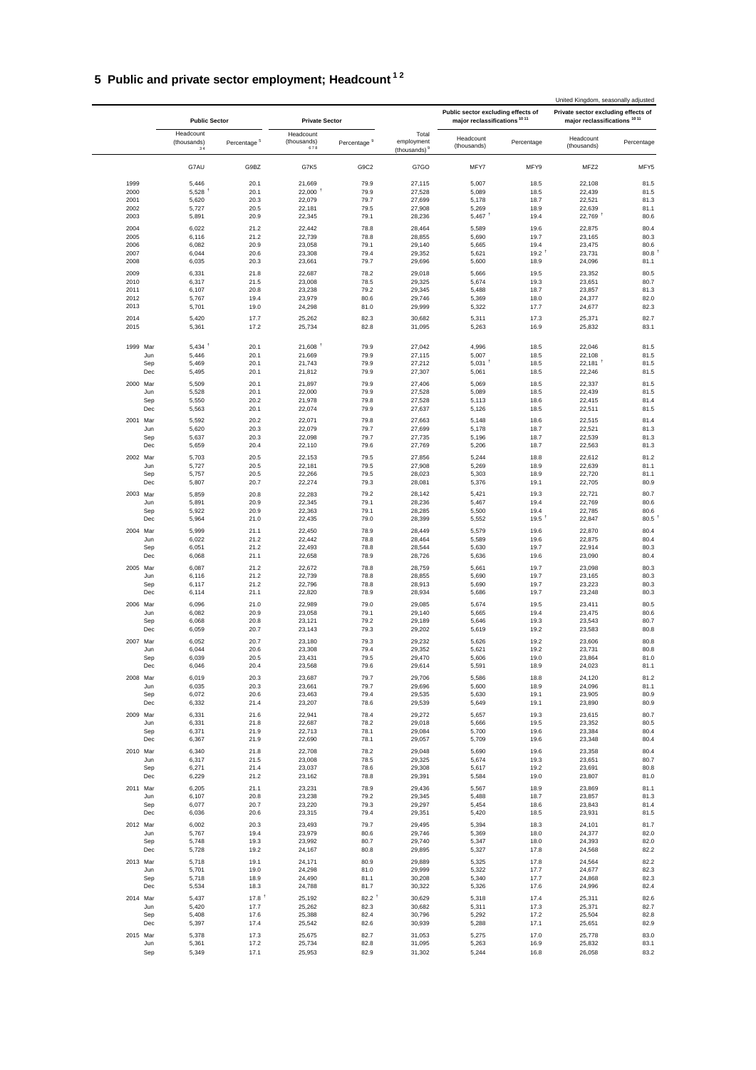# 5 Public and private sector employment; Headcount [1 2]

United Kingdom, seasonally adjusted

| | Public Sector | | Private Sector | | | Public sector excluding effects of major reclassifications [10 11] | | Private sector excluding effects of major reclassifications [10 11] | |
|---|---|---|---|---|---|---|---|---|---|
| | Headcount (thousands) [3 4] | Percentage [5] | Headcount (thousands) [6 7 8] | Percentage [9] | Total employment (thousands) [8] | Headcount (thousands) | Percentage | Headcount (thousands) | Percentage |
| | G7AU | G9BZ | G7K5 | G9C2 | G7GO | MFY7 | MFY9 | MFZ2 | MFY5 |
| 1999 | 5,446 | 20.1 | 21,669 | 79.9 | 27,115 | 5,007 | 18.5 | 22,108 | 81.5 |
| 2000 | 5,528 † | 20.1 | 22,000 † | 79.9 | 27,528 | 5,089 | 18.5 | 22,439 | 81.5 |
| 2001 | 5,620 | 20.3 | 22,079 | 79.7 | 27,699 | 5,178 | 18.7 | 22,521 | 81.3 |
| 2002 | 5,727 | 20.5 | 22,181 | 79.5 | 27,908 | 5,269 | 18.9 | 22,639 | 81.1 |
| 2003 | 5,891 | 20.9 | 22,345 | 79.1 | 28,236 | 5,467 † | 19.4 | 22,769 † | 80.6 |
| 2004 | 6,022 | 21.2 | 22,442 | 78.8 | 28,464 | 5,589 | 19.6 | 22,875 | 80.4 |
| 2005 | 6,116 | 21.2 | 22,739 | 78.8 | 28,855 | 5,690 | 19.7 | 23,165 | 80.3 |
| 2006 | 6,082 | 20.9 | 23,058 | 79.1 | 29,140 | 5,665 | 19.4 | 23,475 | 80.6 |
| 2007 | 6,044 | 20.6 | 23,308 | 79.4 | 29,352 | 5,621 | 19.2 † | 23,731 | 80.8 † |
| 2008 | 6,035 | 20.3 | 23,661 | 79.7 | 29,696 | 5,600 | 18.9 | 24,096 | 81.1 |
| 2009 | 6,331 | 21.8 | 22,687 | 78.2 | 29,018 | 5,666 | 19.5 | 23,352 | 80.5 |
| 2010 | 6,317 | 21.5 | 23,008 | 78.5 | 29,325 | 5,674 | 19.3 | 23,651 | 80.7 |
| 2011 | 6,107 | 20.8 | 23,238 | 79.2 | 29,345 | 5,488 | 18.7 | 23,857 | 81.3 |
| 2012 | 5,767 | 19.4 | 23,979 | 80.6 | 29,746 | 5,369 | 18.0 | 24,377 | 82.0 |
| 2013 | 5,701 | 19.0 | 24,298 | 81.0 | 29,999 | 5,322 | 17.7 | 24,677 | 82.3 |
| 2014 | 5,420 | 17.7 | 25,262 | 82.3 | 30,682 | 5,311 | 17.3 | 25,371 | 82.7 |
| 2015 | 5,361 | 17.2 | 25,734 | 82.8 | 31,095 | 5,263 | 16.9 | 25,832 | 83.1 |
| 1999 Mar | 5,434 † | 20.1 | 21,608 † | 79.9 | 27,042 | 4,996 | 18.5 | 22,046 | 81.5 |
| Jun | 5,446 | 20.1 | 21,669 | 79.9 | 27,115 | 5,007 | 18.5 | 22,108 | 81.5 |
| Sep | 5,469 | 20.1 | 21,743 | 79.9 | 27,212 | 5,031 † | 18.5 | 22,181 † | 81.5 |
| Dec | 5,495 | 20.1 | 21,812 | 79.9 | 27,307 | 5,061 | 18.5 | 22,246 | 81.5 |
| 2000 Mar | 5,509 | 20.1 | 21,897 | 79.9 | 27,406 | 5,069 | 18.5 | 22,337 | 81.5 |
| Jun | 5,528 | 20.1 | 22,000 | 79.9 | 27,528 | 5,089 | 18.5 | 22,439 | 81.5 |
| Sep | 5,550 | 20.2 | 21,978 | 79.8 | 27,528 | 5,113 | 18.6 | 22,415 | 81.4 |
| Dec | 5,563 | 20.1 | 22,074 | 79.9 | 27,637 | 5,126 | 18.5 | 22,511 | 81.5 |
| 2001 Mar | 5,592 | 20.2 | 22,071 | 79.8 | 27,663 | 5,148 | 18.6 | 22,515 | 81.4 |
| Jun | 5,620 | 20.3 | 22,079 | 79.7 | 27,699 | 5,178 | 18.7 | 22,521 | 81.3 |
| Sep | 5,637 | 20.3 | 22,098 | 79.7 | 27,735 | 5,196 | 18.7 | 22,539 | 81.3 |
| Dec | 5,659 | 20.4 | 22,110 | 79.6 | 27,769 | 5,206 | 18.7 | 22,563 | 81.3 |
| 2002 Mar | 5,703 | 20.5 | 22,153 | 79.5 | 27,856 | 5,244 | 18.8 | 22,612 | 81.2 |
| Jun | 5,727 | 20.5 | 22,181 | 79.5 | 27,908 | 5,269 | 18.9 | 22,639 | 81.1 |
| Sep | 5,757 | 20.5 | 22,266 | 79.5 | 28,023 | 5,303 | 18.9 | 22,720 | 81.1 |
| Dec | 5,807 | 20.7 | 22,274 | 79.3 | 28,081 | 5,376 | 19.1 | 22,705 | 80.9 |
| 2003 Mar | 5,859 | 20.8 | 22,283 | 79.2 | 28,142 | 5,421 | 19.3 | 22,721 | 80.7 |
| Jun | 5,891 | 20.9 | 22,345 | 79.1 | 28,236 | 5,467 | 19.4 | 22,769 | 80.6 |
| Sep | 5,922 | 20.9 | 22,363 | 79.1 | 28,285 | 5,500 | 19.4 | 22,785 | 80.6 |
| Dec | 5,964 | 21.0 | 22,435 | 79.0 | 28,399 | 5,552 | 19.5 † | 22,847 | 80.5 † |
| 2004 Mar | 5,999 | 21.1 | 22,450 | 78.9 | 28,449 | 5,579 | 19.6 | 22,870 | 80.4 |
| Jun | 6,022 | 21.2 | 22,442 | 78.8 | 28,464 | 5,589 | 19.6 | 22,875 | 80.4 |
| Sep | 6,051 | 21.2 | 22,493 | 78.8 | 28,544 | 5,630 | 19.7 | 22,914 | 80.3 |
| Dec | 6,068 | 21.1 | 22,658 | 78.9 | 28,726 | 5,636 | 19.6 | 23,090 | 80.4 |
| 2005 Mar | 6,087 | 21.2 | 22,672 | 78.8 | 28,759 | 5,661 | 19.7 | 23,098 | 80.3 |
| Jun | 6,116 | 21.2 | 22,739 | 78.8 | 28,855 | 5,690 | 19.7 | 23,165 | 80.3 |
| Sep | 6,117 | 21.2 | 22,796 | 78.8 | 28,913 | 5,690 | 19.7 | 23,223 | 80.3 |
| Dec | 6,114 | 21.1 | 22,820 | 78.9 | 28,934 | 5,686 | 19.7 | 23,248 | 80.3 |
| 2006 Mar | 6,096 | 21.0 | 22,989 | 79.0 | 29,085 | 5,674 | 19.5 | 23,411 | 80.5 |
| Jun | 6,082 | 20.9 | 23,058 | 79.1 | 29,140 | 5,665 | 19.4 | 23,475 | 80.6 |
| Sep | 6,068 | 20.8 | 23,121 | 79.2 | 29,189 | 5,646 | 19.3 | 23,543 | 80.7 |
| Dec | 6,059 | 20.7 | 23,143 | 79.3 | 29,202 | 5,619 | 19.2 | 23,583 | 80.8 |
| 2007 Mar | 6,052 | 20.7 | 23,180 | 79.3 | 29,232 | 5,626 | 19.2 | 23,606 | 80.8 |
| Jun | 6,044 | 20.6 | 23,308 | 79.4 | 29,352 | 5,621 | 19.2 | 23,731 | 80.8 |
| Sep | 6,039 | 20.5 | 23,431 | 79.5 | 29,470 | 5,606 | 19.0 | 23,864 | 81.0 |
| Dec | 6,046 | 20.4 | 23,568 | 79.6 | 29,614 | 5,591 | 18.9 | 24,023 | 81.1 |
| 2008 Mar | 6,019 | 20.3 | 23,687 | 79.7 | 29,706 | 5,586 | 18.8 | 24,120 | 81.2 |
| Jun | 6,035 | 20.3 | 23,661 | 79.7 | 29,696 | 5,600 | 18.9 | 24,096 | 81.1 |
| Sep | 6,072 | 20.6 | 23,463 | 79.4 | 29,535 | 5,630 | 19.1 | 23,905 | 80.9 |
| Dec | 6,332 | 21.4 | 23,207 | 78.6 | 29,539 | 5,649 | 19.1 | 23,890 | 80.9 |
| 2009 Mar | 6,331 | 21.6 | 22,941 | 78.4 | 29,272 | 5,657 | 19.3 | 23,615 | 80.7 |
| Jun | 6,331 | 21.8 | 22,687 | 78.2 | 29,018 | 5,666 | 19.5 | 23,352 | 80.5 |
| Sep | 6,371 | 21.9 | 22,713 | 78.1 | 29,084 | 5,700 | 19.6 | 23,384 | 80.4 |
| Dec | 6,367 | 21.9 | 22,690 | 78.1 | 29,057 | 5,709 | 19.6 | 23,348 | 80.4 |
| 2010 Mar | 6,340 | 21.8 | 22,708 | 78.2 | 29,048 | 5,690 | 19.6 | 23,358 | 80.4 |
| Jun | 6,317 | 21.5 | 23,008 | 78.5 | 29,325 | 5,674 | 19.3 | 23,651 | 80.7 |
| Sep | 6,271 | 21.4 | 23,037 | 78.6 | 29,308 | 5,617 | 19.2 | 23,691 | 80.8 |
| Dec | 6,229 | 21.2 | 23,162 | 78.8 | 29,391 | 5,584 | 19.0 | 23,807 | 81.0 |
| 2011 Mar | 6,205 | 21.1 | 23,231 | 78.9 | 29,436 | 5,567 | 18.9 | 23,869 | 81.1 |
| Jun | 6,107 | 20.8 | 23,238 | 79.2 | 29,345 | 5,488 | 18.7 | 23,857 | 81.3 |
| Sep | 6,077 | 20.7 | 23,220 | 79.3 | 29,297 | 5,454 | 18.6 | 23,843 | 81.4 |
| Dec | 6,036 | 20.6 | 23,315 | 79.4 | 29,351 | 5,420 | 18.5 | 23,931 | 81.5 |
| 2012 Mar | 6,002 | 20.3 | 23,493 | 79.7 | 29,495 | 5,394 | 18.3 | 24,101 | 81.7 |
| Jun | 5,767 | 19.4 | 23,979 | 80.6 | 29,746 | 5,369 | 18.0 | 24,377 | 82.0 |
| Sep | 5,748 | 19.3 | 23,992 | 80.7 | 29,740 | 5,347 | 18.0 | 24,393 | 82.0 |
| Dec | 5,728 | 19.2 | 24,167 | 80.8 | 29,895 | 5,327 | 17.8 | 24,568 | 82.2 |
| 2013 Mar | 5,718 | 19.1 | 24,171 | 80.9 | 29,889 | 5,325 | 17.8 | 24,564 | 82.2 |
| Jun | 5,701 | 19.0 | 24,298 | 81.0 | 29,999 | 5,322 | 17.7 | 24,677 | 82.3 |
| Sep | 5,718 | 18.9 | 24,490 | 81.1 | 30,208 | 5,340 | 17.7 | 24,868 | 82.3 |
| Dec | 5,534 | 18.3 | 24,788 | 81.7 | 30,322 | 5,326 | 17.6 | 24,996 | 82.4 |
| 2014 Mar | 5,437 | 17.8 † | 25,192 | 82.2 † | 30,629 | 5,318 | 17.4 | 25,311 | 82.6 |
| Jun | 5,420 | 17.7 | 25,262 | 82.3 | 30,682 | 5,311 | 17.3 | 25,371 | 82.7 |
| Sep | 5,408 | 17.6 | 25,388 | 82.4 | 30,796 | 5,292 | 17.2 | 25,504 | 82.8 |
| Dec | 5,397 | 17.4 | 25,542 | 82.6 | 30,939 | 5,288 | 17.1 | 25,651 | 82.9 |
| 2015 Mar | 5,378 | 17.3 | 25,675 | 82.7 | 31,053 | 5,275 | 17.0 | 25,778 | 83.0 |
| Jun | 5,361 | 17.2 | 25,734 | 82.8 | 31,095 | 5,263 | 16.9 | 25,832 | 83.1 |
| Sep | 5,349 | 17.1 | 25,953 | 82.9 | 31,302 | 5,244 | 16.8 | 26,058 | 83.2 |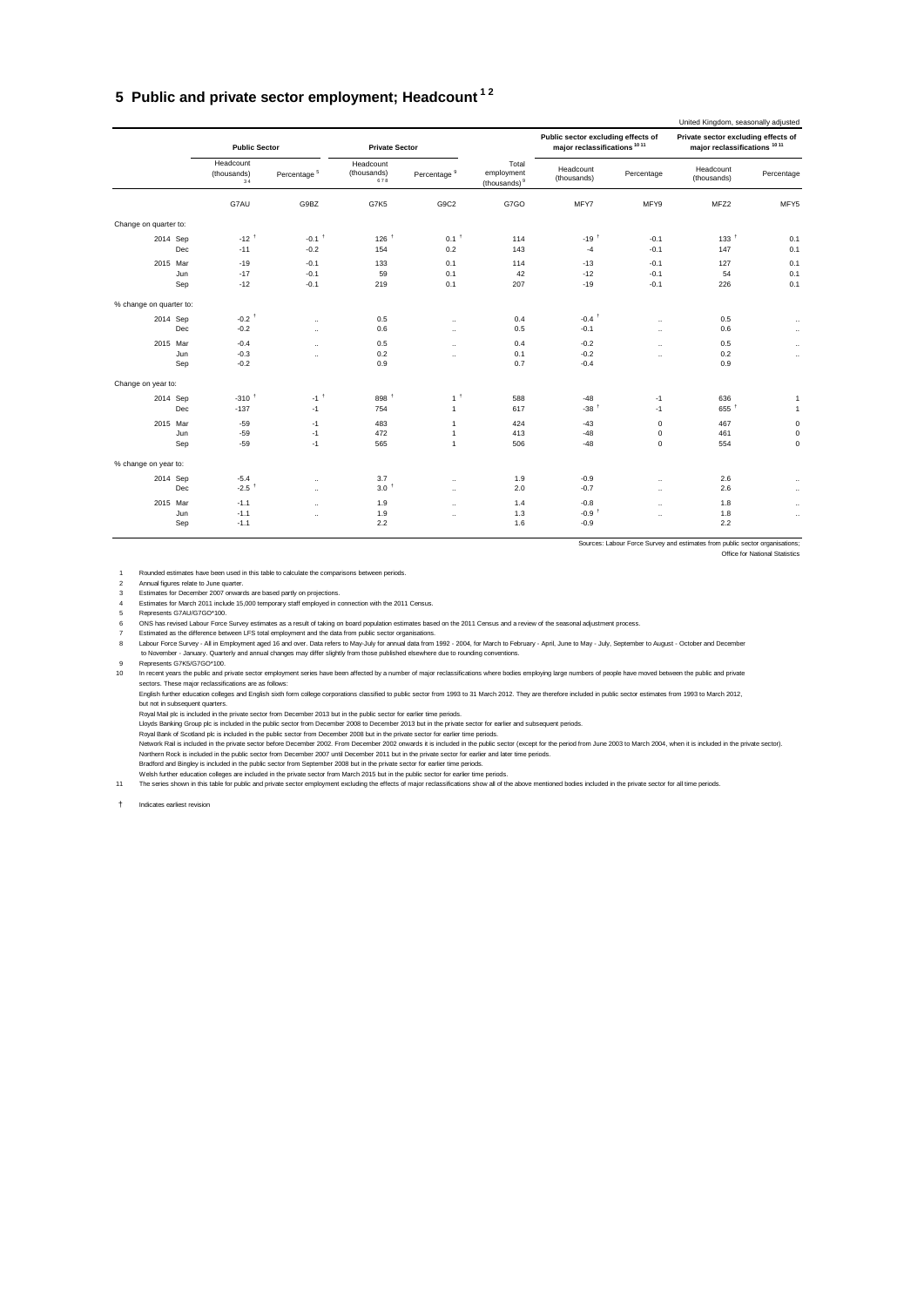# 5 Public and private sector employment; Headcount [1 2]

United Kingdom, seasonally adjusted

| | Public Sector | | Private Sector | | | Public sector excluding effects of major reclassifications [10 11] | | Private sector excluding effects of major reclassifications [10 11] | |
|---|---|---|---|---|---|---|---|---|---|
| | Headcount (thousands) [3 4] | Percentage [5] | Headcount (thousands) [6 7 8] | Percentage [9] | Total employment (thousands) [6] | Headcount (thousands) | Percentage | Headcount (thousands) | Percentage |
| | G7AU | G9BZ | G7K5 | G9C2 | G7GO | MFY7 | MFY9 | MFZ2 | MFY5 |
| **Change on quarter to:** | | | | | | | | | |
| 2014 Sep | -12 † | -0.1 † | 126 † | 0.1 † | 114 | -19 † | -0.1 | 133 † | 0.1 |
| Dec | -11 | -0.2 | 154 | 0.2 | 143 | -4 | -0.1 | 147 | 0.1 |
| 2015 Mar | -19 | -0.1 | 133 | 0.1 | 114 | -13 | -0.1 | 127 | 0.1 |
| Jun | -17 | -0.1 | 59 | 0.1 | 42 | -12 | -0.1 | 54 | 0.1 |
| Sep | -12 | -0.1 | 219 | 0.1 | 207 | -19 | -0.1 | 226 | 0.1 |
| **% change on quarter to:** | | | | | | | | | |
| 2014 Sep | -0.2 † | .. | 0.5 | .. | 0.4 | -0.4 † | .. | 0.5 | .. |
| Dec | -0.2 | .. | 0.6 | .. | 0.5 | -0.1 | .. | 0.6 | .. |
| 2015 Mar | -0.4 | .. | 0.5 | .. | 0.4 | -0.2 | .. | 0.5 | .. |
| Jun | -0.3 | .. | 0.2 | .. | 0.1 | -0.2 | .. | 0.2 | .. |
| Sep | -0.2 | | 0.9 | | 0.7 | -0.4 | | 0.9 | |
| **Change on year to:** | | | | | | | | | |
| 2014 Sep | -310 † | -1 † | 898 † | 1 † | 588 | -48 | -1 | 636 | 1 |
| Dec | -137 | -1 | 754 | 1 | 617 | -38 † | -1 | 655 † | 1 |
| 2015 Mar | -59 | -1 | 483 | 1 | 424 | -43 | 0 | 467 | 0 |
| Jun | -59 | -1 | 472 | 1 | 413 | -48 | 0 | 461 | 0 |
| Sep | -59 | -1 | 565 | 1 | 506 | -48 | 0 | 554 | 0 |
| **% change on year to:** | | | | | | | | | |
| 2014 Sep | -5.4 | .. | 3.7 | .. | 1.9 | -0.9 | .. | 2.6 | .. |
| Dec | -2.5 † | .. | 3.0 † | .. | 2.0 | -0.7 | .. | 2.6 | .. |
| 2015 Mar | -1.1 | .. | 1.9 | .. | 1.4 | -0.8 | .. | 1.8 | .. |
| Jun | -1.1 | .. | 1.9 | .. | 1.3 | -0.9 † | .. | 1.8 | .. |
| Sep | -1.1 | | 2.2 | | 1.6 | -0.9 | | 2.2 | |

Sources: Labour Force Survey and estimates from public sector organisations;
Office for National Statistics

1 Rounded estimates have been used in this table to calculate the comparisons between periods.
2 Annual figures relate to June quarter.
3 Estimates for December 2007 onwards are based partly on projections.
4 Estimates for March 2011 include 15,000 temporary staff employed in connection with the 2011 Census.
5 Represents G7AU/G7GO*100.
6 ONS has revised Labour Force Survey estimates as a result of taking on board population estimates based on the 2011 Census and a review of the seasonal adjustment process.
7 Estimated as the difference between LFS total employment and the data from public sector organisations.
8 Labour Force Survey - All in Employment aged 16 and over. Data refers to May-July for annual data from 1992 - 2004, for March to February - April, June to May - July, September to August - October and December to November - January. Quarterly and annual changes may differ slightly from those published elsewhere due to rounding conventions.
9 Represents G7K5/G7GO*100.
10 In recent years the public and private sector employment series have been affected by a number of major reclassifications where bodies employing large numbers of people have moved between the public and private sectors. These major reclassifications are as follows:
English further education colleges and English sixth form college corporations classified to public sector from 1993 to 31 March 2012. They are therefore included in public sector estimates from 1993 to March 2012, but not in subsequent quarters.
Royal Mail plc is included in the private sector from December 2013 but in the public sector for earlier time periods.
Lloyds Banking Group plc is included in the public sector from December 2008 to December 2013 but in the private sector for earlier and subsequent periods.
Royal Bank of Scotland plc is included in the public sector from December 2008 but in the private sector for earlier time periods.
Network Rail is included in the private sector before December 2002. From December 2002 onwards it is included in the public sector (except for the period from June 2003 to March 2004, when it is included in the private sector).
Northern Rock is included in the public sector from December 2007 until December 2011 but in the private sector for earlier and later time periods.
Bradford and Bingley is included in the public sector from September 2008 but in the private sector for earlier time periods.
Welsh further education colleges are included in the private sector from March 2015 but in the public sector for earlier time periods.
11 The series shown in this table for public and private sector employment excluding the effects of major reclassifications show all of the above mentioned bodies included in the private sector for all time periods.

† Indicates earliest revision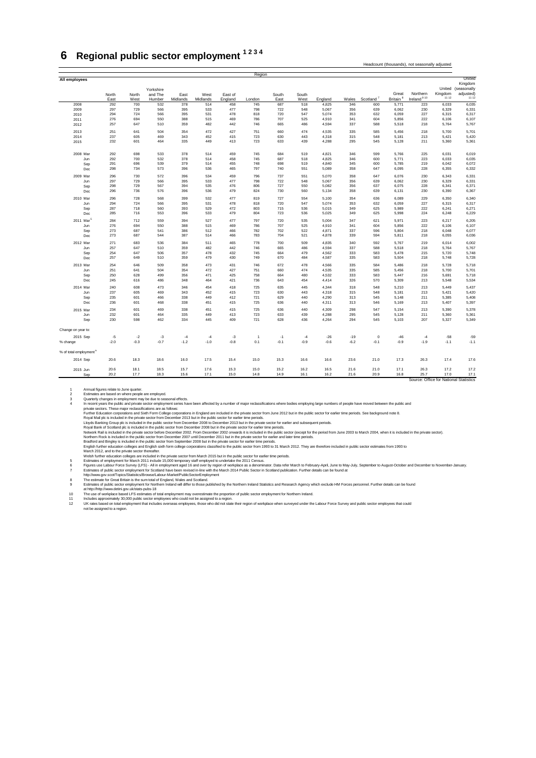# 6 Regional public sector employment [1 2 3 4]

Headcount (thousands), not seasonally adjusted

| All employees | | North East | North West | Yorkshire and The Humber | East Midlands | West Midlands | East of England | London | South East | South West | England | Wales | Scotland [7] | Great Britain [8] | Northern Ireland [9 10] | United Kingdom [11 12] | United Kingdom (seasonally adjusted) [11 12] |
|---|---|---|---|---|---|---|---|---|---|---|---|---|---|---|---|---|---|
| 2008 | | 292 | 700 | 532 | 378 | 514 | 458 | 745 | 687 | 518 | 4,825 | 346 | 600 | 5,771 | 223 | 6,033 | 6,035 |
| 2009 | | 297 | 729 | 566 | 395 | 533 | 477 | 798 | 722 | 548 | 5,067 | 356 | 639 | 6,062 | 230 | 6,329 | 6,331 |
| 2010 | | 294 | 724 | 566 | 395 | 531 | 478 | 818 | 720 | 547 | 5,074 | 353 | 632 | 6,059 | 227 | 6,315 | 6,317 |
| 2011 | | 276 | 694 | 550 | 388 | 515 | 469 | 786 | 707 | 525 | 4,910 | 341 | 604 | 5,856 | 222 | 6,106 | 6,107 |
| 2012 | | 257 | 647 | 510 | 359 | 482 | 442 | 746 | 665 | 486 | 4,594 | 337 | 588 | 5,518 | 218 | 5,764 | 5,767 |
| 2013 | | 251 | 641 | 504 | 354 | 472 | 427 | 751 | 660 | 474 | 4,535 | 335 | 585 | 5,456 | 218 | 5,700 | 5,701 |
| 2014 | | 237 | 605 | 469 | 343 | 452 | 415 | 723 | 630 | 443 | 4,318 | 315 | 548 | 5,181 | 213 | 5,421 | 5,420 |
| 2015 | | 232 | 601 | 464 | 335 | 449 | 413 | 723 | 633 | 439 | 4,288 | 295 | 545 | 5,128 | 211 | 5,360 | 5,361 |
| 2008 | Mar | 292 | 698 | 533 | 378 | 514 | 459 | 745 | 684 | 519 | 4,821 | 346 | 599 | 5,766 | 225 | 6,031 | 6,019 |
| | Jun | 292 | 700 | 532 | 378 | 514 | 458 | 745 | 687 | 518 | 4,825 | 346 | 600 | 5,771 | 223 | 6,033 | 6,035 |
| | Sep | 291 | 696 | 539 | 379 | 514 | 455 | 748 | 698 | 519 | 4,840 | 345 | 600 | 5,785 | 219 | 6,042 | 6,072 |
| | Dec | 298 | 734 | 573 | 396 | 536 | 465 | 797 | 740 | 551 | 5,089 | 358 | 647 | 6,095 | 228 | 6,355 | 6,332 |
| 2009 | Mar | 296 | 730 | 572 | 396 | 534 | 459 | 796 | 737 | 551 | 5,070 | 358 | 647 | 6,076 | 230 | 6,343 | 6,331 |
| | Jun | 297 | 729 | 566 | 395 | 533 | 477 | 798 | 722 | 548 | 5,067 | 356 | 639 | 6,062 | 230 | 6,329 | 6,331 |
| | Sep | 298 | 729 | 567 | 394 | 535 | 476 | 806 | 727 | 550 | 5,082 | 356 | 637 | 6,075 | 228 | 6,341 | 6,371 |
| | Dec | 296 | 736 | 576 | 396 | 536 | 479 | 824 | 730 | 560 | 5,134 | 358 | 639 | 6,131 | 230 | 6,390 | 6,367 |
| 2010 | Mar | 296 | 728 | 568 | 399 | 532 | 477 | 819 | 727 | 554 | 5,100 | 354 | 636 | 6,089 | 229 | 6,350 | 6,340 |
| | Jun | 294 | 724 | 566 | 395 | 531 | 478 | 818 | 720 | 547 | 5,074 | 353 | 632 | 6,059 | 227 | 6,315 | 6,317 |
| | Sep | 287 | 718 | 560 | 393 | 529 | 472 | 803 | 715 | 536 | 5,015 | 349 | 625 | 5,989 | 222 | 6,241 | 6,271 |
| | Dec | 285 | 716 | 553 | 396 | 533 | 479 | 804 | 723 | 536 | 5,025 | 349 | 625 | 5,998 | 224 | 6,248 | 6,229 |
| 2011 | Mar [5] | 284 | 712 | 559 | 394 | 527 | 477 | 797 | 720 | 535 | 5,004 | 347 | 621 | 5,971 | 223 | 6,217 | 6,205 |
| | Jun | 276 | 694 | 550 | 388 | 515 | 469 | 786 | 707 | 525 | 4,910 | 341 | 604 | 5,856 | 222 | 6,106 | 6,107 |
| | Sep | 273 | 687 | 541 | 386 | 512 | 466 | 782 | 702 | 522 | 4,871 | 337 | 596 | 5,804 | 218 | 6,048 | 6,077 |
| | Dec | 273 | 687 | 544 | 387 | 514 | 466 | 783 | 704 | 521 | 4,878 | 339 | 594 | 5,811 | 218 | 6,055 | 6,036 |
| 2012 | Mar | 271 | 683 | 536 | 384 | 511 | 465 | 778 | 700 | 509 | 4,835 | 340 | 592 | 5,767 | 219 | 6,014 | 6,002 |
| | Jun | 257 | 647 | 510 | 359 | 482 | 442 | 746 | 665 | 486 | 4,594 | 337 | 588 | 5,518 | 218 | 5,764 | 5,767 |
| | Sep | 254 | 647 | 506 | 357 | 478 | 432 | 745 | 664 | 479 | 4,562 | 333 | 583 | 5,478 | 215 | 5,720 | 5,748 |
| | Dec | 257 | 649 | 510 | 359 | 479 | 430 | 749 | 670 | 484 | 4,587 | 335 | 583 | 5,504 | 218 | 5,748 | 5,728 |
| 2013 | Mar | 254 | 646 | 509 | 358 | 473 | 431 | 746 | 672 | 478 | 4,566 | 335 | 584 | 5,486 | 218 | 5,728 | 5,718 |
| | Jun | 251 | 641 | 504 | 354 | 472 | 427 | 751 | 660 | 474 | 4,535 | 335 | 585 | 5,456 | 218 | 5,700 | 5,701 |
| | Sep | 250 | 628 | 499 | 356 | 471 | 425 | 758 | 664 | 480 | 4,532 | 333 | 583 | 5,447 | 216 | 5,691 | 5,718 |
| | Dec | 245 | 616 | 486 | 348 | 464 | 421 | 736 | 643 | 454 | 4,414 | 326 | 570 | 5,309 | 213 | 5,548 | 5,534 |
| 2014 | Mar | 240 | 608 | 473 | 346 | 454 | 418 | 725 | 635 | 445 | 4,344 | 318 | 548 | 5,210 | 213 | 5,449 | 5,437 |
| | Jun | 237 | 605 | 469 | 343 | 452 | 415 | 723 | 630 | 443 | 4,318 | 315 | 548 | 5,181 | 213 | 5,421 | 5,420 |
| | Sep | 235 | 601 | 466 | 338 | 449 | 412 | 721 | 629 | 440 | 4,290 | 313 | 545 | 5,148 | 211 | 5,385 | 5,408 |
| | Dec | 236 | 601 | 468 | 338 | 451 | 415 | 725 | 636 | 440 | 4,311 | 313 | 546 | 5,169 | 213 | 5,407 | 5,397 |
| 2015 | Mar | 234 | 601 | 469 | 338 | 451 | 415 | 725 | 636 | 440 | 4,309 | 298 | 547 | 5,154 | 213 | 5,390 | 5,378 |
| | Jun | 232 | 601 | 464 | 335 | 449 | 413 | 723 | 633 | 439 | 4,288 | 295 | 545 | 5,128 | 211 | 5,360 | 5,361 |
| | Sep | 230 | 598 | 462 | 334 | 445 | 409 | 721 | 628 | 436 | 4,264 | 294 | 545 | 5,103 | 207 | 5,327 | 5,349 |
| Change on year to: | | | | | | | | | | | | | | | | | |
| 2015 | Sep | -5 | -2 | -3 | -4 | -4 | -3 | 1 | -1 | -4 | -26 | -19 | 0 | -46 | -4 | -58 | -59 |
| % change | | -2.0 | -0.3 | -0.7 | -1.2 | -1.0 | -0.8 | 0.1 | -0.1 | -0.9 | -0.6 | -6.2 | -0.1 | -0.9 | -1.9 | -1.1 | -1.1 |
| % of total employment [6] | | | | | | | | | | | | | | | | | |
| 2014 | Sep | 20.6 | 18.3 | 18.6 | 16.0 | 17.5 | 15.4 | 15.0 | 15.3 | 16.6 | 16.6 | 23.6 | 21.0 | 17.3 | 26.3 | 17.4 | 17.6 |
| 2015 | Jun | 20.6 | 18.1 | 18.5 | 15.7 | 17.6 | 15.3 | 15.0 | 15.2 | 16.2 | 16.5 | 21.6 | 21.0 | 17.1 | 26.3 | 17.2 | 17.2 |
| | Sep | 20.2 | 17.7 | 18.3 | 15.6 | 17.1 | 15.0 | 14.8 | 14.9 | 16.1 | 16.2 | 21.6 | 20.9 | 16.8 | 25.7 | 17.0 | 17.1 |

Source: Office for National Statistics

1 Annual figures relate to June quarter.
2 Estimates are based on where people are employed.
3 Quarterly changes in employment may be due to seasonal effects.
4 In recent years the public and private sector employment series have been affected by a number of major reclassifications where bodies employing large numbers of people have moved between the public and private sectors. These major reclassifications are as follows:
Further Education corporations and Sixth Form College corporations in England are included in the private sector from June 2012 but in the public sector for earlier time periods. See background note 8.
Royal Mail plc is included in the private sector from December 2013 but in the public sector for earlier time periods.
Lloyds Banking Group plc is included in the public sector from December 2008 to December 2013 but in the private sector for earlier and subsequent periods.
Royal Bank of Scotland plc is included in the public sector from December 2008 but in the private sector for earlier time periods.
Network Rail is included in the private sector before December 2002. From December 2002 onwards it is included in the public sector (except for the period from June 2003 to March 2004, when it is included in the private sector).
Northern Rock is included in the public sector from December 2007 until December 2011 but in the private sector for earlier and later time periods.
Bradford and Bingley is included in the public sector from September 2008 but in the private sector for earlier time periods.
English further education colleges and English sixth form college corporations classified to the public sector from 1993 to 31 March 2012. They are therefore included in public sector estimates from 1993 to March 2012, and to the private sector thereafter.
Welsh further education colleges are included in the private sector from March 2015 but in the public sector for earlier time periods.
5 Estimates of employment for March 2011 include 15,000 temporary staff employed to undertake the 2011 Census.
6 Figures use Labour Force Survey (LFS) - All in employment aged 16 and over by region of workplace as a denominator. Data refer March to February-April, June to May-July, September to August-October and December to November-January.
7 Estimates of public sector employment for Scotland have been revised in-line with the March 2014 Public Sector in Scotland publication. Further details can be found at http://www.gov.scot/Topics/Statistics/Browse/Labour-Market/PublicSectorEmployment
8 The estimate for Great Britain is the sum total of England, Wales and Scotland.
9 Estimates of public sector employment for Northern Ireland will differ to those published by the Northern Ireland Statistics and Research Agency which exclude HM Forces personnel. Further details can be found at http://http://www.detini.gov.uk/stats-pubs-18
10 The use of workplace based LFS estimates of total employment may overestimate the proportion of public sector employment for Northern Ireland.
11 Includes approximately 30,000 public sector employees who could not be assigned to a region.
12 UK rates based on total employment that includes overseas employees, those who did not state their region of workplace when surveyed under the Labour Force Survey and public sector employees that could not be assigned to a region.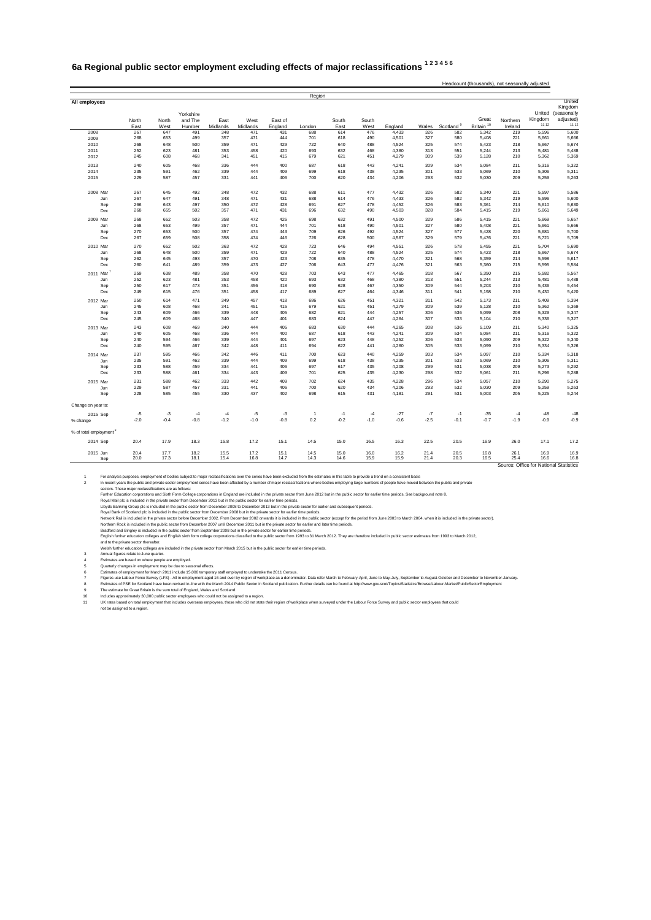# 6a Regional public sector employment excluding effects of major reclassifications [1 2 3 4 5 6]

Headcount (thousands), not seasonally adjusted

| All employees | | North East | North West | Yorkshire and The Humber | East Midlands | West Midlands | East of England | London | South East | South West | England | Wales | Scotland [8] | Great Britain [10] | Northern Ireland | United Kingdom [11 12] | United Kingdom (seasonally adjusted) [11 12] |
|---|---|---|---|---|---|---|---|---|---|---|---|---|---|---|---|---|---|
| | | Region | | | | | | | | | | | | | | | |
| 2008 | | 267 | 647 | 491 | 348 | 471 | 431 | 688 | 614 | 476 | 4,433 | 326 | 582 | 5,342 | 219 | 5,596 | 5,600 |
| 2009 | | 268 | 653 | 499 | 357 | 471 | 444 | 701 | 618 | 490 | 4,501 | 327 | 580 | 5,408 | 221 | 5,661 | 5,666 |
| 2010 | | 268 | 648 | 500 | 359 | 471 | 429 | 722 | 640 | 488 | 4,524 | 325 | 574 | 5,423 | 218 | 5,667 | 5,674 |
| 2011 | | 252 | 623 | 481 | 353 | 458 | 420 | 693 | 632 | 468 | 4,380 | 313 | 551 | 5,244 | 213 | 5,481 | 5,488 |
| 2012 | | 245 | 608 | 468 | 341 | 451 | 415 | 679 | 621 | 451 | 4,279 | 309 | 539 | 5,128 | 210 | 5,362 | 5,369 |
| 2013 | | 240 | 605 | 468 | 336 | 444 | 400 | 687 | 618 | 443 | 4,241 | 309 | 534 | 5,084 | 211 | 5,316 | 5,322 |
| 2014 | | 235 | 591 | 462 | 339 | 444 | 409 | 699 | 618 | 438 | 4,235 | 301 | 533 | 5,069 | 210 | 5,306 | 5,311 |
| 2015 | | 229 | 587 | 457 | 331 | 441 | 406 | 700 | 620 | 434 | 4,206 | 293 | 532 | 5,030 | 209 | 5,259 | 5,263 |
| 2008 | Mar | 267 | 645 | 492 | 348 | 472 | 432 | 688 | 611 | 477 | 4,432 | 326 | 582 | 5,340 | 221 | 5,597 | 5,586 |
| | Jun | 267 | 647 | 491 | 348 | 471 | 431 | 688 | 614 | 476 | 4,433 | 326 | 582 | 5,342 | 219 | 5,596 | 5,600 |
| | Sep | 266 | 643 | 497 | 350 | 472 | 428 | 691 | 627 | 478 | 4,452 | 326 | 583 | 5,361 | 214 | 5,610 | 5,630 |
| | Dec | 268 | 655 | 502 | 357 | 471 | 431 | 696 | 632 | 490 | 4,503 | 328 | 584 | 5,415 | 219 | 5,661 | 5,649 |
| 2009 | Mar | 268 | 652 | 503 | 358 | 472 | 426 | 698 | 632 | 491 | 4,500 | 329 | 586 | 5,415 | 221 | 5,669 | 5,657 |
| | Jun | 268 | 653 | 499 | 357 | 471 | 444 | 701 | 618 | 490 | 4,501 | 327 | 580 | 5,408 | 221 | 5,661 | 5,666 |
| | Sep | 270 | 653 | 500 | 357 | 474 | 443 | 709 | 626 | 492 | 4,524 | 327 | 577 | 5,428 | 220 | 5,681 | 5,700 |
| | Dec | 267 | 659 | 508 | 358 | 474 | 446 | 726 | 628 | 500 | 4,567 | 329 | 579 | 5,476 | 221 | 5,721 | 5,709 |
| 2010 | Mar | 270 | 652 | 502 | 363 | 472 | 428 | 723 | 646 | 494 | 4,551 | 326 | 578 | 5,455 | 221 | 5,704 | 5,690 |
| | Jun | 268 | 648 | 500 | 359 | 471 | 429 | 722 | 640 | 488 | 4,524 | 325 | 574 | 5,423 | 218 | 5,667 | 5,674 |
| | Sep | 262 | 645 | 493 | 357 | 470 | 423 | 708 | 635 | 478 | 4,470 | 321 | 568 | 5,359 | 214 | 5,598 | 5,617 |
| | Dec | 260 | 641 | 489 | 359 | 473 | 427 | 706 | 643 | 477 | 4,476 | 321 | 563 | 5,360 | 215 | 5,595 | 5,584 |
| 2011 | Mar [7] | 259 | 638 | 489 | 358 | 470 | 428 | 703 | 643 | 477 | 4,465 | 318 | 567 | 5,350 | 215 | 5,582 | 5,567 |
| | Jun | 252 | 623 | 481 | 353 | 458 | 420 | 693 | 632 | 468 | 4,380 | 313 | 551 | 5,244 | 213 | 5,481 | 5,488 |
| | Sep | 250 | 617 | 473 | 351 | 456 | 418 | 690 | 628 | 467 | 4,350 | 309 | 544 | 5,203 | 210 | 5,436 | 5,454 |
| | Dec | 249 | 615 | 476 | 351 | 458 | 417 | 689 | 627 | 464 | 4,346 | 311 | 541 | 5,198 | 210 | 5,430 | 5,420 |
| 2012 | Mar | 250 | 614 | 471 | 349 | 457 | 418 | 686 | 626 | 451 | 4,321 | 311 | 542 | 5,173 | 211 | 5,409 | 5,394 |
| | Jun | 245 | 608 | 468 | 341 | 451 | 415 | 679 | 621 | 451 | 4,279 | 309 | 539 | 5,128 | 210 | 5,362 | 5,369 |
| | Sep | 243 | 609 | 466 | 339 | 448 | 405 | 682 | 621 | 444 | 4,257 | 306 | 536 | 5,099 | 208 | 5,329 | 5,347 |
| | Dec | 245 | 609 | 468 | 340 | 447 | 401 | 683 | 624 | 447 | 4,264 | 307 | 533 | 5,104 | 210 | 5,336 | 5,327 |
| 2013 | Mar | 243 | 608 | 469 | 340 | 444 | 405 | 683 | 630 | 444 | 4,265 | 308 | 536 | 5,109 | 211 | 5,340 | 5,325 |
| | Jun | 240 | 605 | 468 | 336 | 444 | 400 | 687 | 618 | 443 | 4,241 | 309 | 534 | 5,084 | 211 | 5,316 | 5,322 |
| | Sep | 240 | 594 | 466 | 339 | 444 | 401 | 697 | 623 | 448 | 4,252 | 306 | 533 | 5,090 | 209 | 5,322 | 5,340 |
| | Dec | 240 | 595 | 467 | 342 | 448 | 411 | 694 | 622 | 441 | 4,260 | 305 | 533 | 5,099 | 210 | 5,334 | 5,326 |
| 2014 | Mar | 237 | 595 | 466 | 342 | 446 | 411 | 700 | 623 | 440 | 4,259 | 303 | 534 | 5,097 | 210 | 5,334 | 5,318 |
| | Jun | 235 | 591 | 462 | 339 | 444 | 409 | 699 | 618 | 438 | 4,235 | 301 | 533 | 5,069 | 210 | 5,306 | 5,311 |
| | Sep | 233 | 588 | 459 | 334 | 441 | 406 | 697 | 617 | 435 | 4,208 | 299 | 531 | 5,038 | 209 | 5,273 | 5,292 |
| | Dec | 233 | 588 | 461 | 334 | 443 | 409 | 701 | 625 | 435 | 4,230 | 298 | 532 | 5,061 | 211 | 5,296 | 5,288 |
| 2015 | Mar | 231 | 588 | 462 | 333 | 442 | 409 | 702 | 624 | 435 | 4,228 | 296 | 534 | 5,057 | 210 | 5,290 | 5,275 |
| | Jun | 229 | 587 | 457 | 331 | 441 | 406 | 700 | 620 | 434 | 4,206 | 293 | 532 | 5,030 | 209 | 5,259 | 5,263 |
| | Sep | 228 | 585 | 455 | 330 | 437 | 402 | 698 | 615 | 431 | 4,181 | 291 | 531 | 5,003 | 205 | 5,225 | 5,244 |
| Change on year to: | | | | | | | | | | | | | | | | | |
| 2015 | Sep | -5 | -3 | -4 | -4 | -5 | -3 | 1 | -1 | -4 | -27 | -7 | -1 | -35 | -4 | -48 | -48 |
| % change | | -2.0 | -0.4 | -0.8 | -1.2 | -1.0 | -0.8 | 0.2 | -0.2 | -1.0 | -0.6 | -2.5 | -0.1 | -0.7 | -1.9 | -0.9 | -0.9 |
| % of total employment [9] | | | | | | | | | | | | | | | | | |
| 2014 | Sep | 20.4 | 17.9 | 18.3 | 15.8 | 17.2 | 15.1 | 14.5 | 15.0 | 16.5 | 16.3 | 22.5 | 20.5 | 16.9 | 26.0 | 17.1 | 17.2 |
| 2015 | Jun | 20.4 | 17.7 | 18.2 | 15.5 | 17.2 | 15.1 | 14.5 | 15.0 | 16.0 | 16.2 | 21.4 | 20.5 | 16.8 | 26.1 | 16.9 | 16.9 |
| | Sep | 20.0 | 17.3 | 18.1 | 15.4 | 16.8 | 14.7 | 14.3 | 14.6 | 15.9 | 15.9 | 21.4 | 20.3 | 16.5 | 25.4 | 16.6 | 16.8 |

Source: Office for National Statistics

1 For analysis purposes, employment of bodies subject to major reclassifications over the series have been excluded from the estimates in this table to provide a trend on a consistent basis
2 In recent years the public and private sector employment series have been affected by a number of major reclassifications where bodies employing large numbers of people have moved between the public and private sectors. These major reclassifications are as follows:
Further Education corporations and Sixth Form College corporations in England are included in the private sector from June 2012 but in the public sector for earlier time periods. See background note 8.
Royal Mail plc is included in the private sector from December 2013 but in the public sector for earlier time periods.
Lloyds Banking Group plc is included in the public sector from December 2008 to December 2013 but in the private sector for earlier and subsequent periods.
Royal Bank of Scotland plc is included in the public sector from December 2008 but in the private sector for earlier time periods.
Network Rail is included in the private sector before December 2002. From December 2002 onwards it is included in the public sector (except for the period from June 2003 to March 2004, when it is included in the private sector).
Northern Rock is included in the public sector from December 2007 until December 2011 but in the private sector for earlier and later time periods.
Bradford and Bingley is included in the public sector from September 2008 but in the private sector for earlier time periods.
English further education colleges and English sixth form college corporations classified to the public sector from 1993 to 31 March 2012. They are therefore included in public sector estimates from 1993 to March 2012, and to the private sector thereafter.
Welsh further education colleges are included in the private sector from March 2015 but in the public sector for earlier time periods.
3 Annual figures relate to June quarter.
4 Estimates are based on where people are employed.
5 Quarterly changes in employment may be due to seasonal effects.
6 Estimates of employment for March 2011 include 15,000 temporary staff employed to undertake the 2011 Census.
7 Figures use Labour Force Survey (LFS) - All in employment aged 16 and over by region of workplace as a denominator. Data refer March to February-April, June to May-July, September to August-October and December to November-January.
8 Estimates of PSE for Scotland have been revised in-line with the March 2014 Public Sector in Scotland publication. Further details can be found at http://www.gov.scot/Topics/Statistics/Browse/Labour-Market/PublicSectorEmployment
9 The estimate for Great Britain is the sum total of England, Wales and Scotland.
10 Includes approximately 30,000 public sector employees who could not be assigned to a region.
11 UK rates based on total employment that includes overseas employees, those who did not state their region of workplace when surveyed under the Labour Force Survey and public sector employees that could not be assigned to a region.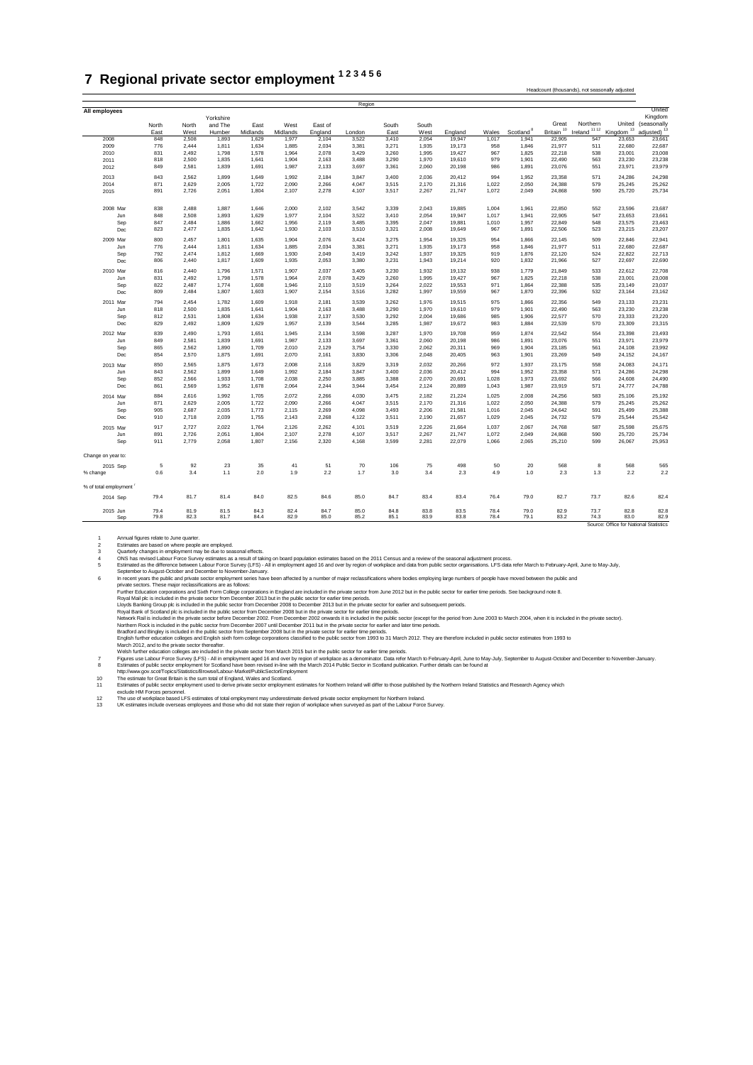# 7 Regional private sector employment [1 2 3 4 5 6]

Headcount (thousands), not seasonally adjusted

| All employees | | Region | | | | | | | | | | | | | | | |
|---|---|---|---|---|---|---|---|---|---|---|---|---|---|---|---|---|---|
| | | North East | North West | Yorkshire and The Humber | East Midlands | West Midlands | East of England | London | South East | South West | England | Wales | Scotland [8] | Great Britain [10] | Northern Ireland [11 12] | United Kingdom [13] | United Kingdom (seasonally adjusted) [13] |
| 2008 | | 848 | 2,508 | 1,893 | 1,629 | 1,977 | 2,104 | 3,522 | 3,410 | 2,054 | 19,947 | 1,017 | 1,941 | 22,905 | 547 | 23,653 | 23,661 |
| 2009 | | 776 | 2,444 | 1,811 | 1,634 | 1,885 | 2,034 | 3,381 | 3,271 | 1,935 | 19,173 | 958 | 1,846 | 21,977 | 511 | 22,680 | 22,687 |
| 2010 | | 831 | 2,492 | 1,798 | 1,578 | 1,964 | 2,078 | 3,429 | 3,260 | 1,995 | 19,427 | 967 | 1,825 | 22,218 | 538 | 23,001 | 23,008 |
| 2011 | | 818 | 2,500 | 1,835 | 1,641 | 1,904 | 2,163 | 3,488 | 3,290 | 1,970 | 19,610 | 979 | 1,901 | 22,490 | 563 | 23,230 | 23,238 |
| 2012 | | 849 | 2,581 | 1,839 | 1,691 | 1,987 | 2,133 | 3,697 | 3,361 | 2,060 | 20,198 | 986 | 1,891 | 23,076 | 551 | 23,971 | 23,979 |
| 2013 | | 843 | 2,562 | 1,899 | 1,649 | 1,992 | 2,184 | 3,847 | 3,400 | 2,036 | 20,412 | 994 | 1,952 | 23,358 | 571 | 24,286 | 24,298 |
| 2014 | | 871 | 2,629 | 2,005 | 1,722 | 2,090 | 2,266 | 4,047 | 3,515 | 2,170 | 21,316 | 1,022 | 2,050 | 24,388 | 579 | 25,245 | 25,262 |
| 2015 | | 891 | 2,726 | 2,051 | 1,804 | 2,107 | 2,278 | 4,107 | 3,517 | 2,267 | 21,747 | 1,072 | 2,049 | 24,868 | 590 | 25,720 | 25,734 |
| 2008 | Mar | 838 | 2,488 | 1,887 | 1,646 | 2,000 | 2,102 | 3,542 | 3,339 | 2,043 | 19,885 | 1,004 | 1,961 | 22,850 | 552 | 23,596 | 23,687 |
| | Jun | 848 | 2,508 | 1,893 | 1,629 | 1,977 | 2,104 | 3,522 | 3,410 | 2,054 | 19,947 | 1,017 | 1,941 | 22,905 | 547 | 23,653 | 23,661 |
| | Sep | 847 | 2,484 | 1,886 | 1,662 | 1,956 | 2,119 | 3,485 | 3,395 | 2,047 | 19,881 | 1,010 | 1,957 | 22,849 | 548 | 23,575 | 23,463 |
| | Dec | 823 | 2,477 | 1,835 | 1,642 | 1,930 | 2,103 | 3,510 | 3,321 | 2,008 | 19,649 | 967 | 1,891 | 22,506 | 523 | 23,215 | 23,207 |
| 2009 | Mar | 800 | 2,457 | 1,801 | 1,635 | 1,904 | 2,076 | 3,424 | 3,275 | 1,954 | 19,325 | 954 | 1,866 | 22,145 | 509 | 22,846 | 22,941 |
| | Jun | 776 | 2,444 | 1,811 | 1,634 | 1,885 | 2,034 | 3,381 | 3,271 | 1,935 | 19,173 | 958 | 1,846 | 21,977 | 511 | 22,680 | 22,687 |
| | Sep | 792 | 2,474 | 1,812 | 1,669 | 1,930 | 2,049 | 3,419 | 3,242 | 1,937 | 19,325 | 919 | 1,876 | 22,120 | 524 | 22,822 | 22,713 |
| | Dec | 806 | 2,440 | 1,817 | 1,609 | 1,935 | 2,053 | 3,380 | 3,231 | 1,943 | 19,214 | 920 | 1,832 | 21,966 | 527 | 22,697 | 22,690 |
| 2010 | Mar | 816 | 2,440 | 1,796 | 1,571 | 1,907 | 2,037 | 3,405 | 3,230 | 1,932 | 19,132 | 938 | 1,779 | 21,849 | 533 | 22,612 | 22,708 |
| | Jun | 831 | 2,492 | 1,798 | 1,578 | 1,964 | 2,078 | 3,429 | 3,260 | 1,995 | 19,427 | 967 | 1,825 | 22,218 | 538 | 23,001 | 23,008 |
| | Sep | 822 | 2,487 | 1,774 | 1,608 | 1,946 | 2,110 | 3,519 | 3,264 | 2,022 | 19,553 | 971 | 1,864 | 22,388 | 535 | 23,149 | 23,037 |
| | Dec | 809 | 2,484 | 1,807 | 1,603 | 1,907 | 2,154 | 3,516 | 3,282 | 1,997 | 19,559 | 967 | 1,870 | 22,396 | 532 | 23,164 | 23,162 |
| 2011 | Mar | 794 | 2,454 | 1,782 | 1,609 | 1,918 | 2,181 | 3,539 | 3,262 | 1,976 | 19,515 | 975 | 1,866 | 22,356 | 549 | 23,133 | 23,231 |
| | Jun | 818 | 2,500 | 1,835 | 1,641 | 1,904 | 2,163 | 3,488 | 3,290 | 1,970 | 19,610 | 979 | 1,901 | 22,490 | 563 | 23,230 | 23,238 |
| | Sep | 812 | 2,531 | 1,808 | 1,634 | 1,938 | 2,137 | 3,530 | 3,292 | 2,004 | 19,686 | 985 | 1,906 | 22,577 | 570 | 23,333 | 23,220 |
| | Dec | 829 | 2,492 | 1,809 | 1,629 | 1,957 | 2,139 | 3,544 | 3,285 | 1,987 | 19,672 | 983 | 1,884 | 22,539 | 570 | 23,309 | 23,315 |
| 2012 | Mar | 839 | 2,490 | 1,793 | 1,651 | 1,945 | 2,134 | 3,598 | 3,287 | 1,970 | 19,708 | 959 | 1,874 | 22,542 | 554 | 23,398 | 23,493 |
| | Jun | 849 | 2,581 | 1,839 | 1,691 | 1,987 | 2,133 | 3,697 | 3,361 | 2,060 | 20,198 | 986 | 1,891 | 23,076 | 551 | 23,971 | 23,979 |
| | Sep | 865 | 2,562 | 1,890 | 1,709 | 2,010 | 2,129 | 3,754 | 3,330 | 2,062 | 20,311 | 969 | 1,904 | 23,185 | 561 | 24,108 | 23,992 |
| | Dec | 854 | 2,570 | 1,875 | 1,691 | 2,070 | 2,161 | 3,830 | 3,306 | 2,048 | 20,405 | 963 | 1,901 | 23,269 | 549 | 24,152 | 24,167 |
| 2013 | Mar | 850 | 2,565 | 1,875 | 1,673 | 2,008 | 2,116 | 3,829 | 3,319 | 2,032 | 20,266 | 972 | 1,937 | 23,175 | 558 | 24,083 | 24,171 |
| | Jun | 843 | 2,562 | 1,899 | 1,649 | 1,992 | 2,184 | 3,847 | 3,400 | 2,036 | 20,412 | 994 | 1,952 | 23,358 | 571 | 24,286 | 24,298 |
| | Sep | 852 | 2,566 | 1,933 | 1,708 | 2,038 | 2,250 | 3,885 | 3,388 | 2,070 | 20,691 | 1,028 | 1,973 | 23,692 | 566 | 24,608 | 24,490 |
| | Dec | 861 | 2,569 | 1,952 | 1,678 | 2,064 | 2,244 | 3,944 | 3,454 | 2,124 | 20,889 | 1,043 | 1,987 | 23,919 | 571 | 24,777 | 24,788 |
| 2014 | Mar | 884 | 2,616 | 1,992 | 1,705 | 2,072 | 2,266 | 4,030 | 3,475 | 2,182 | 21,224 | 1,025 | 2,008 | 24,256 | 583 | 25,106 | 25,192 |
| | Jun | 871 | 2,629 | 2,005 | 1,722 | 2,090 | 2,266 | 4,047 | 3,515 | 2,170 | 21,316 | 1,022 | 2,050 | 24,388 | 579 | 25,245 | 25,262 |
| | Sep | 905 | 2,687 | 2,035 | 1,773 | 2,115 | 2,269 | 4,098 | 3,493 | 2,206 | 21,581 | 1,016 | 2,045 | 24,642 | 591 | 25,499 | 25,388 |
| | Dec | 910 | 2,718 | 2,039 | 1,755 | 2,143 | 2,268 | 4,122 | 3,511 | 2,190 | 21,657 | 1,029 | 2,045 | 24,732 | 579 | 25,544 | 25,542 |
| 2015 | Mar | 917 | 2,727 | 2,022 | 1,764 | 2,126 | 2,262 | 4,101 | 3,519 | 2,226 | 21,664 | 1,037 | 2,067 | 24,768 | 587 | 25,598 | 25,675 |
| | Jun | 891 | 2,726 | 2,051 | 1,804 | 2,107 | 2,278 | 4,107 | 3,517 | 2,267 | 21,747 | 1,072 | 2,049 | 24,868 | 590 | 25,720 | 25,734 |
| | Sep | 911 | 2,779 | 2,058 | 1,807 | 2,156 | 2,320 | 4,168 | 3,599 | 2,281 | 22,079 | 1,066 | 2,065 | 25,210 | 599 | 26,067 | 25,953 |
| Change on year to: | | | | | | | | | | | | | | | | | |
| 2015 | Sep | 5 | 92 | 23 | 35 | 41 | 51 | 70 | 106 | 75 | 498 | 50 | 20 | 568 | 8 | 568 | 565 |
| % change | | 0.6 | 3.4 | 1.1 | 2.0 | 1.9 | 2.2 | 1.7 | 3.0 | 3.4 | 2.3 | 4.9 | 1.0 | 2.3 | 1.3 | 2.2 | 2.2 |
| % of total employment [7] | | | | | | | | | | | | | | | | | |
| 2014 | Sep | 79.4 | 81.7 | 81.4 | 84.0 | 82.5 | 84.6 | 85.0 | 84.7 | 83.4 | 83.4 | 76.4 | 79.0 | 82.7 | 73.7 | 82.6 | 82.4 |
| 2015 | Jun | 79.4 | 81.9 | 81.5 | 84.3 | 82.4 | 84.7 | 85.0 | 84.8 | 83.8 | 83.5 | 78.4 | 79.0 | 82.9 | 73.7 | 82.8 | 82.8 |
| | Sep | 79.8 | 82.3 | 81.7 | 84.4 | 82.9 | 85.0 | 85.2 | 85.1 | 83.9 | 83.8 | 78.4 | 79.1 | 83.2 | 74.3 | 83.0 | 82.9 |

Source: Office for National Statistics

1 Annual figures relate to June quarter.
2 Estimates are based on where people are employed.
3 Quarterly changes in employment may be due to seasonal effects.
4 ONS has revised Labour Force Survey estimates as a result of taking on board population estimates based on the 2011 Census and a review of the seasonal adjustment process.
5 Estimated as the difference between Labour Force Survey (LFS) - All in employment aged 16 and over by region of workplace and data from public sector organisations. LFS data refer March to February-April, June to May-July, September to August-October and December to November-January.
6 In recent years the public and private sector employment series have been affected by a number of major reclassifications where bodies employing large numbers of people have moved between the public and private sectors. These major reclassifications are as follows:
Further Education corporations and Sixth Form College corporations in England are included in the private sector from June 2012 but in the public sector for earlier time periods. See background note 8.
Royal Mail plc is included in the private sector from December 2013 but in the public sector for earlier time periods.
Lloyds Banking Group plc is included in the public sector from December 2008 to December 2013 but in the private sector for earlier and subsequent periods.
Royal Bank of Scotland plc is included in the public sector from December 2008 but in the private sector for earlier time periods.
Network Rail is included in the private sector before December 2002. From December 2002 onwards it is included in the public sector (except for the period from June 2003 to March 2004, when it is included in the private sector).
Northern Rock is included in the public sector from December 2007 until December 2011 but in the private sector for earlier and later time periods.
Bradford and Bingley is included in the public sector from September 2008 but in the private sector for earlier time periods.
English further education colleges and English sixth form college corporations classified to the public sector from 1993 to 31 March 2012. They are therefore included in public sector estimates from 1993 to March 2012, and to the private sector thereafter.
Welsh further education colleges are included in the private sector from March 2015 but in the public sector for earlier time periods.
7 Figures use Labour Force Survey (LFS) - All in employment aged 16 and over by region of workplace as a denominator. Data refer March to February-April, June to May-July, September to August-October and December to November-January.
8 Estimates of public sector employment for Scotland have been revised in-line with the March 2014 Public Sector in Scotland publication. Further details can be found at http://www.gov.scot/Topics/Statistics/Browse/Labour-Market/PublicSectorEmployment
10 The estimate for Great Britain is the sum total of England, Wales and Scotland.
11 Estimates of public sector employment used to derive private sector employment estimates for Northern Ireland will differ to those published by the Northern Ireland Statistics and Research Agency which exclude HM Forces personnel.
12 The use of workplace based LFS estimates of total employment may underestimate derived private sector employment for Northern Ireland.
13 UK estimates include overseas employees and those who did not state their region of workplace when surveyed as part of the Labour Force Survey.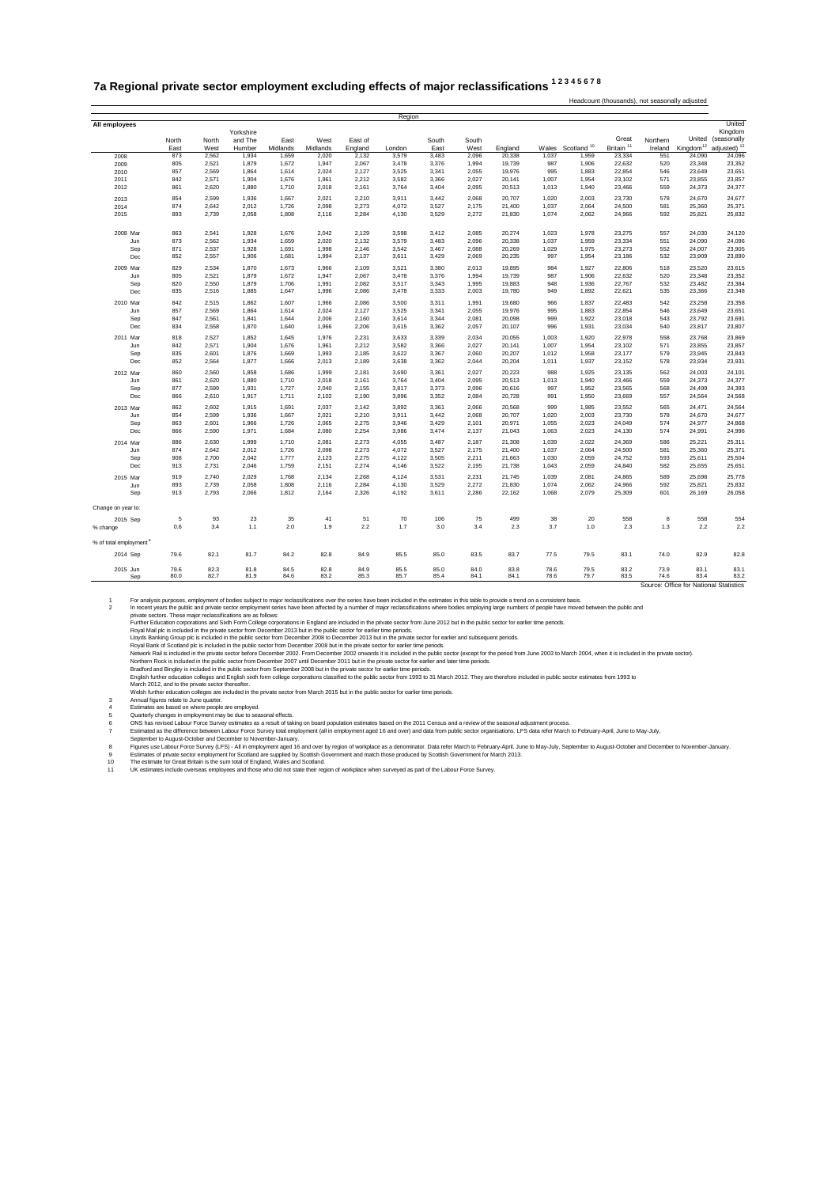# 7a Regional private sector employment excluding effects of major reclassifications [1 2 3 4 5 6 7 8]

Headcount (thousands), not seasonally adjusted

| All employees | | North East | North West | Yorkshire and The Humber | East Midlands | West Midlands | East of England | London | South East | South West | England | Wales | Scotland [10] | Great Britain [11] | Northern Ireland | United Kingdom [12] | United Kingdom (seasonally adjusted) [12] |
|---|---|---|---|---|---|---|---|---|---|---|---|---|---|---|---|---|---|
| 2008 | | 873 | 2,562 | 1,934 | 1,659 | 2,020 | 2,132 | 3,579 | 3,483 | 2,096 | 20,338 | 1,037 | 1,959 | 23,334 | 551 | 24,090 | 24,096 |
| 2009 | | 805 | 2,521 | 1,879 | 1,672 | 1,947 | 2,067 | 3,478 | 3,376 | 1,994 | 19,739 | 987 | 1,906 | 22,632 | 520 | 23,348 | 23,352 |
| 2010 | | 857 | 2,569 | 1,864 | 1,614 | 2,024 | 2,127 | 3,525 | 3,341 | 2,055 | 19,976 | 995 | 1,883 | 22,854 | 546 | 23,649 | 23,651 |
| 2011 | | 842 | 2,571 | 1,904 | 1,676 | 1,961 | 2,212 | 3,582 | 3,366 | 2,027 | 20,141 | 1,007 | 1,954 | 23,102 | 571 | 23,855 | 23,857 |
| 2012 | | 861 | 2,620 | 1,880 | 1,710 | 2,018 | 2,161 | 3,764 | 3,404 | 2,095 | 20,513 | 1,013 | 1,940 | 23,466 | 559 | 24,373 | 24,377 |
| 2013 | | 854 | 2,599 | 1,936 | 1,667 | 2,021 | 2,210 | 3,911 | 3,442 | 2,068 | 20,707 | 1,020 | 2,003 | 23,730 | 578 | 24,670 | 24,677 |
| 2014 | | 874 | 2,642 | 2,012 | 1,726 | 2,098 | 2,273 | 4,072 | 3,527 | 2,175 | 21,400 | 1,037 | 2,064 | 24,500 | 581 | 25,360 | 25,371 |
| 2015 | | 893 | 2,739 | 2,058 | 1,808 | 2,116 | 2,284 | 4,130 | 3,529 | 2,272 | 21,830 | 1,074 | 2,062 | 24,966 | 592 | 25,821 | 25,832 |
| 2008 | Mar | 863 | 2,541 | 1,928 | 1,676 | 2,042 | 2,129 | 3,598 | 3,412 | 2,085 | 20,274 | 1,023 | 1,978 | 23,275 | 557 | 24,030 | 24,120 |
| | Jun | 873 | 2,562 | 1,934 | 1,659 | 2,020 | 2,132 | 3,579 | 3,483 | 2,096 | 20,338 | 1,037 | 1,959 | 23,334 | 551 | 24,090 | 24,096 |
| | Sep | 871 | 2,537 | 1,928 | 1,691 | 1,998 | 2,146 | 3,542 | 3,467 | 2,088 | 20,269 | 1,029 | 1,975 | 23,273 | 552 | 24,007 | 23,905 |
| | Dec | 852 | 2,557 | 1,906 | 1,681 | 1,994 | 2,137 | 3,611 | 3,429 | 2,069 | 20,235 | 997 | 1,954 | 23,186 | 532 | 23,909 | 23,890 |
| 2009 | Mar | 829 | 2,534 | 1,870 | 1,673 | 1,966 | 2,109 | 3,521 | 3,380 | 2,013 | 19,895 | 984 | 1,927 | 22,806 | 518 | 23,520 | 23,615 |
| | Jun | 805 | 2,521 | 1,879 | 1,672 | 1,947 | 2,067 | 3,478 | 3,376 | 1,994 | 19,739 | 987 | 1,906 | 22,632 | 520 | 23,348 | 23,352 |
| | Sep | 820 | 2,550 | 1,879 | 1,706 | 1,991 | 2,082 | 3,517 | 3,343 | 1,995 | 19,883 | 948 | 1,936 | 22,767 | 532 | 23,482 | 23,384 |
| | Dec | 835 | 2,516 | 1,885 | 1,647 | 1,996 | 2,086 | 3,478 | 3,333 | 2,003 | 19,780 | 949 | 1,892 | 22,621 | 535 | 23,366 | 23,348 |
| 2010 | Mar | 842 | 2,515 | 1,862 | 1,607 | 1,966 | 2,086 | 3,500 | 3,311 | 1,991 | 19,680 | 966 | 1,837 | 22,483 | 542 | 23,258 | 23,358 |
| | Jun | 857 | 2,569 | 1,864 | 1,614 | 2,024 | 2,127 | 3,525 | 3,341 | 2,055 | 19,976 | 995 | 1,883 | 22,854 | 546 | 23,649 | 23,651 |
| | Sep | 847 | 2,561 | 1,841 | 1,644 | 2,006 | 2,160 | 3,614 | 3,344 | 2,081 | 20,098 | 999 | 1,922 | 23,018 | 543 | 23,792 | 23,691 |
| | Dec | 834 | 2,558 | 1,870 | 1,640 | 1,966 | 2,206 | 3,615 | 3,362 | 2,057 | 20,107 | 996 | 1,931 | 23,034 | 540 | 23,817 | 23,807 |
| 2011 | Mar | 818 | 2,527 | 1,852 | 1,645 | 1,976 | 2,231 | 3,633 | 3,339 | 2,034 | 20,055 | 1,003 | 1,920 | 22,978 | 558 | 23,768 | 23,869 |
| | Jun | 842 | 2,571 | 1,904 | 1,676 | 1,961 | 2,212 | 3,582 | 3,366 | 2,027 | 20,141 | 1,007 | 1,954 | 23,102 | 571 | 23,855 | 23,857 |
| | Sep | 835 | 2,601 | 1,876 | 1,669 | 1,993 | 2,185 | 3,622 | 3,367 | 2,060 | 20,207 | 1,012 | 1,958 | 23,177 | 579 | 23,945 | 23,843 |
| | Dec | 852 | 2,564 | 1,877 | 1,666 | 2,013 | 2,189 | 3,638 | 3,362 | 2,044 | 20,204 | 1,011 | 1,937 | 23,152 | 578 | 23,934 | 23,931 |
| 2012 | Mar | 860 | 2,560 | 1,858 | 1,686 | 1,999 | 2,181 | 3,690 | 3,361 | 2,027 | 20,223 | 988 | 1,925 | 23,135 | 562 | 24,003 | 24,101 |
| | Jun | 861 | 2,620 | 1,880 | 1,710 | 2,018 | 2,161 | 3,764 | 3,404 | 2,095 | 20,513 | 1,013 | 1,940 | 23,466 | 559 | 24,373 | 24,377 |
| | Sep | 877 | 2,599 | 1,931 | 1,727 | 2,040 | 2,155 | 3,817 | 3,373 | 2,096 | 20,616 | 997 | 1,952 | 23,565 | 568 | 24,499 | 24,393 |
| | Dec | 866 | 2,610 | 1,917 | 1,711 | 2,102 | 2,190 | 3,896 | 3,352 | 2,084 | 20,728 | 991 | 1,950 | 23,669 | 557 | 24,564 | 24,568 |
| 2013 | Mar | 862 | 2,602 | 1,915 | 1,691 | 2,037 | 2,142 | 3,892 | 3,361 | 2,066 | 20,568 | 999 | 1,985 | 23,552 | 565 | 24,471 | 24,564 |
| | Jun | 854 | 2,599 | 1,936 | 1,667 | 2,021 | 2,210 | 3,911 | 3,442 | 2,068 | 20,707 | 1,020 | 2,003 | 23,730 | 578 | 24,670 | 24,677 |
| | Sep | 863 | 2,601 | 1,966 | 1,726 | 2,065 | 2,275 | 3,946 | 3,429 | 2,101 | 20,971 | 1,055 | 2,023 | 24,049 | 574 | 24,977 | 24,868 |
| | Dec | 866 | 2,590 | 1,971 | 1,684 | 2,080 | 2,254 | 3,986 | 3,474 | 2,137 | 21,043 | 1,063 | 2,023 | 24,130 | 574 | 24,991 | 24,996 |
| 2014 | Mar | 886 | 2,630 | 1,999 | 1,710 | 2,081 | 2,273 | 4,055 | 3,487 | 2,187 | 21,308 | 1,039 | 2,022 | 24,369 | 586 | 25,221 | 25,311 |
| | Jun | 874 | 2,642 | 2,012 | 1,726 | 2,098 | 2,273 | 4,072 | 3,527 | 2,175 | 21,400 | 1,037 | 2,064 | 24,500 | 581 | 25,360 | 25,371 |
| | Sep | 908 | 2,700 | 2,042 | 1,777 | 2,123 | 2,275 | 4,122 | 3,505 | 2,211 | 21,663 | 1,030 | 2,059 | 24,752 | 593 | 25,611 | 25,504 |
| | Dec | 913 | 2,731 | 2,046 | 1,759 | 2,151 | 2,274 | 4,146 | 3,522 | 2,195 | 21,738 | 1,043 | 2,059 | 24,840 | 582 | 25,655 | 25,651 |
| 2015 | Mar | 919 | 2,740 | 2,029 | 1,768 | 2,134 | 2,268 | 4,124 | 3,531 | 2,231 | 21,745 | 1,039 | 2,081 | 24,865 | 589 | 25,698 | 25,778 |
| | Jun | 893 | 2,739 | 2,058 | 1,808 | 2,116 | 2,284 | 4,130 | 3,529 | 2,272 | 21,830 | 1,074 | 2,062 | 24,966 | 592 | 25,821 | 25,832 |
| | Sep | 913 | 2,793 | 2,066 | 1,812 | 2,164 | 2,326 | 4,192 | 3,611 | 2,286 | 22,162 | 1,068 | 2,079 | 25,309 | 601 | 26,169 | 26,058 |
| Change on year to: | | | | | | | | | | | | | | | | | |
| 2015 | Sep | 5 | 93 | 23 | 35 | 41 | 51 | 70 | 106 | 75 | 499 | 38 | 20 | 558 | 8 | 558 | 554 |
| % change | | 0.6 | 3.4 | 1.1 | 2.0 | 1.9 | 2.2 | 1.7 | 3.0 | 3.4 | 2.3 | 3.7 | 1.0 | 2.3 | 1.3 | 2.2 | 2.2 |
| % of total employment [8] | | | | | | | | | | | | | | | | | |
| 2014 | Sep | 79.6 | 82.1 | 81.7 | 84.2 | 82.8 | 84.9 | 85.5 | 85.0 | 83.5 | 83.7 | 77.5 | 79.5 | 83.1 | 74.0 | 82.9 | 82.8 |
| 2015 | Jun | 79.6 | 82.3 | 81.8 | 84.5 | 82.8 | 84.9 | 85.5 | 85.0 | 84.0 | 83.8 | 78.6 | 79.5 | 83.2 | 73.9 | 83.1 | 83.1 |
| | Sep | 80.0 | 82.7 | 81.9 | 84.6 | 83.2 | 85.3 | 85.7 | 85.4 | 84.1 | 84.1 | 78.6 | 79.7 | 83.5 | 74.6 | 83.4 | 83.2 |

Source: Office for National Statistics

1. For analysis purposes, employment of bodies subject to major reclassifications over the series have been included in the estimates in this table to provide a trend on a consistent basis.
2. In recent years the public and private sector employment series have been affected by a number of major reclassifications where bodies employing large numbers of people have moved between the public and private sectors. These major reclassifications are as follows:
   Further Education corporations and Sixth Form College corporations in England are included in the private sector from June 2012 but in the public sector for earlier time periods.
   Royal Mail plc is included in the private sector from December 2013 but in the public sector for earlier time periods.
   Lloyds Banking Group plc is included in the public sector from December 2008 to December 2013 but in the private sector for earlier and subsequent periods.
   Royal Bank of Scotland plc is included in the public sector from December 2008 but in the private sector for earlier time periods.
   Network Rail is included in the private sector before December 2002. From December 2002 onwards it is included in the public sector (except for the period from June 2003 to March 2004, when it is included in the private sector).
   Northern Rock is included in the public sector from December 2007 until December 2011 but in the private sector for earlier and later time periods.
   Bradford and Bingley is included in the public sector from September 2008 but in the private sector for earlier time periods.
   English further education colleges and English sixth form college corporations classified to the public sector from 1993 to 31 March 2012. They are therefore included in public sector estimates from 1993 to March 2012, and to the private sector thereafter.
   Welsh further education colleges are included in the private sector from March 2015 but in the public sector for earlier time periods.
3. Annual figures relate to June quarter.
4. Estimates are based on where people are employed.
5. Quarterly changes in employment may be due to seasonal effects.
6. ONS has revised Labour Force Survey estimates as a result of taking on board population estimates based on the 2011 Census and a review of the seasonal adjustment process.
7. Estimated as the difference between Labour Force Survey total employment (all in employment aged 16 and over) and data from public sector organisations. LFS data refer March to February-April, June to May-July, September to August-October and December to November-January.
8. Figures use Labour Force Survey (LFS) - All in employment aged 16 and over by region of workplace as a denominator. Data refer March to February-April, June to May-July, September to August-October and December to November-January.
9. Estimates of private sector employment for Scotland are supplied by Scottish Government and match those produced by Scottish Government for March 2013.
10. The estimate for Great Britain is the sum total of England, Wales and Scotland.
11. UK estimates include overseas employees and those who did not state their region of workplace when surveyed as part of the Labour Force Survey.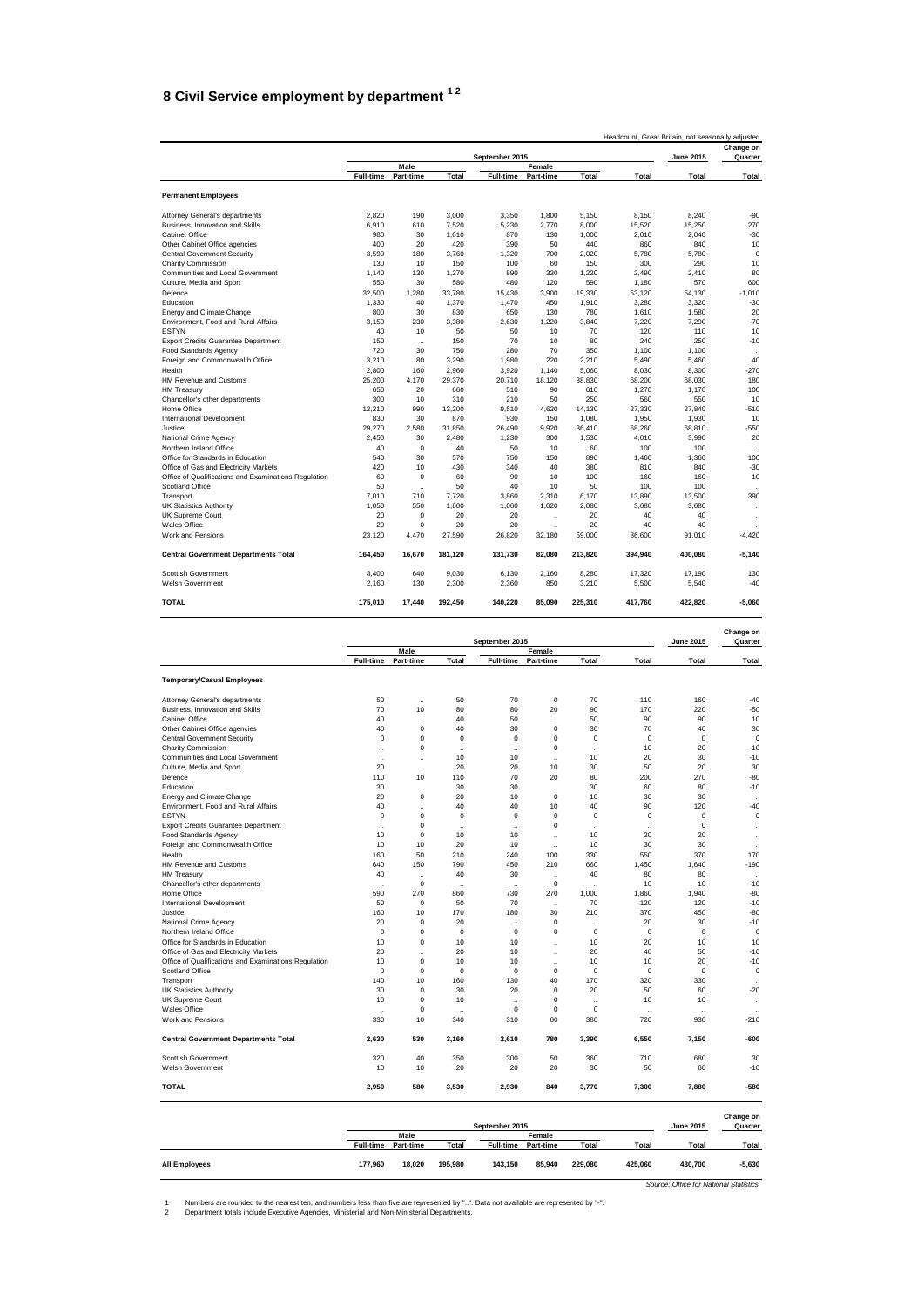# 8 Civil Service employment by department [1 2]

Headcount, Great Britain, not seasonally adjusted

| | September 2015 | | | | | | | June 2015 | Change on Quarter |
|---|---|---|---|---|---|---|---|---|---|
| | Male | | | Female | | | | | |
| | Full-time | Part-time | Total | Full-time | Part-time | Total | Total | Total | Total |
| **Permanent Employees** | | | | | | | | | |
| Attorney General's departments | 2,820 | 190 | 3,000 | 3,350 | 1,800 | 5,150 | 8,150 | 8,240 | -90 |
| Business, Innovation and Skills | 6,910 | 610 | 7,520 | 5,230 | 2,770 | 8,000 | 15,520 | 15,250 | 270 |
| Cabinet Office | 980 | 30 | 1,010 | 870 | 130 | 1,000 | 2,010 | 2,040 | -30 |
| Other Cabinet Office agencies | 400 | 20 | 420 | 390 | 50 | 440 | 860 | 840 | 10 |
| Central Government Security | 3,590 | 180 | 3,760 | 1,320 | 700 | 2,020 | 5,780 | 5,780 | 0 |
| Charity Commission | 130 | 10 | 150 | 100 | 60 | 150 | 300 | 290 | 10 |
| Communities and Local Government | 1,140 | 130 | 1,270 | 890 | 330 | 1,220 | 2,490 | 2,410 | 80 |
| Culture, Media and Sport | 550 | 30 | 580 | 480 | 120 | 590 | 1,180 | 570 | 600 |
| Defence | 32,500 | 1,280 | 33,780 | 15,430 | 3,900 | 19,330 | 53,120 | 54,130 | -1,010 |
| Education | 1,330 | 40 | 1,370 | 1,470 | 450 | 1,910 | 3,280 | 3,320 | -30 |
| Energy and Climate Change | 800 | 30 | 830 | 650 | 130 | 780 | 1,610 | 1,580 | 20 |
| Environment, Food and Rural Affairs | 3,150 | 230 | 3,380 | 2,630 | 1,220 | 3,840 | 7,220 | 7,290 | -70 |
| ESTYN | 40 | 10 | 50 | 50 | 10 | 70 | 120 | 110 | 10 |
| Export Credits Guarantee Department | 150 | .. | 150 | 70 | 10 | 80 | 240 | 250 | -10 |
| Food Standards Agency | 720 | 30 | 750 | 280 | 70 | 350 | 1,100 | 1,100 | .. |
| Foreign and Commonwealth Office | 3,210 | 80 | 3,290 | 1,980 | 220 | 2,210 | 5,490 | 5,460 | 40 |
| Health | 2,800 | 160 | 2,960 | 3,920 | 1,140 | 5,060 | 8,030 | 8,300 | -270 |
| HM Revenue and Customs | 25,200 | 4,170 | 29,370 | 20,710 | 18,120 | 38,830 | 68,200 | 68,030 | 180 |
| HM Treasury | 650 | 20 | 660 | 510 | 90 | 610 | 1,270 | 1,170 | 100 |
| Chancellor's other departments | 300 | 10 | 310 | 210 | 50 | 250 | 560 | 550 | 10 |
| Home Office | 12,210 | 990 | 13,200 | 9,510 | 4,620 | 14,130 | 27,330 | 27,840 | -510 |
| International Development | 830 | 30 | 870 | 930 | 150 | 1,080 | 1,950 | 1,930 | 10 |
| Justice | 29,270 | 2,580 | 31,850 | 26,490 | 9,920 | 36,410 | 68,260 | 68,810 | -550 |
| National Crime Agency | 2,450 | 30 | 2,480 | 1,230 | 300 | 1,530 | 4,010 | 3,990 | 20 |
| Northern Ireland Office | 40 | 0 | 40 | 50 | 10 | 60 | 100 | 100 | .. |
| Office for Standards in Education | 540 | 30 | 570 | 750 | 150 | 890 | 1,460 | 1,360 | 100 |
| Office of Gas and Electricity Markets | 420 | 10 | 430 | 340 | 40 | 380 | 810 | 840 | -30 |
| Office of Qualifications and Examinations Regulation | 60 | 0 | 60 | 90 | 10 | 100 | 160 | 160 | 10 |
| Scotland Office | 50 | .. | 50 | 40 | 10 | 50 | 100 | 100 | .. |
| Transport | 7,010 | 710 | 7,720 | 3,860 | 2,310 | 6,170 | 13,890 | 13,500 | 390 |
| UK Statistics Authority | 1,050 | 550 | 1,600 | 1,060 | 1,020 | 2,080 | 3,680 | 3,680 | .. |
| UK Supreme Court | 20 | 0 | 20 | 20 | .. | 20 | 40 | 40 | .. |
| Wales Office | 20 | 0 | 20 | 20 | .. | 20 | 40 | 40 | .. |
| Work and Pensions | 23,120 | 4,470 | 27,590 | 26,820 | 32,180 | 59,000 | 86,600 | 91,010 | -4,420 |
| **Central Government Departments Total** | **164,450** | **16,670** | **181,120** | **131,730** | **82,080** | **213,820** | **394,940** | **400,080** | **-5,140** |
| Scottish Government | 8,400 | 640 | 9,030 | 6,130 | 2,160 | 8,280 | 17,320 | 17,190 | 130 |
| Welsh Government | 2,160 | 130 | 2,300 | 2,360 | 850 | 3,210 | 5,500 | 5,540 | -40 |
| **TOTAL** | **175,010** | **17,440** | **192,450** | **140,220** | **85,090** | **225,310** | **417,760** | **422,820** | **-5,060** |

| | September 2015 | | | | | | | June 2015 | Change on Quarter |
|---|---|---|---|---|---|---|---|---|---|
| | Male | | | Female | | | | | |
| | Full-time | Part-time | Total | Full-time | Part-time | Total | Total | Total | Total |
| **Temporary/Casual Employees** | | | | | | | | | |
| Attorney General's departments | 50 | .. | 50 | 70 | 0 | 70 | 110 | 160 | -40 |
| Business, Innovation and Skills | 70 | 10 | 80 | 80 | 20 | 90 | 170 | 220 | -50 |
| Cabinet Office | 40 | .. | 40 | 50 | .. | 50 | 90 | 90 | 10 |
| Other Cabinet Office agencies | 40 | 0 | 40 | 30 | 0 | 30 | 70 | 40 | 30 |
| Central Government Security | 0 | 0 | 0 | 0 | 0 | 0 | 0 | 0 | 0 |
| Charity Commission | .. | 0 | .. | .. | 0 | .. | 10 | 20 | -10 |
| Communities and Local Government | .. | .. | 10 | 10 | .. | 10 | 20 | 30 | -10 |
| Culture, Media and Sport | 20 | .. | 20 | 20 | 10 | 30 | 50 | 20 | 30 |
| Defence | 110 | 10 | 110 | 70 | 20 | 80 | 200 | 270 | -80 |
| Education | 30 | .. | 30 | 30 | .. | 30 | 60 | 80 | -10 |
| Energy and Climate Change | 20 | 0 | 20 | 10 | 0 | 10 | 30 | 30 | .. |
| Environment, Food and Rural Affairs | 40 | .. | 40 | 40 | 10 | 40 | 90 | 120 | -40 |
| ESTYN | 0 | 0 | 0 | 0 | 0 | 0 | 0 | 0 | 0 |
| Export Credits Guarantee Department | .. | 0 | .. | .. | 0 | .. | .. | 0 | .. |
| Food Standards Agency | 10 | 0 | 10 | 10 | .. | 10 | 20 | 20 | .. |
| Foreign and Commonwealth Office | 10 | 10 | 20 | 10 | .. | 10 | 30 | 30 | .. |
| Health | 160 | 50 | 210 | 240 | 100 | 330 | 550 | 370 | 170 |
| HM Revenue and Customs | 640 | 150 | 790 | 450 | 210 | 660 | 1,450 | 1,640 | -190 |
| HM Treasury | 40 | .. | 40 | 30 | .. | 40 | 80 | 80 | .. |
| Chancellor's other departments | .. | 0 | .. | .. | 0 | .. | 10 | 10 | -10 |
| Home Office | 590 | 270 | 860 | 730 | 270 | 1,000 | 1,860 | 1,940 | -80 |
| International Development | 50 | 0 | 50 | 70 | .. | 70 | 120 | 120 | -10 |
| Justice | 160 | 10 | 170 | 180 | 30 | 210 | 370 | 450 | -80 |
| National Crime Agency | 20 | 0 | 20 | .. | 0 | .. | 20 | 30 | -10 |
| Northern Ireland Office | 0 | 0 | 0 | 0 | 0 | 0 | 0 | 0 | 0 |
| Office for Standards in Education | 10 | 0 | 10 | 10 | .. | 10 | 20 | 10 | 10 |
| Office of Gas and Electricity Markets | 20 | .. | 20 | 10 | .. | 20 | 40 | 50 | -10 |
| Office of Qualifications and Examinations Regulation | 10 | 0 | 10 | 10 | .. | 10 | 10 | 20 | -10 |
| Scotland Office | 0 | 0 | 0 | 0 | 0 | 0 | 0 | 0 | 0 |
| Transport | 140 | 10 | 160 | 130 | 40 | 170 | 320 | 330 | .. |
| UK Statistics Authority | 30 | 0 | 30 | 20 | 0 | 20 | 50 | 60 | -20 |
| UK Supreme Court | 10 | 0 | 10 | .. | 0 | .. | 10 | 10 | .. |
| Wales Office | .. | 0 | .. | 0 | 0 | 0 | .. | .. | .. |
| Work and Pensions | 330 | 10 | 340 | 310 | 60 | 380 | 720 | 930 | -210 |
| **Central Government Departments Total** | **2,630** | **530** | **3,160** | **2,610** | **780** | **3,390** | **6,550** | **7,150** | **-600** |
| Scottish Government | 320 | 40 | 350 | 300 | 50 | 360 | 710 | 680 | 30 |
| Welsh Government | 10 | 10 | 20 | 20 | 20 | 30 | 50 | 60 | -10 |
| **TOTAL** | **2,950** | **580** | **3,530** | **2,930** | **840** | **3,770** | **7,300** | **7,880** | **-580** |

| | September 2015 | | | | | | | June 2015 | Change on Quarter |
|---|---|---|---|---|---|---|---|---|---|
| | Male | | | Female | | | | | |
| | Full-time | Part-time | Total | Full-time | Part-time | Total | Total | Total | Total |
| **All Employees** | **177,960** | **18,020** | **195,980** | **143,150** | **85,940** | **229,080** | **425,060** | **430,700** | **-5,630** |

*Source: Office for National Statistics*

1 Numbers are rounded to the nearest ten, and numbers less than five are represented by "..". Data not available are represented by "-".
2 Department totals include Executive Agencies, Ministerial and Non-Ministerial Departments.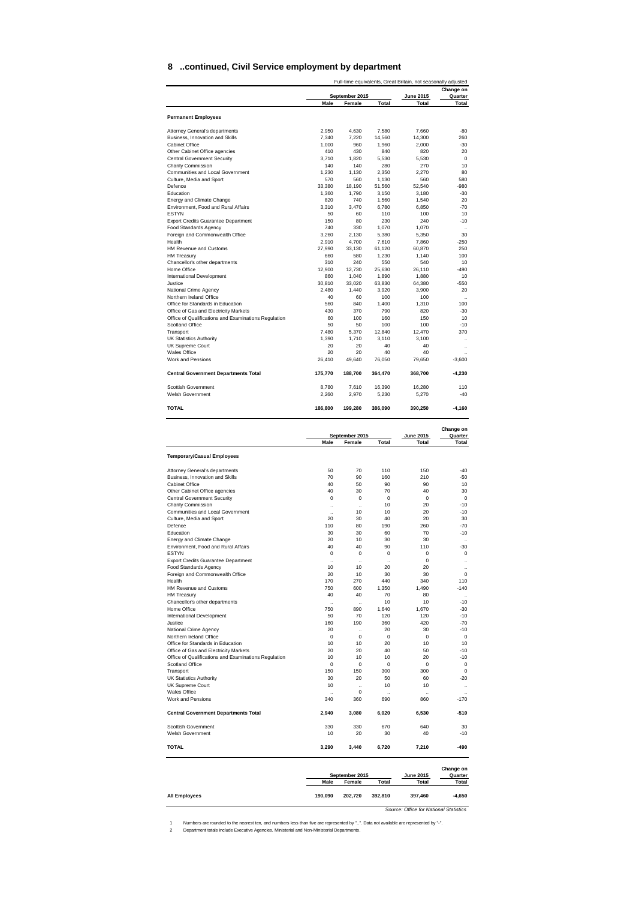## 8 ..continued, Civil Service employment by department

Full-time equivalents, Great Britain, not seasonally adjusted

| | September 2015 | | | June 2015 | Change on Quarter |
|---|---|---|---|---|---|
| | Male | Female | Total | Total | Total |
| **Permanent Employees** | | | | | |
| Attorney General's departments | 2,950 | 4,630 | 7,580 | 7,660 | -80 |
| Business, Innovation and Skills | 7,340 | 7,220 | 14,560 | 14,300 | 260 |
| Cabinet Office | 1,000 | 960 | 1,960 | 2,000 | -30 |
| Other Cabinet Office agencies | 410 | 430 | 840 | 820 | 20 |
| Central Government Security | 3,710 | 1,820 | 5,530 | 5,530 | 0 |
| Charity Commission | 140 | 140 | 280 | 270 | 10 |
| Communities and Local Government | 1,230 | 1,130 | 2,350 | 2,270 | 80 |
| Culture, Media and Sport | 570 | 560 | 1,130 | 560 | 580 |
| Defence | 33,380 | 18,190 | 51,560 | 52,540 | -980 |
| Education | 1,360 | 1,790 | 3,150 | 3,180 | -30 |
| Energy and Climate Change | 820 | 740 | 1,560 | 1,540 | 20 |
| Environment, Food and Rural Affairs | 3,310 | 3,470 | 6,780 | 6,850 | -70 |
| ESTYN | 50 | 60 | 110 | 100 | 10 |
| Export Credits Guarantee Department | 150 | 80 | 230 | 240 | -10 |
| Food Standards Agency | 740 | 330 | 1,070 | 1,070 | .. |
| Foreign and Commonwealth Office | 3,260 | 2,130 | 5,380 | 5,350 | 30 |
| Health | 2,910 | 4,700 | 7,610 | 7,860 | -250 |
| HM Revenue and Customs | 27,990 | 33,130 | 61,120 | 60,870 | 250 |
| HM Treasury | 660 | 580 | 1,230 | 1,140 | 100 |
| Chancellor's other departments | 310 | 240 | 550 | 540 | 10 |
| Home Office | 12,900 | 12,730 | 25,630 | 26,110 | -490 |
| International Development | 860 | 1,040 | 1,890 | 1,880 | 10 |
| Justice | 30,810 | 33,020 | 63,830 | 64,380 | -550 |
| National Crime Agency | 2,480 | 1,440 | 3,920 | 3,900 | 20 |
| Northern Ireland Office | 40 | 60 | 100 | 100 | .. |
| Office for Standards in Education | 560 | 840 | 1,400 | 1,310 | 100 |
| Office of Gas and Electricity Markets | 430 | 370 | 790 | 820 | -30 |
| Office of Qualifications and Examinations Regulation | 60 | 100 | 160 | 150 | 10 |
| Scotland Office | 50 | 50 | 100 | 100 | -10 |
| Transport | 7,480 | 5,370 | 12,840 | 12,470 | 370 |
| UK Statistics Authority | 1,390 | 1,710 | 3,110 | 3,100 | .. |
| UK Supreme Court | 20 | 20 | 40 | 40 | .. |
| Wales Office | 20 | 20 | 40 | 40 | .. |
| Work and Pensions | 26,410 | 49,640 | 76,050 | 79,650 | -3,600 |
| **Central Government Departments Total** | **175,770** | **188,700** | **364,470** | **368,700** | **-4,230** |
| Scottish Government | 8,780 | 7,610 | 16,390 | 16,280 | 110 |
| Welsh Government | 2,260 | 2,970 | 5,230 | 5,270 | -40 |
| **TOTAL** | **186,800** | **199,280** | **386,090** | **390,250** | **-4,160** |

| | September 2015 | | | June 2015 | Change on Quarter |
|---|---|---|---|---|---|
| | Male | Female | Total | Total | Total |
| **Temporary/Casual Employees** | | | | | |
| Attorney General's departments | 50 | 70 | 110 | 150 | -40 |
| Business, Innovation and Skills | 70 | 90 | 160 | 210 | -50 |
| Cabinet Office | 40 | 50 | 90 | 90 | 10 |
| Other Cabinet Office agencies | 40 | 30 | 70 | 40 | 30 |
| Central Government Security | 0 | 0 | 0 | 0 | 0 |
| Charity Commission | .. | .. | 10 | 20 | -10 |
| Communities and Local Government | .. | 10 | 10 | 20 | -10 |
| Culture, Media and Sport | 20 | 30 | 40 | 20 | 30 |
| Defence | 110 | 80 | 190 | 260 | -70 |
| Education | 30 | 30 | 60 | 70 | -10 |
| Energy and Climate Change | 20 | 10 | 30 | 30 | .. |
| Environment, Food and Rural Affairs | 40 | 40 | 90 | 110 | -30 |
| ESTYN | 0 | 0 | 0 | 0 | 0 |
| Export Credits Guarantee Department | .. | .. | .. | 0 | .. |
| Food Standards Agency | 10 | 10 | 20 | 20 | .. |
| Foreign and Commonwealth Office | 20 | 10 | 30 | 30 | 0 |
| Health | 170 | 270 | 440 | 340 | 110 |
| HM Revenue and Customs | 750 | 600 | 1,350 | 1,490 | -140 |
| HM Treasury | 40 | 40 | 70 | 80 | .. |
| Chancellor's other departments | .. | .. | 10 | 10 | -10 |
| Home Office | 750 | 890 | 1,640 | 1,670 | -30 |
| International Development | 50 | 70 | 120 | 120 | -10 |
| Justice | 160 | 190 | 360 | 420 | -70 |
| National Crime Agency | 20 | .. | 20 | 30 | -10 |
| Northern Ireland Office | 0 | 0 | 0 | 0 | 0 |
| Office for Standards in Education | 10 | 10 | 20 | 10 | 10 |
| Office of Gas and Electricity Markets | 20 | 20 | 40 | 50 | -10 |
| Office of Qualifications and Examinations Regulation | 10 | 10 | 10 | 20 | -10 |
| Scotland Office | 0 | 0 | 0 | 0 | 0 |
| Transport | 150 | 150 | 300 | 300 | 0 |
| UK Statistics Authority | 30 | 20 | 50 | 60 | -20 |
| UK Supreme Court | 10 | .. | 10 | 10 | .. |
| Wales Office | .. | 0 | .. | .. | .. |
| Work and Pensions | 340 | 360 | 690 | 860 | -170 |
| **Central Government Departments Total** | **2,940** | **3,080** | **6,020** | **6,530** | **-510** |
| Scottish Government | 330 | 330 | 670 | 640 | 30 |
| Welsh Government | 10 | 20 | 30 | 40 | -10 |
| **TOTAL** | **3,290** | **3,440** | **6,720** | **7,210** | **-490** |

| | September 2015 | | | June 2015 | Change on Quarter |
|---|---|---|---|---|---|
| | Male | Female | Total | Total | Total |
| **All Employees** | **190,090** | **202,720** | **392,810** | **397,460** | **-4,650** |

*Source: Office for National Statistics*

1 Numbers are rounded to the nearest ten, and numbers less than five are represented by "..". Data not available are represented by "-".

2 Department totals include Executive Agencies, Ministerial and Non-Ministerial Departments.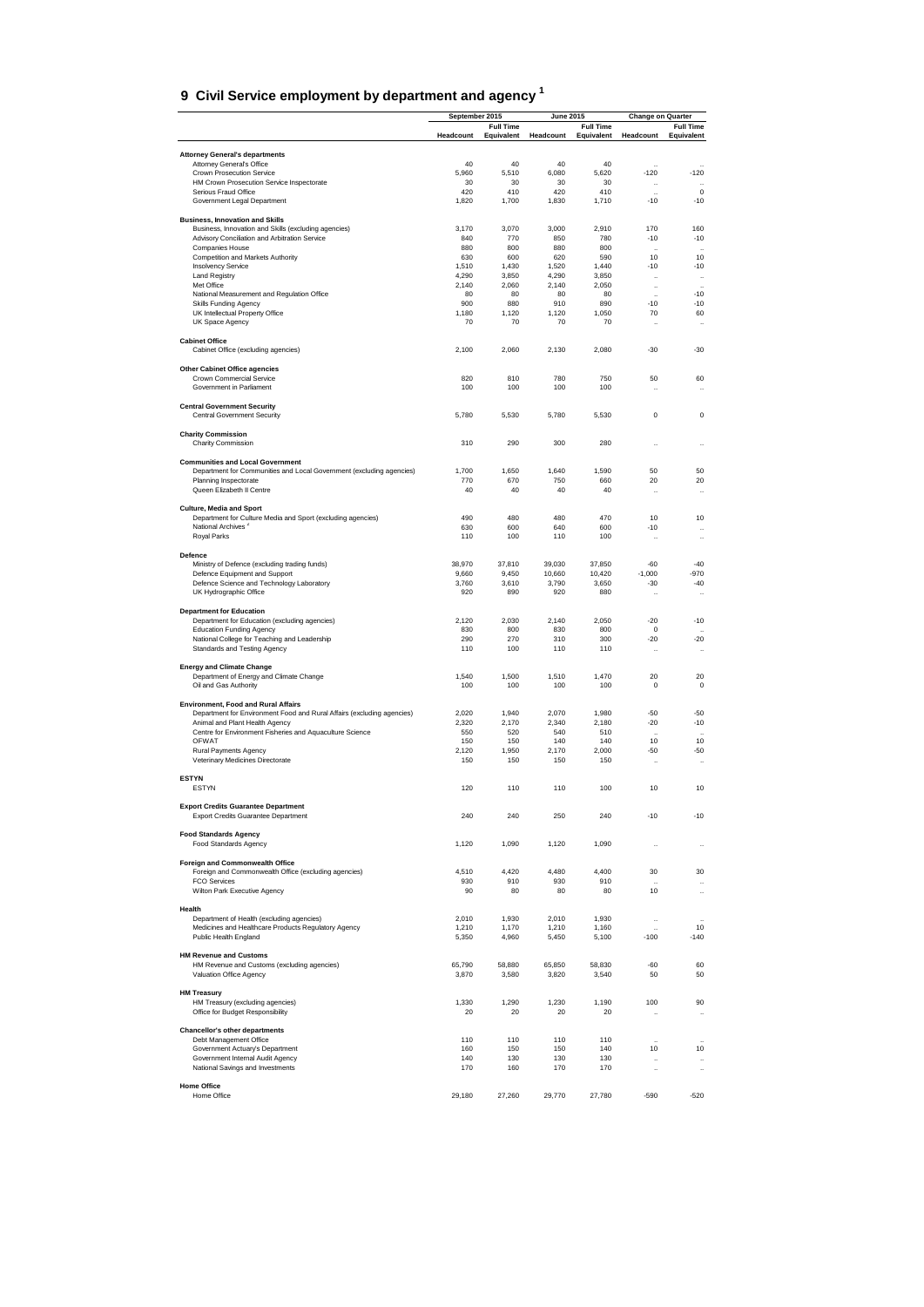# 9 Civil Service employment by department and agency [1]

| | September 2015 | | June 2015 | | Change on Quarter | |
|---|---|---|---|---|---|---|
| | Headcount | Full Time Equivalent | Headcount | Full Time Equivalent | Headcount | Full Time Equivalent |
| **Attorney General's departments** | | | | | | |
| Attorney General's Office | 40 | 40 | 40 | 40 | .. | .. |
| Crown Prosecution Service | 5,960 | 5,510 | 6,080 | 5,620 | -120 | -120 |
| HM Crown Prosecution Service Inspectorate | 30 | 30 | 30 | 30 | .. | .. |
| Serious Fraud Office | 420 | 410 | 420 | 410 | .. | 0 |
| Government Legal Department | 1,820 | 1,700 | 1,830 | 1,710 | -10 | -10 |
| **Business, Innovation and Skills** | | | | | | |
| Business, Innovation and Skills (excluding agencies) | 3,170 | 3,070 | 3,000 | 2,910 | 170 | 160 |
| Advisory Conciliation and Arbitration Service | 840 | 770 | 850 | 780 | -10 | -10 |
| Companies House | 880 | 800 | 880 | 800 | .. | .. |
| Competition and Markets Authority | 630 | 600 | 620 | 590 | 10 | 10 |
| Insolvency Service | 1,510 | 1,430 | 1,520 | 1,440 | -10 | -10 |
| Land Registry | 4,290 | 3,850 | 4,290 | 3,850 | .. | .. |
| Met Office | 2,140 | 2,060 | 2,140 | 2,050 | .. | .. |
| National Measurement and Regulation Office | 80 | 80 | 80 | 80 | .. | -10 |
| Skills Funding Agency | 900 | 880 | 910 | 890 | -10 | -10 |
| UK Intellectual Property Office | 1,180 | 1,120 | 1,120 | 1,050 | 70 | 60 |
| UK Space Agency | 70 | 70 | 70 | 70 | .. | .. |
| **Cabinet Office** | | | | | | |
| Cabinet Office (excluding agencies) | 2,100 | 2,060 | 2,130 | 2,080 | -30 | -30 |
| **Other Cabinet Office agencies** | | | | | | |
| Crown Commercial Service | 820 | 810 | 780 | 750 | 50 | 60 |
| Government in Parliament | 100 | 100 | 100 | 100 | .. | .. |
| **Central Government Security** | | | | | | |
| Central Government Security | 5,780 | 5,530 | 5,780 | 5,530 | 0 | 0 |
| **Charity Commission** | | | | | | |
| Charity Commission | 310 | 290 | 300 | 280 | .. | .. |
| **Communities and Local Government** | | | | | | |
| Department for Communities and Local Government (excluding agencies) | 1,700 | 1,650 | 1,640 | 1,590 | 50 | 50 |
| Planning Inspectorate | 770 | 670 | 750 | 660 | 20 | 20 |
| Queen Elizabeth II Centre | 40 | 40 | 40 | 40 | .. | .. |
| **Culture, Media and Sport** | | | | | | |
| Department for Culture Media and Sport (excluding agencies) | 490 | 480 | 480 | 470 | 10 | 10 |
| National Archives [2] | 630 | 600 | 640 | 600 | -10 | .. |
| Royal Parks | 110 | 100 | 110 | 100 | .. | .. |
| **Defence** | | | | | | |
| Ministry of Defence (excluding trading funds) | 38,970 | 37,810 | 39,030 | 37,850 | -60 | -40 |
| Defence Equipment and Support | 9,660 | 9,450 | 10,660 | 10,420 | -1,000 | -970 |
| Defence Science and Technology Laboratory | 3,760 | 3,610 | 3,790 | 3,650 | -30 | -40 |
| UK Hydrographic Office | 920 | 890 | 920 | 880 | .. | .. |
| **Department for Education** | | | | | | |
| Department for Education (excluding agencies) | 2,120 | 2,030 | 2,140 | 2,050 | -20 | -10 |
| Education Funding Agency | 830 | 800 | 830 | 800 | 0 | .. |
| National College for Teaching and Leadership | 290 | 270 | 310 | 300 | -20 | -20 |
| Standards and Testing Agency | 110 | 100 | 110 | 110 | .. | .. |
| **Energy and Climate Change** | | | | | | |
| Department of Energy and Climate Change | 1,540 | 1,500 | 1,510 | 1,470 | 20 | 20 |
| Oil and Gas Authority | 100 | 100 | 100 | 100 | 0 | 0 |
| **Environment, Food and Rural Affairs** | | | | | | |
| Department for Environment Food and Rural Affairs (excluding agencies) | 2,020 | 1,940 | 2,070 | 1,980 | -50 | -50 |
| Animal and Plant Health Agency | 2,320 | 2,170 | 2,340 | 2,180 | -20 | -10 |
| Centre for Environment Fisheries and Aquaculture Science | 550 | 520 | 540 | 510 | .. | .. |
| OFWAT | 150 | 150 | 140 | 140 | 10 | 10 |
| Rural Payments Agency | 2,120 | 1,950 | 2,170 | 2,000 | -50 | -50 |
| Veterinary Medicines Directorate | 150 | 150 | 150 | 150 | .. | .. |
| **ESTYN** | | | | | | |
| ESTYN | 120 | 110 | 110 | 100 | 10 | 10 |
| **Export Credits Guarantee Department** | | | | | | |
| Export Credits Guarantee Department | 240 | 240 | 250 | 240 | -10 | -10 |
| **Food Standards Agency** | | | | | | |
| Food Standards Agency | 1,120 | 1,090 | 1,120 | 1,090 | .. | .. |
| **Foreign and Commonwealth Office** | | | | | | |
| Foreign and Commonwealth Office (excluding agencies) | 4,510 | 4,420 | 4,480 | 4,400 | 30 | 30 |
| FCO Services | 930 | 910 | 930 | 910 | .. | .. |
| Wilton Park Executive Agency | 90 | 80 | 80 | 80 | 10 | .. |
| **Health** | | | | | | |
| Department of Health (excluding agencies) | 2,010 | 1,930 | 2,010 | 1,930 | .. | .. |
| Medicines and Healthcare Products Regulatory Agency | 1,210 | 1,170 | 1,210 | 1,160 | .. | 10 |
| Public Health England | 5,350 | 4,960 | 5,450 | 5,100 | -100 | -140 |
| **HM Revenue and Customs** | | | | | | |
| HM Revenue and Customs (excluding agencies) | 65,790 | 58,880 | 65,850 | 58,830 | -60 | 60 |
| Valuation Office Agency | 3,870 | 3,580 | 3,820 | 3,540 | 50 | 50 |
| **HM Treasury** | | | | | | |
| HM Treasury (excluding agencies) | 1,330 | 1,290 | 1,230 | 1,190 | 100 | 90 |
| Office for Budget Responsibility | 20 | 20 | 20 | 20 | .. | .. |
| **Chancellor's other departments** | | | | | | |
| Debt Management Office | 110 | 110 | 110 | 110 | .. | .. |
| Government Actuary's Department | 160 | 150 | 150 | 140 | 10 | 10 |
| Government Internal Audit Agency | 140 | 130 | 130 | 130 | .. | .. |
| National Savings and Investments | 170 | 160 | 170 | 170 | .. | .. |
| **Home Office** | | | | | | |
| Home Office | 29,180 | 27,260 | 29,770 | 27,780 | -590 | -520 |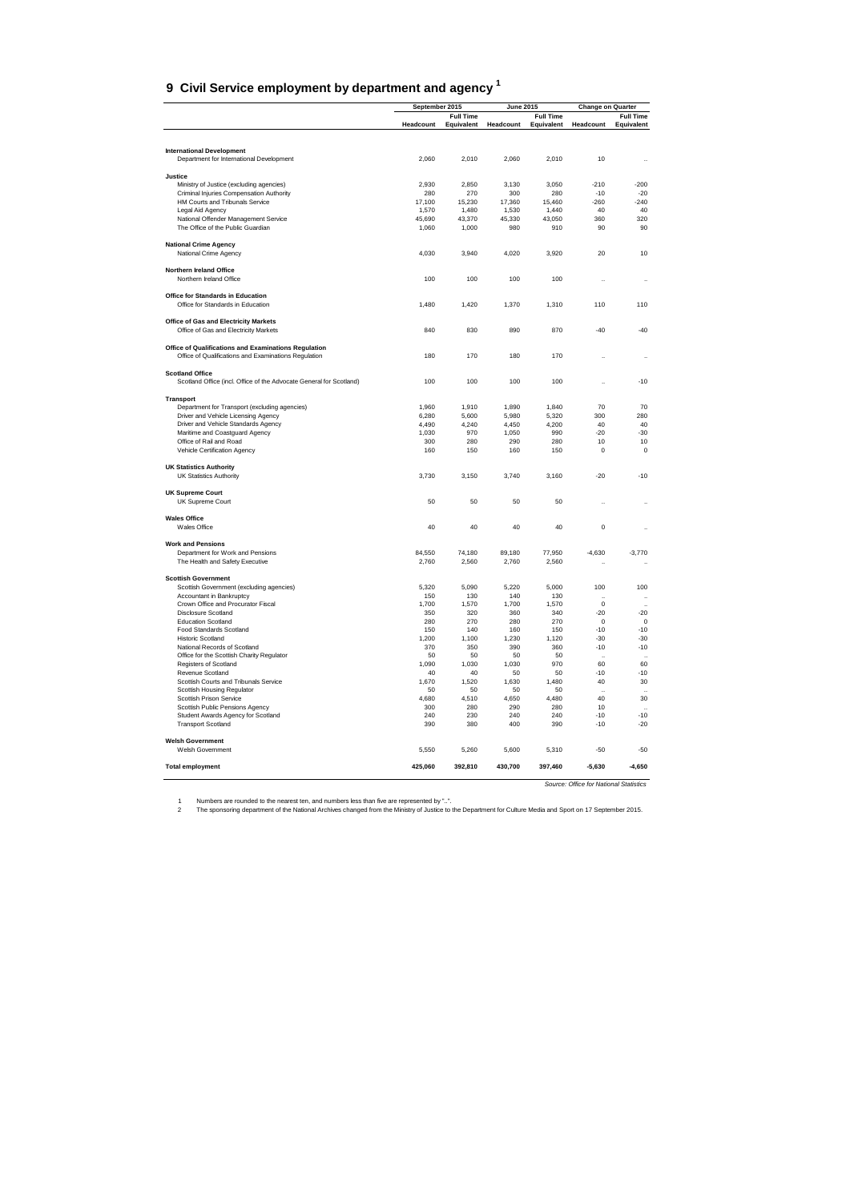# 9 Civil Service employment by department and agency [1]

| | September 2015 | | June 2015 | | Change on Quarter | |
|---|---|---|---|---|---|---|
| | Headcount | Full Time Equivalent | Headcount | Full Time Equivalent | Headcount | Full Time Equivalent |
| **International Development** | | | | | | |
| Department for International Development | 2,060 | 2,010 | 2,060 | 2,010 | 10 | .. |
| **Justice** | | | | | | |
| Ministry of Justice (excluding agencies) | 2,930 | 2,850 | 3,130 | 3,050 | -210 | -200 |
| Criminal Injuries Compensation Authority | 280 | 270 | 300 | 280 | -10 | -20 |
| HM Courts and Tribunals Service | 17,100 | 15,230 | 17,360 | 15,460 | -260 | -240 |
| Legal Aid Agency | 1,570 | 1,480 | 1,530 | 1,440 | 40 | 40 |
| National Offender Management Service | 45,690 | 43,370 | 45,330 | 43,050 | 360 | 320 |
| The Office of the Public Guardian | 1,060 | 1,000 | 980 | 910 | 90 | 90 |
| **National Crime Agency** | | | | | | |
| National Crime Agency | 4,030 | 3,940 | 4,020 | 3,920 | 20 | 10 |
| **Northern Ireland Office** | | | | | | |
| Northern Ireland Office | 100 | 100 | 100 | 100 | .. | .. |
| **Office for Standards in Education** | | | | | | |
| Office for Standards in Education | 1,480 | 1,420 | 1,370 | 1,310 | 110 | 110 |
| **Office of Gas and Electricity Markets** | | | | | | |
| Office of Gas and Electricity Markets | 840 | 830 | 890 | 870 | -40 | -40 |
| **Office of Qualifications and Examinations Regulation** | | | | | | |
| Office of Qualifications and Examinations Regulation | 180 | 170 | 180 | 170 | .. | .. |
| **Scotland Office** | | | | | | |
| Scotland Office (incl. Office of the Advocate General for Scotland) | 100 | 100 | 100 | 100 | .. | -10 |
| **Transport** | | | | | | |
| Department for Transport (excluding agencies) | 1,960 | 1,910 | 1,890 | 1,840 | 70 | 70 |
| Driver and Vehicle Licensing Agency | 6,280 | 5,600 | 5,980 | 5,320 | 300 | 280 |
| Driver and Vehicle Standards Agency | 4,490 | 4,240 | 4,450 | 4,200 | 40 | 40 |
| Maritime and Coastguard Agency | 1,030 | 970 | 1,050 | 990 | -20 | -30 |
| Office of Rail and Road | 300 | 280 | 290 | 280 | 10 | 10 |
| Vehicle Certification Agency | 160 | 150 | 160 | 150 | 0 | 0 |
| **UK Statistics Authority** | | | | | | |
| UK Statistics Authority | 3,730 | 3,150 | 3,740 | 3,160 | -20 | -10 |
| **UK Supreme Court** | | | | | | |
| UK Supreme Court | 50 | 50 | 50 | 50 | .. | .. |
| **Wales Office** | | | | | | |
| Wales Office | 40 | 40 | 40 | 40 | 0 | .. |
| **Work and Pensions** | | | | | | |
| Department for Work and Pensions | 84,550 | 74,180 | 89,180 | 77,950 | -4,630 | -3,770 |
| The Health and Safety Executive | 2,760 | 2,560 | 2,760 | 2,560 | .. | .. |
| **Scottish Government** | | | | | | |
| Scottish Government (excluding agencies) | 5,320 | 5,090 | 5,220 | 5,000 | 100 | 100 |
| Accountant in Bankruptcy | 150 | 130 | 140 | 130 | .. | .. |
| Crown Office and Procurator Fiscal | 1,700 | 1,570 | 1,700 | 1,570 | 0 | .. |
| Disclosure Scotland | 350 | 320 | 360 | 340 | -20 | -20 |
| Education Scotland | 280 | 270 | 280 | 270 | 0 | 0 |
| Food Standards Scotland | 150 | 140 | 160 | 150 | -10 | -10 |
| Historic Scotland | 1,200 | 1,100 | 1,230 | 1,120 | -30 | -30 |
| National Records of Scotland | 370 | 350 | 390 | 360 | -10 | -10 |
| Office for the Scottish Charity Regulator | 50 | 50 | 50 | 50 | .. | .. |
| Registers of Scotland | 1,090 | 1,030 | 1,030 | 970 | 60 | 60 |
| Revenue Scotland | 40 | 40 | 50 | 50 | -10 | -10 |
| Scottish Courts and Tribunals Service | 1,670 | 1,520 | 1,630 | 1,480 | 40 | 30 |
| Scottish Housing Regulator | 50 | 50 | 50 | 50 | .. | .. |
| Scottish Prison Service | 4,680 | 4,510 | 4,650 | 4,480 | 40 | 30 |
| Scottish Public Pensions Agency | 300 | 280 | 290 | 280 | 10 | .. |
| Student Awards Agency for Scotland | 240 | 230 | 240 | 240 | -10 | -10 |
| Transport Scotland | 390 | 380 | 400 | 390 | -10 | -20 |
| **Welsh Government** | | | | | | |
| Welsh Government | 5,550 | 5,260 | 5,600 | 5,310 | -50 | -50 |
| **Total employment** | **425,060** | **392,810** | **430,700** | **397,460** | **-5,630** | **-4,650** |

*Source: Office for National Statistics*

1 Numbers are rounded to the nearest ten, and numbers less than five are represented by "..".

2 The sponsoring department of the National Archives changed from the Ministry of Justice to the Department for Culture Media and Sport on 17 September 2015.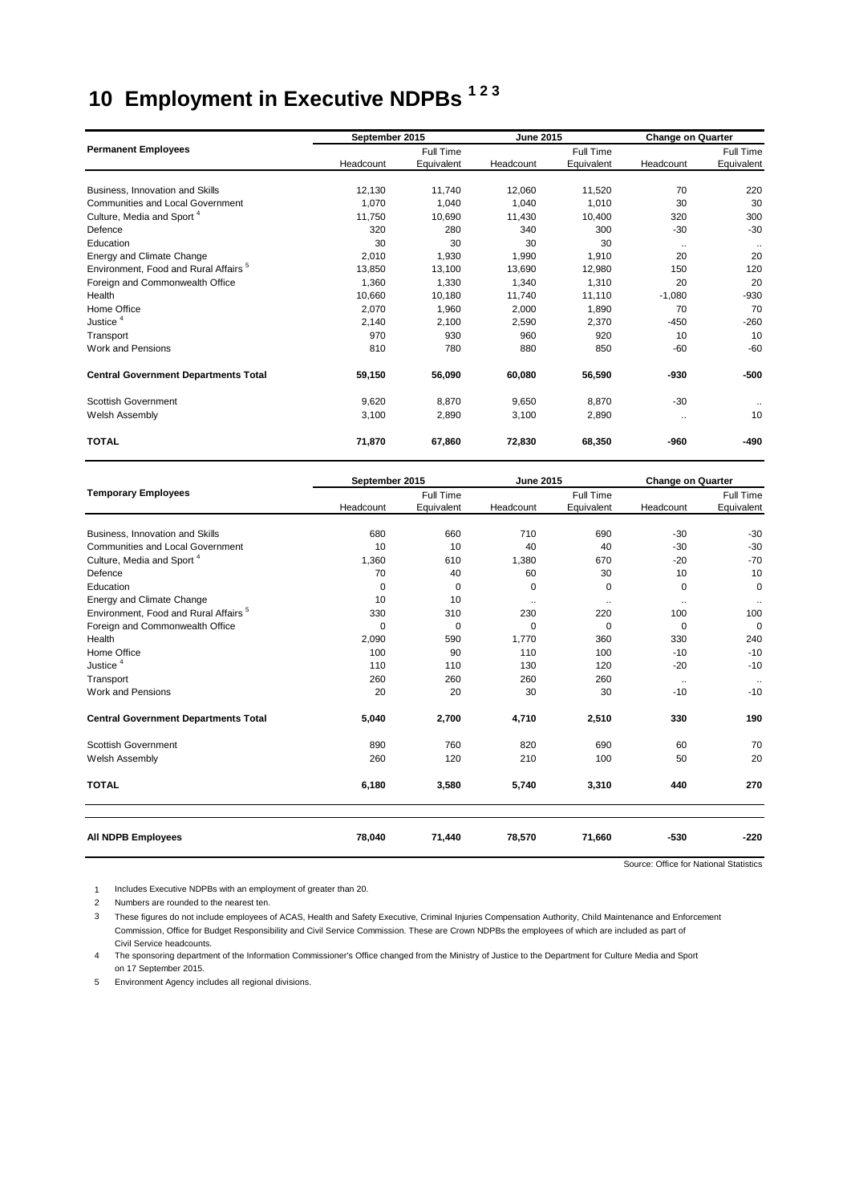# 10 Employment in Executive NDPBs [1 2 3]

| Permanent Employees | September 2015 | | June 2015 | | Change on Quarter | |
|---|---|---|---|---|---|---|
| | Headcount | Full Time Equivalent | Headcount | Full Time Equivalent | Headcount | Full Time Equivalent |
| Business, Innovation and Skills | 12,130 | 11,740 | 12,060 | 11,520 | 70 | 220 |
| Communities and Local Government | 1,070 | 1,040 | 1,040 | 1,010 | 30 | 30 |
| Culture, Media and Sport [4] | 11,750 | 10,690 | 11,430 | 10,400 | 320 | 300 |
| Defence | 320 | 280 | 340 | 300 | -30 | -30 |
| Education | 30 | 30 | 30 | 30 | .. | .. |
| Energy and Climate Change | 2,010 | 1,930 | 1,990 | 1,910 | 20 | 20 |
| Environment, Food and Rural Affairs [5] | 13,850 | 13,100 | 13,690 | 12,980 | 150 | 120 |
| Foreign and Commonwealth Office | 1,360 | 1,330 | 1,340 | 1,310 | 20 | 20 |
| Health | 10,660 | 10,180 | 11,740 | 11,110 | -1,080 | -930 |
| Home Office | 2,070 | 1,960 | 2,000 | 1,890 | 70 | 70 |
| Justice [4] | 2,140 | 2,100 | 2,590 | 2,370 | -450 | -260 |
| Transport | 970 | 930 | 960 | 920 | 10 | 10 |
| Work and Pensions | 810 | 780 | 880 | 850 | -60 | -60 |
| **Central Government Departments Total** | **59,150** | **56,090** | **60,080** | **56,590** | **-930** | **-500** |
| Scottish Government | 9,620 | 8,870 | 9,650 | 8,870 | -30 | .. |
| Welsh Assembly | 3,100 | 2,890 | 3,100 | 2,890 | .. | 10 |
| **TOTAL** | **71,870** | **67,860** | **72,830** | **68,350** | **-960** | **-490** |

| Temporary Employees | September 2015 | | June 2015 | | Change on Quarter | |
|---|---|---|---|---|---|---|
| | Headcount | Full Time Equivalent | Headcount | Full Time Equivalent | Headcount | Full Time Equivalent |
| Business, Innovation and Skills | 680 | 660 | 710 | 690 | -30 | -30 |
| Communities and Local Government | 10 | 10 | 40 | 40 | -30 | -30 |
| Culture, Media and Sport [4] | 1,360 | 610 | 1,380 | 670 | -20 | -70 |
| Defence | 70 | 40 | 60 | 30 | 10 | 10 |
| Education | 0 | 0 | 0 | 0 | 0 | 0 |
| Energy and Climate Change | 10 | 10 | .. | .. | .. | .. |
| Environment, Food and Rural Affairs [5] | 330 | 310 | 230 | 220 | 100 | 100 |
| Foreign and Commonwealth Office | 0 | 0 | 0 | 0 | 0 | 0 |
| Health | 2,090 | 590 | 1,770 | 360 | 330 | 240 |
| Home Office | 100 | 90 | 110 | 100 | -10 | -10 |
| Justice [4] | 110 | 110 | 130 | 120 | -20 | -10 |
| Transport | 260 | 260 | 260 | 260 | .. | .. |
| Work and Pensions | 20 | 20 | 30 | 30 | -10 | -10 |
| **Central Government Departments Total** | **5,040** | **2,700** | **4,710** | **2,510** | **330** | **190** |
| Scottish Government | 890 | 760 | 820 | 690 | 60 | 70 |
| Welsh Assembly | 260 | 120 | 210 | 100 | 50 | 20 |
| **TOTAL** | **6,180** | **3,580** | **5,740** | **3,310** | **440** | **270** |
| **All NDPB Employees** | **78,040** | **71,440** | **78,570** | **71,660** | **-530** | **-220** |

Source: Office for National Statistics

1 Includes Executive NDPBs with an employment of greater than 20.

2 Numbers are rounded to the nearest ten.

3 These figures do not include employees of ACAS, Health and Safety Executive, Criminal Injuries Compensation Authority, Child Maintenance and Enforcement Commission, Office for Budget Responsibility and Civil Service Commission. These are Crown NDPBs the employees of which are included as part of Civil Service headcounts.

4 The sponsoring department of the Information Commissioner's Office changed from the Ministry of Justice to the Department for Culture Media and Sport on 17 September 2015.

5 Environment Agency includes all regional divisions.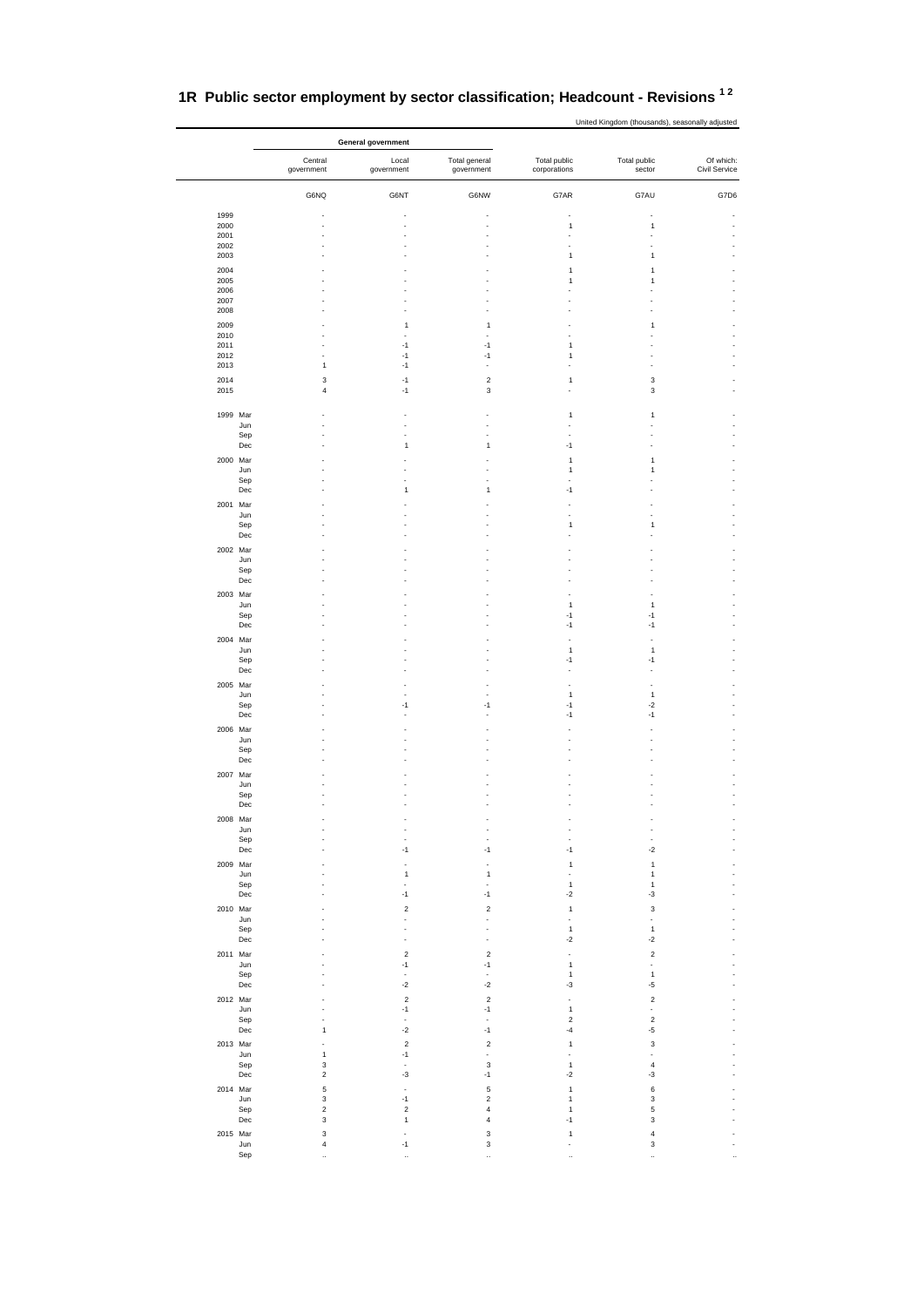# 1R Public sector employment by sector classification; Headcount - Revisions [1 2]

United Kingdom (thousands), seasonally adjusted

| | | General government | | | | | |
|---|---|---|---|---|---|---|---|
| | | Central government | Local government | Total general government | Total public corporations | Total public sector | Of which: Civil Service |
| | | G6NQ | G6NT | G6NW | G7AR | G7AU | G7D6 |
| 1999 | | - | - | - | - | - | - |
| 2000 | | - | - | - | 1 | 1 | - |
| 2001 | | - | - | - | - | - | - |
| 2002 | | - | - | - | - | - | - |
| 2003 | | - | - | - | 1 | 1 | - |
| 2004 | | - | - | - | 1 | 1 | - |
| 2005 | | - | - | - | 1 | 1 | - |
| 2006 | | - | - | - | - | - | - |
| 2007 | | - | - | - | - | - | - |
| 2008 | | - | - | - | - | - | - |
| 2009 | | - | 1 | 1 | - | 1 | - |
| 2010 | | - | - | - | - | - | - |
| 2011 | | - | -1 | -1 | 1 | - | - |
| 2012 | | - | -1 | -1 | 1 | - | - |
| 2013 | | 1 | -1 | - | - | - | - |
| 2014 | | 3 | -1 | 2 | 1 | 3 | - |
| 2015 | | 4 | -1 | 3 | - | 3 | - |
| 1999 | Mar | - | - | - | 1 | 1 | - |
| | Jun | - | - | - | - | - | - |
| | Sep | - | - | - | - | - | - |
| | Dec | - | 1 | 1 | -1 | - | - |
| 2000 | Mar | - | - | - | 1 | 1 | - |
| | Jun | - | - | - | 1 | 1 | - |
| | Sep | - | - | - | - | - | - |
| | Dec | - | 1 | 1 | -1 | - | - |
| 2001 | Mar | - | - | - | - | - | - |
| | Jun | - | - | - | - | - | - |
| | Sep | - | - | - | 1 | 1 | - |
| | Dec | - | - | - | - | - | - |
| 2002 | Mar | - | - | - | - | - | - |
| | Jun | - | - | - | - | - | - |
| | Sep | - | - | - | - | - | - |
| | Dec | - | - | - | - | - | - |
| 2003 | Mar | - | - | - | - | - | - |
| | Jun | - | - | - | 1 | 1 | - |
| | Sep | - | - | - | -1 | -1 | - |
| | Dec | - | - | - | -1 | -1 | - |
| 2004 | Mar | - | - | - | - | - | - |
| | Jun | - | - | - | 1 | 1 | - |
| | Sep | - | - | - | -1 | -1 | - |
| | Dec | - | - | - | - | - | - |
| 2005 | Mar | - | - | - | - | - | - |
| | Jun | - | - | - | 1 | 1 | - |
| | Sep | - | -1 | -1 | -1 | -2 | - |
| | Dec | - | - | - | -1 | -1 | - |
| 2006 | Mar | - | - | - | - | - | - |
| | Jun | - | - | - | - | - | - |
| | Sep | - | - | - | - | - | - |
| | Dec | - | - | - | - | - | - |
| 2007 | Mar | - | - | - | - | - | - |
| | Jun | - | - | - | - | - | - |
| | Sep | - | - | - | - | - | - |
| | Dec | - | - | - | - | - | - |
| 2008 | Mar | - | - | - | - | - | - |
| | Jun | - | - | - | - | - | - |
| | Sep | - | - | - | - | - | - |
| | Dec | - | -1 | -1 | -1 | -2 | - |
| 2009 | Mar | - | - | - | 1 | 1 | - |
| | Jun | - | 1 | 1 | - | 1 | - |
| | Sep | - | - | - | 1 | 1 | - |
| | Dec | - | -1 | -1 | -2 | -3 | - |
| 2010 | Mar | - | 2 | 2 | 1 | 3 | - |
| | Jun | - | - | - | - | - | - |
| | Sep | - | - | - | 1 | 1 | - |
| | Dec | - | - | - | -2 | -2 | - |
| 2011 | Mar | - | 2 | 2 | - | 2 | - |
| | Jun | - | -1 | -1 | 1 | - | - |
| | Sep | - | - | - | 1 | 1 | - |
| | Dec | - | -2 | -2 | -3 | -5 | - |
| 2012 | Mar | - | 2 | 2 | - | 2 | - |
| | Jun | - | -1 | -1 | 1 | - | - |
| | Sep | - | - | - | 2 | 2 | - |
| | Dec | 1 | -2 | -1 | -4 | -5 | - |
| 2013 | Mar | - | 2 | 2 | 1 | 3 | - |
| | Jun | 1 | -1 | - | - | - | - |
| | Sep | 3 | - | 3 | 1 | 4 | - |
| | Dec | 2 | -3 | -1 | -2 | -3 | - |
| 2014 | Mar | 5 | - | 5 | 1 | 6 | - |
| | Jun | 3 | -1 | 2 | 1 | 3 | - |
| | Sep | 2 | 2 | 4 | 1 | 5 | - |
| | Dec | 3 | 1 | 4 | -1 | 3 | - |
| 2015 | Mar | 3 | - | 3 | 1 | 4 | - |
| | Jun | 4 | -1 | 3 | - | 3 | - |
| | Sep | .. | .. | .. | .. | .. | .. |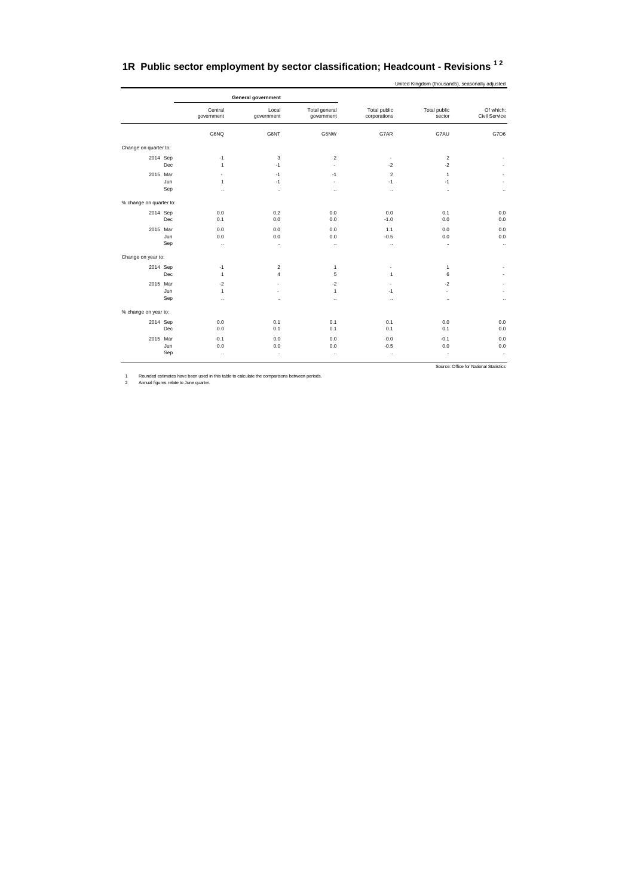# 1R Public sector employment by sector classification; Headcount - Revisions [1 2]

United Kingdom (thousands), seasonally adjusted

| | General government | | | | | |
|---|---|---|---|---|---|---|
| | Central government | Local government | Total general government | Total public corporations | Total public sector | Of which: Civil Service |
| | G6NQ | G6NT | G6NW | G7AR | G7AU | G7D6 |
| **Change on quarter to:** | | | | | | |
| 2014 Sep | -1 | 3 | 2 | - | 2 | - |
| Dec | 1 | -1 | - | -2 | -2 | - |
| 2015 Mar | - | -1 | -1 | 2 | 1 | - |
| Jun | 1 | -1 | - | -1 | -1 | - |
| Sep | .. | .. | .. | .. | .. | .. |
| **% change on quarter to:** | | | | | | |
| 2014 Sep | 0.0 | 0.2 | 0.0 | 0.0 | 0.1 | 0.0 |
| Dec | 0.1 | 0.0 | 0.0 | -1.0 | 0.0 | 0.0 |
| 2015 Mar | 0.0 | 0.0 | 0.0 | 1.1 | 0.0 | 0.0 |
| Jun | 0.0 | 0.0 | 0.0 | -0.5 | 0.0 | 0.0 |
| Sep | .. | .. | .. | .. | .. | .. |
| **Change on year to:** | | | | | | |
| 2014 Sep | -1 | 2 | 1 | - | 1 | - |
| Dec | 1 | 4 | 5 | 1 | 6 | - |
| 2015 Mar | -2 | - | -2 | - | -2 | - |
| Jun | 1 | - | 1 | -1 | - | - |
| Sep | .. | .. | .. | .. | .. | .. |
| **% change on year to:** | | | | | | |
| 2014 Sep | 0.0 | 0.1 | 0.1 | 0.1 | 0.0 | 0.0 |
| Dec | 0.0 | 0.1 | 0.1 | 0.1 | 0.1 | 0.0 |
| 2015 Mar | -0.1 | 0.0 | 0.0 | 0.0 | -0.1 | 0.0 |
| Jun | 0.0 | 0.0 | 0.0 | -0.5 | 0.0 | 0.0 |
| Sep | .. | .. | .. | .. | .. | .. |

Source: Office for National Statistics

1 Rounded estimates have been used in this table to calculate the comparisons between periods.
2 Annual figures relate to June quarter.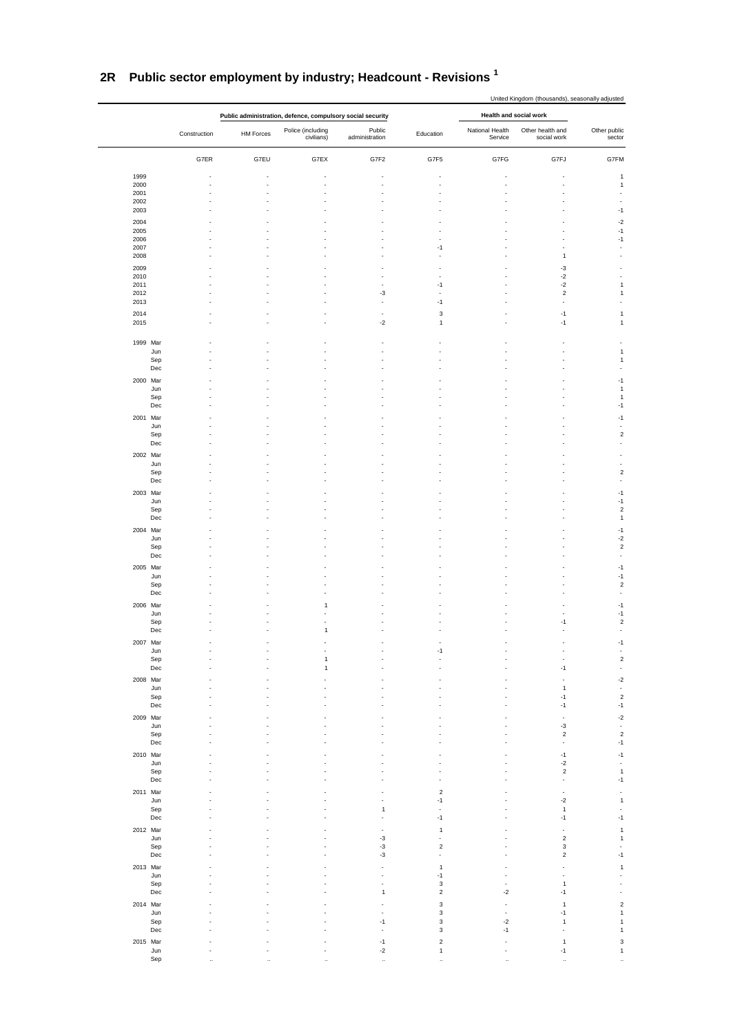## 2R Public sector employment by industry; Headcount - Revisions [1]

United Kingdom (thousands), seasonally adjusted

| | Construction | Public administration, defence, compulsory social security | | | Education | Health and social work | | Other public sector |
|---|---|---|---|---|---|---|---|---|
| | | HM Forces | Police (including civilians) | Public administration | | National Health Service | Other health and social work | |
| | G7ER | G7EU | G7EX | G7F2 | G7F5 | G7FG | G7FJ | G7FM |
| 1999 | - | - | - | - | - | - | - | 1 |
| 2000 | - | - | - | - | - | - | - | 1 |
| 2001 | - | - | - | - | - | - | - | - |
| 2002 | - | - | - | - | - | - | - | - |
| 2003 | - | - | - | - | - | - | - | -1 |
| 2004 | - | - | - | - | - | - | - | -2 |
| 2005 | - | - | - | - | - | - | - | -1 |
| 2006 | - | - | - | - | - | - | - | -1 |
| 2007 | - | - | - | - | -1 | - | - | - |
| 2008 | - | - | - | - | - | - | 1 | - |
| 2009 | - | - | - | - | - | - | -3 | - |
| 2010 | - | - | - | - | - | - | -2 | - |
| 2011 | - | - | - | - | -1 | - | -2 | 1 |
| 2012 | - | - | - | -3 | - | - | 2 | 1 |
| 2013 | - | - | - | - | -1 | - | - | - |
| 2014 | - | - | - | - | 3 | - | -1 | 1 |
| 2015 | - | - | - | -2 | 1 | - | -1 | 1 |
| 1999 Mar | - | - | - | - | - | - | - | - |
| Jun | - | - | - | - | - | - | - | 1 |
| Sep | - | - | - | - | - | - | - | 1 |
| Dec | - | - | - | - | - | - | - | - |
| 2000 Mar | - | - | - | - | - | - | - | -1 |
| Jun | - | - | - | - | - | - | - | 1 |
| Sep | - | - | - | - | - | - | - | 1 |
| Dec | - | - | - | - | - | - | - | -1 |
| 2001 Mar | - | - | - | - | - | - | - | -1 |
| Jun | - | - | - | - | - | - | - | - |
| Sep | - | - | - | - | - | - | - | 2 |
| Dec | - | - | - | - | - | - | - | - |
| 2002 Mar | - | - | - | - | - | - | - | - |
| Jun | - | - | - | - | - | - | - | - |
| Sep | - | - | - | - | - | - | - | 2 |
| Dec | - | - | - | - | - | - | - | - |
| 2003 Mar | - | - | - | - | - | - | - | -1 |
| Jun | - | - | - | - | - | - | - | -1 |
| Sep | - | - | - | - | - | - | - | 2 |
| Dec | - | - | - | - | - | - | - | 1 |
| 2004 Mar | - | - | - | - | - | - | - | -1 |
| Jun | - | - | - | - | - | - | - | -2 |
| Sep | - | - | - | - | - | - | - | 2 |
| Dec | - | - | - | - | - | - | - | - |
| 2005 Mar | - | - | - | - | - | - | - | -1 |
| Jun | - | - | - | - | - | - | - | -1 |
| Sep | - | - | - | - | - | - | - | 2 |
| Dec | - | - | - | - | - | - | - | - |
| 2006 Mar | - | - | 1 | - | - | - | - | -1 |
| Jun | - | - | - | - | - | - | - | -1 |
| Sep | - | - | - | - | - | - | -1 | 2 |
| Dec | - | - | 1 | - | - | - | - | - |
| 2007 Mar | - | - | - | - | - | - | - | -1 |
| Jun | - | - | - | - | -1 | - | - | - |
| Sep | - | - | 1 | - | - | - | - | 2 |
| Dec | - | - | 1 | - | - | - | -1 | - |
| 2008 Mar | - | - | - | - | - | - | - | -2 |
| Jun | - | - | - | - | - | - | 1 | - |
| Sep | - | - | - | - | - | - | -1 | 2 |
| Dec | - | - | - | - | - | - | -1 | -1 |
| 2009 Mar | - | - | - | - | - | - | - | -2 |
| Jun | - | - | - | - | - | - | -3 | - |
| Sep | - | - | - | - | - | - | 2 | 2 |
| Dec | - | - | - | - | - | - | - | -1 |
| 2010 Mar | - | - | - | - | - | - | -1 | -1 |
| Jun | - | - | - | - | - | - | -2 | - |
| Sep | - | - | - | - | - | - | 2 | 1 |
| Dec | - | - | - | - | - | - | - | -1 |
| 2011 Mar | - | - | - | - | 2 | - | - | - |
| Jun | - | - | - | - | -1 | - | -2 | 1 |
| Sep | - | - | - | 1 | - | - | 1 | - |
| Dec | - | - | - | - | -1 | - | -1 | -1 |
| 2012 Mar | - | - | - | - | 1 | - | - | 1 |
| Jun | - | - | - | -3 | - | - | 2 | 1 |
| Sep | - | - | - | -3 | 2 | - | 3 | - |
| Dec | - | - | - | -3 | - | - | 2 | -1 |
| 2013 Mar | - | - | - | - | 1 | - | - | 1 |
| Jun | - | - | - | - | -1 | - | - | - |
| Sep | - | - | - | - | 3 | - | 1 | - |
| Dec | - | - | - | 1 | 2 | -2 | -1 | - |
| 2014 Mar | - | - | - | - | 3 | - | 1 | 2 |
| Jun | - | - | - | - | 3 | - | -1 | 1 |
| Sep | - | - | - | -1 | 3 | -2 | 1 | 1 |
| Dec | - | - | - | - | 3 | -1 | - | 1 |
| 2015 Mar | - | - | - | -1 | 2 | - | 1 | 3 |
| Jun | - | - | - | -2 | 1 | - | -1 | 1 |
| Sep | .. | .. | .. | .. | .. | .. | .. | .. |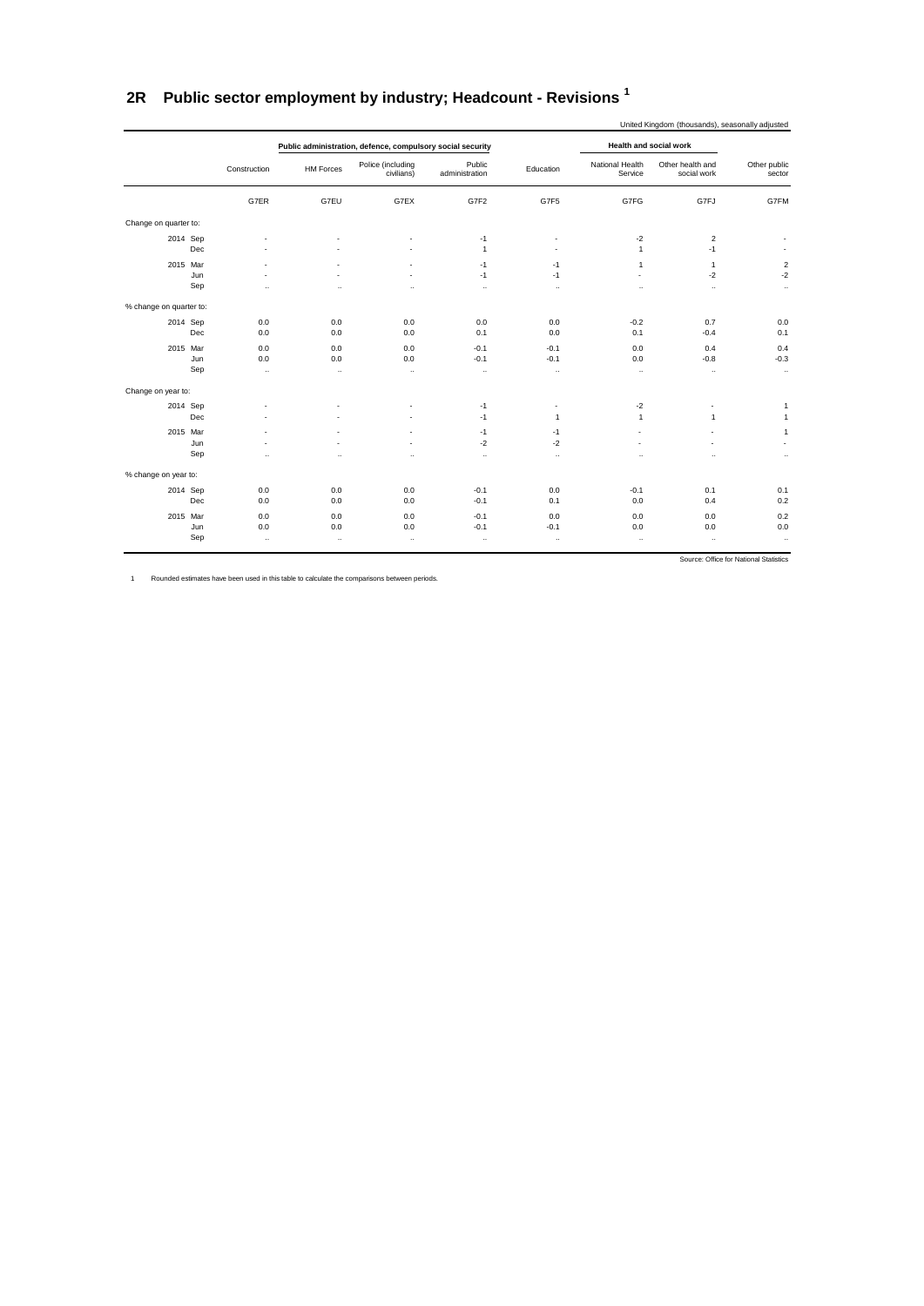## 2R Public sector employment by industry; Headcount - Revisions [1]

United Kingdom (thousands), seasonally adjusted

| | | Public administration, defence, compulsory social security | | | | Health and social work | | |
|---|---|---|---|---|---|---|---|---|
| | Construction | HM Forces | Police (including civilians) | Public administration | Education | National Health Service | Other health and social work | Other public sector |
| | G7ER | G7EU | G7EX | G7F2 | G7F5 | G7FG | G7FJ | G7FM |
| **Change on quarter to:** | | | | | | | | |
| 2014 Sep | - | - | - | -1 | - | -2 | 2 | - |
| Dec | - | - | - | 1 | - | 1 | -1 | - |
| 2015 Mar | - | - | - | -1 | -1 | 1 | 1 | 2 |
| Jun | - | - | - | -1 | -1 | - | -2 | -2 |
| Sep | .. | .. | .. | .. | .. | .. | .. | .. |
| **% change on quarter to:** | | | | | | | | |
| 2014 Sep | 0.0 | 0.0 | 0.0 | 0.0 | 0.0 | -0.2 | 0.7 | 0.0 |
| Dec | 0.0 | 0.0 | 0.0 | 0.1 | 0.0 | 0.1 | -0.4 | 0.1 |
| 2015 Mar | 0.0 | 0.0 | 0.0 | -0.1 | -0.1 | 0.0 | 0.4 | 0.4 |
| Jun | 0.0 | 0.0 | 0.0 | -0.1 | -0.1 | 0.0 | -0.8 | -0.3 |
| Sep | .. | .. | .. | .. | .. | .. | .. | .. |
| **Change on year to:** | | | | | | | | |
| 2014 Sep | - | - | - | -1 | - | -2 | - | 1 |
| Dec | - | - | - | -1 | 1 | 1 | 1 | 1 |
| 2015 Mar | - | - | - | -1 | -1 | - | - | 1 |
| Jun | - | - | - | -2 | -2 | - | - | - |
| Sep | .. | .. | .. | .. | .. | .. | .. | .. |
| **% change on year to:** | | | | | | | | |
| 2014 Sep | 0.0 | 0.0 | 0.0 | -0.1 | 0.0 | -0.1 | 0.1 | 0.1 |
| Dec | 0.0 | 0.0 | 0.0 | -0.1 | 0.1 | 0.0 | 0.4 | 0.2 |
| 2015 Mar | 0.0 | 0.0 | 0.0 | -0.1 | 0.0 | 0.0 | 0.0 | 0.2 |
| Jun | 0.0 | 0.0 | 0.0 | -0.1 | -0.1 | 0.0 | 0.0 | 0.0 |
| Sep | .. | .. | .. | .. | .. | .. | .. | .. |

Source: Office for National Statistics

1 Rounded estimates have been used in this table to calculate the comparisons between periods.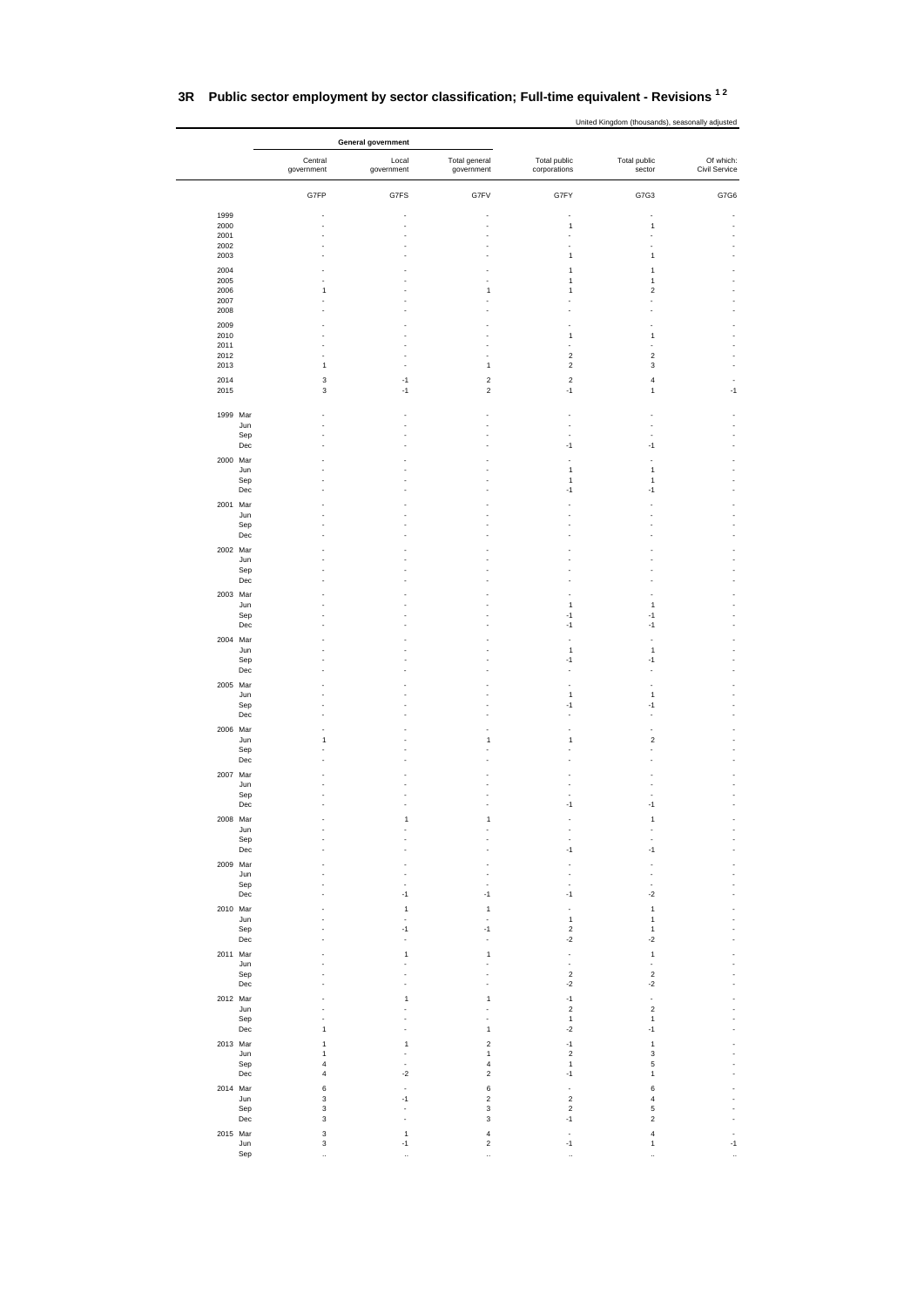# 3R Public sector employment by sector classification; Full-time equivalent - Revisions [1 2]

United Kingdom (thousands), seasonally adjusted

| | | General government | | | | | |
|---|---|---|---|---|---|---|---|
| | | Central government | Local government | Total general government | Total public corporations | Total public sector | Of which: Civil Service |
| | | G7FP | G7FS | G7FV | G7FY | G7G3 | G7G6 |
| 1999 | | - | - | - | - | - | - |
| 2000 | | - | - | - | 1 | 1 | - |
| 2001 | | - | - | - | - | - | - |
| 2002 | | - | - | - | - | - | - |
| 2003 | | - | - | - | 1 | 1 | - |
| 2004 | | - | - | - | 1 | 1 | - |
| 2005 | | - | - | - | 1 | 1 | - |
| 2006 | | 1 | - | 1 | 1 | 2 | - |
| 2007 | | - | - | - | - | - | - |
| 2008 | | - | - | - | - | - | - |
| 2009 | | - | - | - | - | - | - |
| 2010 | | - | - | - | 1 | 1 | - |
| 2011 | | - | - | - | - | - | - |
| 2012 | | - | - | - | 2 | 2 | - |
| 2013 | | 1 | - | 1 | 2 | 3 | - |
| 2014 | | 3 | -1 | 2 | 2 | 4 | - |
| 2015 | | 3 | -1 | 2 | -1 | 1 | -1 |
| 1999 | Mar | - | - | - | - | - | - |
| | Jun | - | - | - | - | - | - |
| | Sep | - | - | - | - | - | - |
| | Dec | - | - | - | -1 | -1 | - |
| 2000 | Mar | - | - | - | - | - | - |
| | Jun | - | - | - | 1 | 1 | - |
| | Sep | - | - | - | 1 | 1 | - |
| | Dec | - | - | - | -1 | -1 | - |
| 2001 | Mar | - | - | - | - | - | - |
| | Jun | - | - | - | - | - | - |
| | Sep | - | - | - | - | - | - |
| | Dec | - | - | - | - | - | - |
| 2002 | Mar | - | - | - | - | - | - |
| | Jun | - | - | - | - | - | - |
| | Sep | - | - | - | - | - | - |
| | Dec | - | - | - | - | - | - |
| 2003 | Mar | - | - | - | - | - | - |
| | Jun | - | - | - | 1 | 1 | - |
| | Sep | - | - | - | -1 | -1 | - |
| | Dec | - | - | - | -1 | -1 | - |
| 2004 | Mar | - | - | - | - | - | - |
| | Jun | - | - | - | 1 | 1 | - |
| | Sep | - | - | - | -1 | -1 | - |
| | Dec | - | - | - | - | - | - |
| 2005 | Mar | - | - | - | - | - | - |
| | Jun | - | - | - | 1 | 1 | - |
| | Sep | - | - | - | -1 | -1 | - |
| | Dec | - | - | - | - | - | - |
| 2006 | Mar | - | - | - | - | - | - |
| | Jun | 1 | - | 1 | 1 | 2 | - |
| | Sep | - | - | - | - | - | - |
| | Dec | - | - | - | - | - | - |
| 2007 | Mar | - | - | - | - | - | - |
| | Jun | - | - | - | - | - | - |
| | Sep | - | - | - | - | - | - |
| | Dec | - | - | - | -1 | -1 | - |
| 2008 | Mar | - | 1 | 1 | - | 1 | - |
| | Jun | - | - | - | - | - | - |
| | Sep | - | - | - | - | - | - |
| | Dec | - | - | - | -1 | -1 | - |
| 2009 | Mar | - | - | - | - | - | - |
| | Jun | - | - | - | - | - | - |
| | Sep | - | - | - | - | - | - |
| | Dec | - | -1 | -1 | -1 | -2 | - |
| 2010 | Mar | - | 1 | 1 | - | 1 | - |
| | Jun | - | - | - | 1 | 1 | - |
| | Sep | - | -1 | -1 | 2 | 1 | - |
| | Dec | - | - | - | -2 | -2 | - |
| 2011 | Mar | - | 1 | 1 | - | 1 | - |
| | Jun | - | - | - | - | - | - |
| | Sep | - | - | - | 2 | 2 | - |
| | Dec | - | - | - | -2 | -2 | - |
| 2012 | Mar | - | 1 | 1 | -1 | - | - |
| | Jun | - | - | - | 2 | 2 | - |
| | Sep | - | - | - | 1 | 1 | - |
| | Dec | 1 | - | 1 | -2 | -1 | - |
| 2013 | Mar | 1 | 1 | 2 | -1 | 1 | - |
| | Jun | 1 | - | 1 | 2 | 3 | - |
| | Sep | 4 | - | 4 | 1 | 5 | - |
| | Dec | 4 | -2 | 2 | -1 | 1 | - |
| 2014 | Mar | 6 | - | 6 | - | 6 | - |
| | Jun | 3 | -1 | 2 | 2 | 4 | - |
| | Sep | 3 | - | 3 | 2 | 5 | - |
| | Dec | 3 | - | 3 | -1 | 2 | - |
| 2015 | Mar | 3 | 1 | 4 | - | 4 | - |
| | Jun | 3 | -1 | 2 | -1 | 1 | -1 |
| | Sep | .. | .. | .. | .. | .. | .. |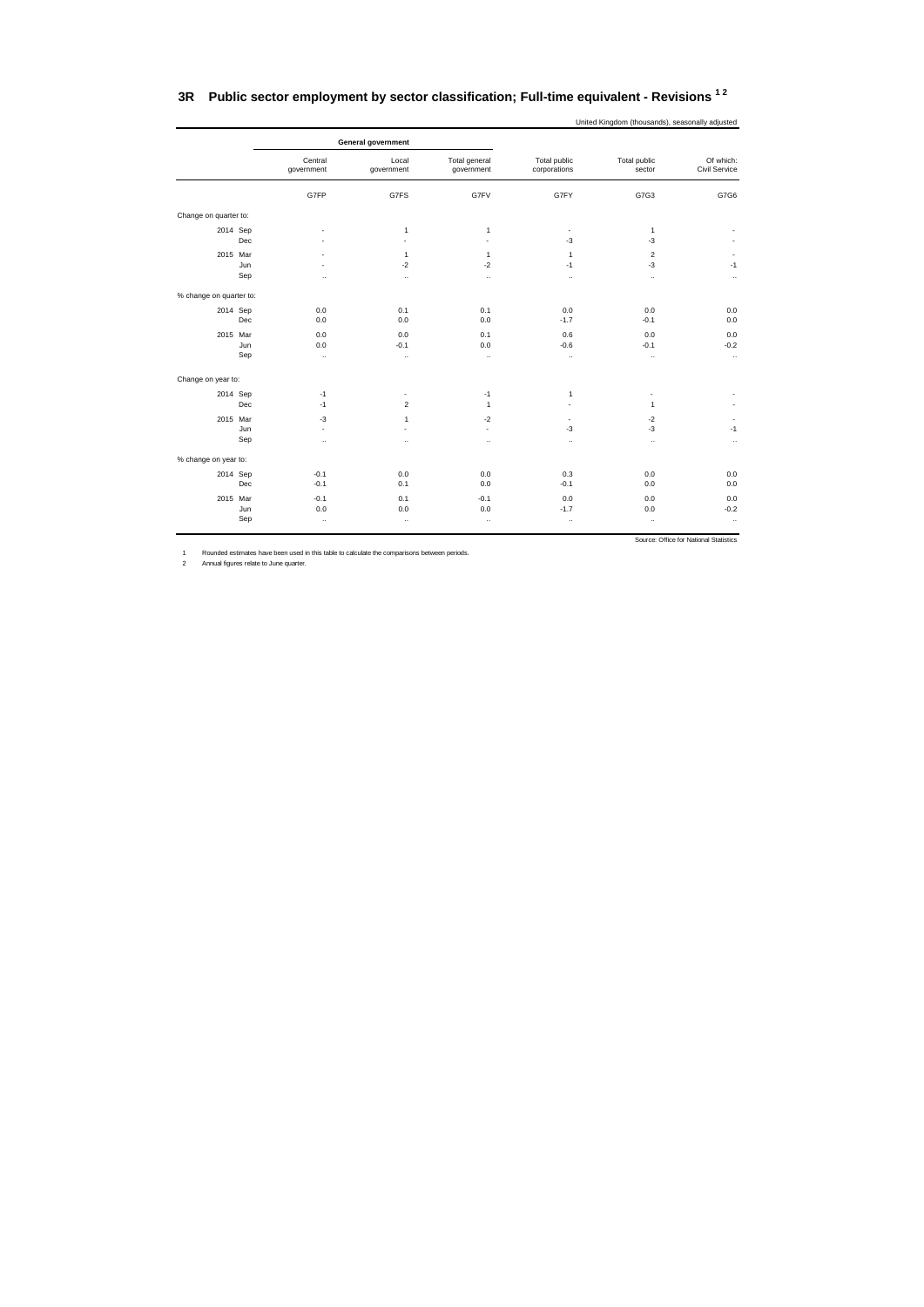# 3R Public sector employment by sector classification; Full-time equivalent - Revisions [1 2]

United Kingdom (thousands), seasonally adjusted

| | General government | | | | | |
|---|---|---|---|---|---|---|
| | Central government | Local government | Total general government | Total public corporations | Total public sector | Of which: Civil Service |
| | G7FP | G7FS | G7FV | G7FY | G7G3 | G7G6 |
| **Change on quarter to:** | | | | | | |
| 2014 Sep | - | 1 | 1 | - | 1 | - |
| Dec | - | - | - | -3 | -3 | - |
| 2015 Mar | - | 1 | 1 | 1 | 2 | - |
| Jun | - | -2 | -2 | -1 | -3 | -1 |
| Sep | .. | .. | .. | .. | .. | .. |
| **% change on quarter to:** | | | | | | |
| 2014 Sep | 0.0 | 0.1 | 0.1 | 0.0 | 0.0 | 0.0 |
| Dec | 0.0 | 0.0 | 0.0 | -1.7 | -0.1 | 0.0 |
| 2015 Mar | 0.0 | 0.0 | 0.1 | 0.6 | 0.0 | 0.0 |
| Jun | 0.0 | -0.1 | 0.0 | -0.6 | -0.1 | -0.2 |
| Sep | .. | .. | .. | .. | .. | .. |
| **Change on year to:** | | | | | | |
| 2014 Sep | -1 | - | -1 | 1 | - | - |
| Dec | -1 | 2 | 1 | - | 1 | - |
| 2015 Mar | -3 | 1 | -2 | - | -2 | - |
| Jun | - | - | - | -3 | -3 | -1 |
| Sep | .. | .. | .. | .. | .. | .. |
| **% change on year to:** | | | | | | |
| 2014 Sep | -0.1 | 0.0 | 0.0 | 0.3 | 0.0 | 0.0 |
| Dec | -0.1 | 0.1 | 0.0 | -0.1 | 0.0 | 0.0 |
| 2015 Mar | -0.1 | 0.1 | -0.1 | 0.0 | 0.0 | 0.0 |
| Jun | 0.0 | 0.0 | 0.0 | -1.7 | 0.0 | -0.2 |
| Sep | .. | .. | .. | .. | .. | .. |

Source: Office for National Statistics

1 Rounded estimates have been used in this table to calculate the comparisons between periods.

2 Annual figures relate to June quarter.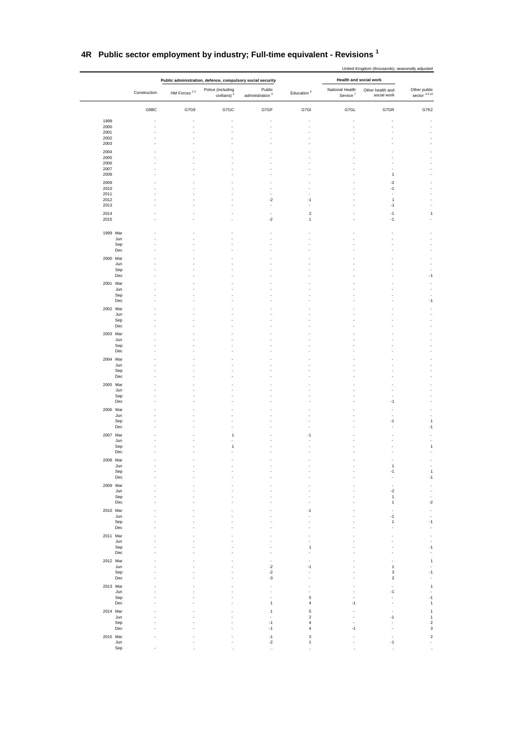# 4R Public sector employment by industry; Full-time equivalent - Revisions [1]

United Kingdom (thousands), seasonally adjusted

| | Construction | Public administration, defence, compulsory social security | | | Education [6] | Health and social work | | Other public sector [8 9 10] |
|---|---|---|---|---|---|---|---|---|
| | | HM Forces [2 3] | Police (including civilians) [4] | Public administration [5] | | National Health Service [7] | Other health and social work | |
| | G9BC | G7G9 | G7GC | G7GF | G7GI | G7GL | G7GR | G7K2 |
| 1999 | - | - | - | - | - | - | - | - |
| 2000 | - | - | - | - | - | - | - | - |
| 2001 | - | - | - | - | - | - | - | - |
| 2002 | - | - | - | - | - | - | - | - |
| 2003 | - | - | - | - | - | - | - | - |
| 2004 | - | - | - | - | - | - | - | - |
| 2005 | - | - | - | - | - | - | - | - |
| 2006 | - | - | - | - | - | - | - | - |
| 2007 | - | - | - | - | - | - | - | - |
| 2008 | - | - | - | - | - | - | 1 | - |
| 2009 | - | - | - | - | - | - | -2 | - |
| 2010 | - | - | - | - | - | - | -1 | - |
| 2011 | - | - | - | - | - | - | - | - |
| 2012 | - | - | - | -2 | -1 | - | 1 | - |
| 2013 | - | - | - | - | - | - | -1 | - |
| 2014 | - | - | - | - | 2 | - | -1 | 1 |
| 2015 | - | - | - | -2 | 1 | - | -1 | - |
| 1999 Mar | - | - | - | - | - | - | - | - |
| Jun | - | - | - | - | - | - | - | - |
| Sep | - | - | - | - | - | - | - | - |
| Dec | - | - | - | - | - | - | - | - |
| 2000 Mar | - | - | - | - | - | - | - | - |
| Jun | - | - | - | - | - | - | - | - |
| Sep | - | - | - | - | - | - | - | - |
| Dec | - | - | - | - | - | - | - | -1 |
| 2001 Mar | - | - | - | - | - | - | - | - |
| Jun | - | - | - | - | - | - | - | - |
| Sep | - | - | - | - | - | - | - | - |
| Dec | - | - | - | - | - | - | - | -1 |
| 2002 Mar | - | - | - | - | - | - | - | - |
| Jun | - | - | - | - | - | - | - | - |
| Sep | - | - | - | - | - | - | - | - |
| Dec | - | - | - | - | - | - | - | - |
| 2003 Mar | - | - | - | - | - | - | - | - |
| Jun | - | - | - | - | - | - | - | - |
| Sep | - | - | - | - | - | - | - | - |
| Dec | - | - | - | - | - | - | - | - |
| 2004 Mar | - | - | - | - | - | - | - | - |
| Jun | - | - | - | - | - | - | - | - |
| Sep | - | - | - | - | - | - | - | - |
| Dec | - | - | - | - | - | - | - | - |
| 2005 Mar | - | - | - | - | - | - | - | - |
| Jun | - | - | - | - | - | - | - | - |
| Sep | - | - | - | - | - | - | - | - |
| Dec | - | - | - | - | - | - | -1 | - |
| 2006 Mar | - | - | - | - | - | - | - | - |
| Jun | - | - | - | - | - | - | - | - |
| Sep | - | - | - | - | - | - | -1 | 1 |
| Dec | - | - | - | - | - | - | - | -1 |
| 2007 Mar | - | - | 1 | - | -1 | - | - | - |
| Jun | - | - | - | - | - | - | - | - |
| Sep | - | - | 1 | - | - | - | - | 1 |
| Dec | - | - | - | - | - | - | - | - |
| 2008 Mar | - | - | - | - | - | - | - | - |
| Jun | - | - | - | - | - | - | 1 | - |
| Sep | - | - | - | - | - | - | -1 | 1 |
| Dec | - | - | - | - | - | - | - | -1 |
| 2009 Mar | - | - | - | - | - | - | - | - |
| Jun | - | - | - | - | - | - | -2 | - |
| Sep | - | - | - | - | - | - | 1 | - |
| Dec | - | - | - | - | - | - | 1 | -2 |
| 2010 Mar | - | - | - | - | -1 | - | - | - |
| Jun | - | - | - | - | - | - | -1 | - |
| Sep | - | - | - | - | - | - | 1 | -1 |
| Dec | - | - | - | - | - | - | - | - |
| 2011 Mar | - | - | - | - | - | - | - | - |
| Jun | - | - | - | - | - | - | - | - |
| Sep | - | - | - | - | 1 | - | - | -1 |
| Dec | - | - | - | - | - | - | - | - |
| 2012 Mar | - | - | - | - | - | - | - | 1 |
| Jun | - | - | - | -2 | -1 | - | 1 | - |
| Sep | - | - | - | -2 | - | - | 3 | -1 |
| Dec | - | - | - | -3 | - | - | 2 | - |
| 2013 Mar | - | - | - | - | - | - | - | 1 |
| Jun | - | - | - | - | - | - | -1 | - |
| Sep | - | - | - | - | 5 | - | - | -1 |
| Dec | - | - | - | 1 | 4 | -1 | - | 1 |
| 2014 Mar | - | - | - | 1 | 5 | - | - | 1 |
| Jun | - | - | - | - | 2 | - | -1 | 1 |
| Sep | - | - | - | -1 | 4 | - | - | 2 |
| Dec | - | - | - | -1 | 4 | -1 | - | 3 |
| 2015 Mar | - | - | - | -1 | 3 | - | - | 2 |
| Jun | - | - | - | -2 | 1 | - | -1 | - |
| Sep | - | .. | .. | .. | .. | .. | .. | .. |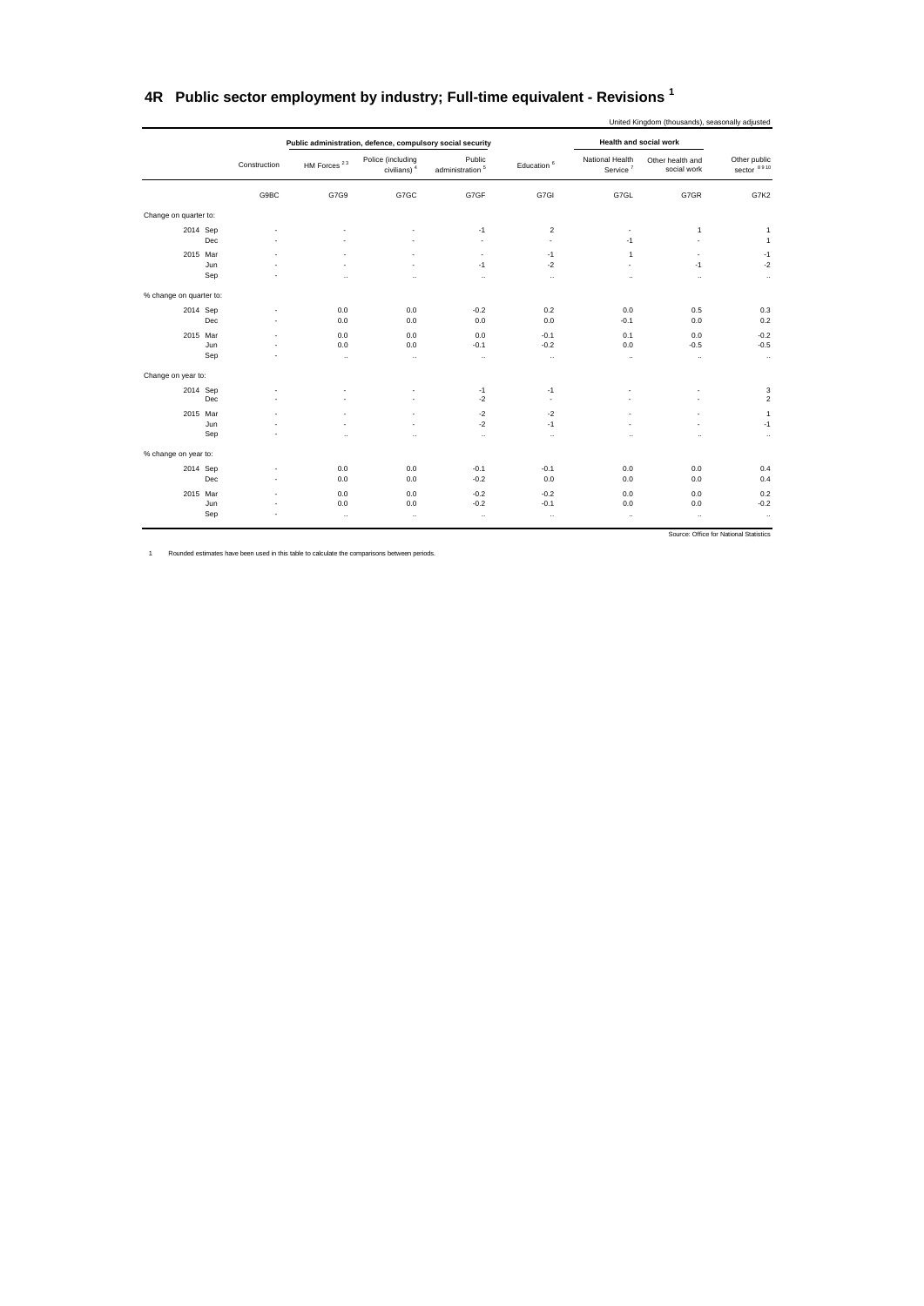# 4R Public sector employment by industry; Full-time equivalent - Revisions [1]

United Kingdom (thousands), seasonally adjusted

| | | | Public administration, defence, compulsory social security | | | | Health and social work | | |
|---|---|---|---|---|---|---|---|---|---|
| | | Construction | HM Forces [2 3] | Police (including civilians) [4] | Public administration [5] | Education [6] | National Health Service [7] | Other health and social work | Other public sector [8 9 10] |
| | | G9BC | G7G9 | G7GC | G7GF | G7GI | G7GL | G7GR | G7K2 |
| **Change on quarter to:** | | | | | | | | | |
| 2014 | Sep | - | - | - | -1 | 2 | - | 1 | 1 |
| | Dec | - | - | - | - | - | -1 | - | 1 |
| 2015 | Mar | - | - | - | - | -1 | 1 | - | -1 |
| | Jun | - | - | - | -1 | -2 | - | -1 | -2 |
| | Sep | - | .. | .. | .. | .. | .. | .. | .. |
| **% change on quarter to:** | | | | | | | | | |
| 2014 | Sep | - | 0.0 | 0.0 | -0.2 | 0.2 | 0.0 | 0.5 | 0.3 |
| | Dec | - | 0.0 | 0.0 | 0.0 | 0.0 | -0.1 | 0.0 | 0.2 |
| 2015 | Mar | - | 0.0 | 0.0 | 0.0 | -0.1 | 0.1 | 0.0 | -0.2 |
| | Jun | - | 0.0 | 0.0 | -0.1 | -0.2 | 0.0 | -0.5 | -0.5 |
| | Sep | - | .. | .. | .. | .. | .. | .. | .. |
| **Change on year to:** | | | | | | | | | |
| 2014 | Sep | - | - | - | -1 | -1 | - | - | 3 |
| | Dec | - | - | - | -2 | - | - | - | 2 |
| 2015 | Mar | - | - | - | -2 | -2 | - | - | 1 |
| | Jun | - | - | - | -2 | -1 | - | - | -1 |
| | Sep | - | .. | .. | .. | .. | .. | .. | .. |
| **% change on year to:** | | | | | | | | | |
| 2014 | Sep | - | 0.0 | 0.0 | -0.1 | -0.1 | 0.0 | 0.0 | 0.4 |
| | Dec | - | 0.0 | 0.0 | -0.2 | 0.0 | 0.0 | 0.0 | 0.4 |
| 2015 | Mar | - | 0.0 | 0.0 | -0.2 | -0.2 | 0.0 | 0.0 | 0.2 |
| | Jun | - | 0.0 | 0.0 | -0.2 | -0.1 | 0.0 | 0.0 | -0.2 |
| | Sep | - | .. | .. | .. | .. | .. | .. | .. |

Source: Office for National Statistics

1 Rounded estimates have been used in this table to calculate the comparisons between periods.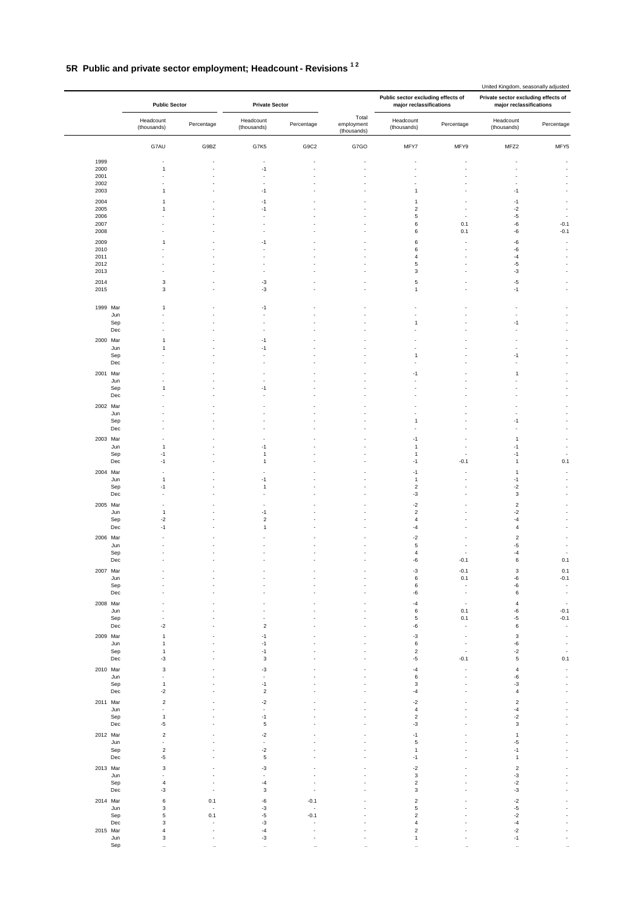# 5R Public and private sector employment; Headcount - Revisions [1 2]

United Kingdom, seasonally adjusted

| | Public Sector | | Private Sector | | | Public sector excluding effects of major reclassifications | | Private sector excluding effects of major reclassifications | |
|---|---|---|---|---|---|---|---|---|---|
| | Headcount (thousands) | Percentage | Headcount (thousands) | Percentage | Total employment (thousands) | Headcount (thousands) | Percentage | Headcount (thousands) | Percentage |
| | G7AU | G9BZ | G7K5 | G9C2 | G7GO | MFY7 | MFY9 | MFZ2 | MFY5 |
| 1999 | - | - | - | - | - | - | - | - | - |
| 2000 | 1 | - | -1 | - | - | - | - | - | - |
| 2001 | - | - | - | - | - | - | - | - | - |
| 2002 | - | - | - | - | - | - | - | - | - |
| 2003 | 1 | - | -1 | - | - | 1 | - | -1 | - |
| 2004 | 1 | - | -1 | - | - | 1 | - | -1 | - |
| 2005 | 1 | - | -1 | - | - | 2 | - | -2 | - |
| 2006 | - | - | - | - | - | 5 | - | -5 | - |
| 2007 | - | - | - | - | - | 6 | 0.1 | -6 | -0.1 |
| 2008 | - | - | - | - | - | 6 | 0.1 | -6 | -0.1 |
| 2009 | 1 | - | -1 | - | - | 6 | - | -6 | - |
| 2010 | - | - | - | - | - | 6 | - | -6 | - |
| 2011 | - | - | - | - | - | 4 | - | -4 | - |
| 2012 | - | - | - | - | - | 5 | - | -5 | - |
| 2013 | - | - | - | - | - | 3 | - | -3 | - |
| 2014 | 3 | - | -3 | - | - | 5 | - | -5 | - |
| 2015 | 3 | - | -3 | - | - | 1 | - | -1 | - |
| 1999 Mar | 1 | - | -1 | - | - | - | - | - | - |
| Jun | - | - | - | - | - | - | - | - | - |
| Sep | - | - | - | - | - | 1 | - | -1 | - |
| Dec | - | - | - | - | - | - | - | - | - |
| 2000 Mar | 1 | - | -1 | - | - | - | - | - | - |
| Jun | 1 | - | -1 | - | - | - | - | - | - |
| Sep | - | - | - | - | - | 1 | - | -1 | - |
| Dec | - | - | - | - | - | - | - | - | - |
| 2001 Mar | - | - | - | - | - | -1 | - | 1 | - |
| Jun | - | - | - | - | - | - | - | - | - |
| Sep | 1 | - | -1 | - | - | - | - | - | - |
| Dec | - | - | - | - | - | - | - | - | - |
| 2002 Mar | - | - | - | - | - | - | - | - | - |
| Jun | - | - | - | - | - | - | - | - | - |
| Sep | - | - | - | - | - | 1 | - | -1 | - |
| Dec | - | - | - | - | - | - | - | - | - |
| 2003 Mar | - | - | - | - | - | -1 | - | 1 | - |
| Jun | 1 | - | -1 | - | - | 1 | - | -1 | - |
| Sep | -1 | - | 1 | - | - | 1 | - | -1 | - |
| Dec | -1 | - | 1 | - | - | -1 | -0.1 | 1 | 0.1 |
| 2004 Mar | - | - | - | - | - | -1 | - | 1 | - |
| Jun | 1 | - | -1 | - | - | 1 | - | -1 | - |
| Sep | -1 | - | 1 | - | - | 2 | - | -2 | - |
| Dec | - | - | - | - | - | -3 | - | 3 | - |
| 2005 Mar | - | - | - | - | - | -2 | - | 2 | - |
| Jun | 1 | - | -1 | - | - | 2 | - | -2 | - |
| Sep | -2 | - | 2 | - | - | 4 | - | -4 | - |
| Dec | -1 | - | 1 | - | - | -4 | - | 4 | - |
| 2006 Mar | - | - | - | - | - | -2 | - | 2 | - |
| Jun | - | - | - | - | - | 5 | - | -5 | - |
| Sep | - | - | - | - | - | 4 | - | -4 | - |
| Dec | - | - | - | - | - | -6 | -0.1 | 6 | 0.1 |
| 2007 Mar | - | - | - | - | - | -3 | -0.1 | 3 | 0.1 |
| Jun | - | - | - | - | - | 6 | 0.1 | -6 | -0.1 |
| Sep | - | - | - | - | - | 6 | - | -6 | - |
| Dec | - | - | - | - | - | -6 | - | 6 | - |
| 2008 Mar | - | - | - | - | - | -4 | - | 4 | - |
| Jun | - | - | - | - | - | 6 | 0.1 | -6 | -0.1 |
| Sep | - | - | - | - | - | 5 | 0.1 | -5 | -0.1 |
| Dec | -2 | - | 2 | - | - | -6 | - | 6 | - |
| 2009 Mar | 1 | - | -1 | - | - | -3 | - | 3 | - |
| Jun | 1 | - | -1 | - | - | 6 | - | -6 | - |
| Sep | 1 | - | -1 | - | - | 2 | - | -2 | - |
| Dec | -3 | - | 3 | - | - | -5 | -0.1 | 5 | 0.1 |
| 2010 Mar | 3 | - | -3 | - | - | -4 | - | 4 | - |
| Jun | - | - | - | - | - | 6 | - | -6 | - |
| Sep | 1 | - | -1 | - | - | 3 | - | -3 | - |
| Dec | -2 | - | 2 | - | - | -4 | - | 4 | - |
| 2011 Mar | 2 | - | -2 | - | - | -2 | - | 2 | - |
| Jun | - | - | - | - | - | 4 | - | -4 | - |
| Sep | 1 | - | -1 | - | - | 2 | - | -2 | - |
| Dec | -5 | - | 5 | - | - | -3 | - | 3 | - |
| 2012 Mar | 2 | - | -2 | - | - | -1 | - | 1 | - |
| Jun | - | - | - | - | - | 5 | - | -5 | - |
| Sep | 2 | - | -2 | - | - | 1 | - | -1 | - |
| Dec | -5 | - | 5 | - | - | -1 | - | 1 | - |
| 2013 Mar | 3 | - | -3 | - | - | -2 | - | 2 | - |
| Jun | - | - | - | - | - | 3 | - | -3 | - |
| Sep | 4 | - | -4 | - | - | 2 | - | -2 | - |
| Dec | -3 | - | 3 | - | - | 3 | - | -3 | - |
| 2014 Mar | 6 | 0.1 | -6 | -0.1 | - | 2 | - | -2 | - |
| Jun | 3 | - | -3 | - | - | 5 | - | -5 | - |
| Sep | 5 | 0.1 | -5 | -0.1 | - | 2 | - | -2 | - |
| Dec | 3 | - | -3 | - | - | 4 | - | -4 | - |
| 2015 Mar | 4 | - | -4 | - | - | 2 | - | -2 | - |
| Jun | 3 | - | -3 | - | - | 1 | - | -1 | - |
| Sep | .. | .. | .. | .. | .. | .. | .. | .. | .. |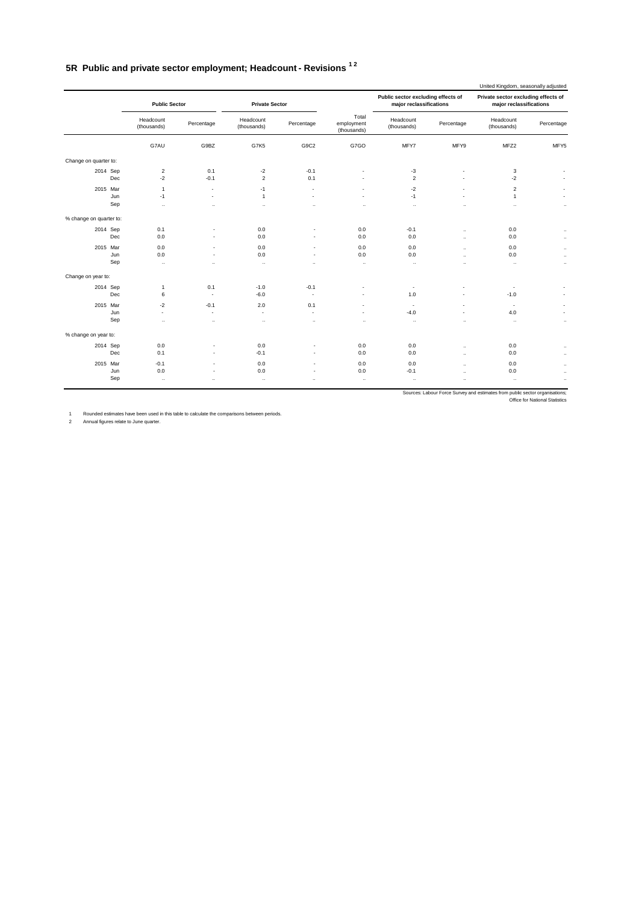## 5R Public and private sector employment; Headcount - Revisions [1 2]

United Kingdom, seasonally adjusted

| | | Public Sector | | Private Sector | | | Public sector excluding effects of major reclassifications | | Private sector excluding effects of major reclassifications | |
|---|---|---|---|---|---|---|---|---|---|---|
| | | Headcount (thousands) | Percentage | Headcount (thousands) | Percentage | Total employment (thousands) | Headcount (thousands) | Percentage | Headcount (thousands) | Percentage |
| | | G7AU | G9BZ | G7K5 | G9C2 | G7GO | MFY7 | MFY9 | MFZ2 | MFY5 |
| Change on quarter to: | | | | | | | | | | |
| 2014 | Sep | 2 | 0.1 | -2 | -0.1 | - | -3 | - | 3 | - |
| | Dec | -2 | -0.1 | 2 | 0.1 | - | 2 | - | -2 | - |
| 2015 | Mar | 1 | - | -1 | - | - | -2 | - | 2 | - |
| | Jun | -1 | - | 1 | - | - | -1 | - | 1 | - |
| | Sep | .. | .. | .. | .. | .. | .. | .. | .. | .. |
| % change on quarter to: | | | | | | | | | | |
| 2014 | Sep | 0.1 | - | 0.0 | - | 0.0 | -0.1 | .. | 0.0 | .. |
| | Dec | 0.0 | - | 0.0 | - | 0.0 | 0.0 | .. | 0.0 | .. |
| 2015 | Mar | 0.0 | - | 0.0 | - | 0.0 | 0.0 | .. | 0.0 | .. |
| | Jun | 0.0 | - | 0.0 | - | 0.0 | 0.0 | .. | 0.0 | .. |
| | Sep | .. | .. | .. | .. | .. | .. | .. | .. | .. |
| Change on year to: | | | | | | | | | | |
| 2014 | Sep | 1 | 0.1 | -1.0 | -0.1 | - | - | - | - | - |
| | Dec | 6 | - | -6.0 | - | - | 1.0 | - | -1.0 | - |
| 2015 | Mar | -2 | -0.1 | 2.0 | 0.1 | - | - | - | - | - |
| | Jun | - | - | - | - | - | -4.0 | - | 4.0 | - |
| | Sep | .. | .. | .. | .. | .. | .. | .. | .. | .. |
| % change on year to: | | | | | | | | | | |
| 2014 | Sep | 0.0 | - | 0.0 | - | 0.0 | 0.0 | .. | 0.0 | .. |
| | Dec | 0.1 | - | -0.1 | - | 0.0 | 0.0 | .. | 0.0 | .. |
| 2015 | Mar | -0.1 | - | 0.0 | - | 0.0 | 0.0 | .. | 0.0 | .. |
| | Jun | 0.0 | - | 0.0 | - | 0.0 | -0.1 | .. | 0.0 | .. |
| | Sep | .. | .. | .. | .. | .. | .. | .. | .. | .. |

Sources: Labour Force Survey and estimates from public sector organisations; Office for National Statistics

1 Rounded estimates have been used in this table to calculate the comparisons between periods.

2 Annual figures relate to June quarter.